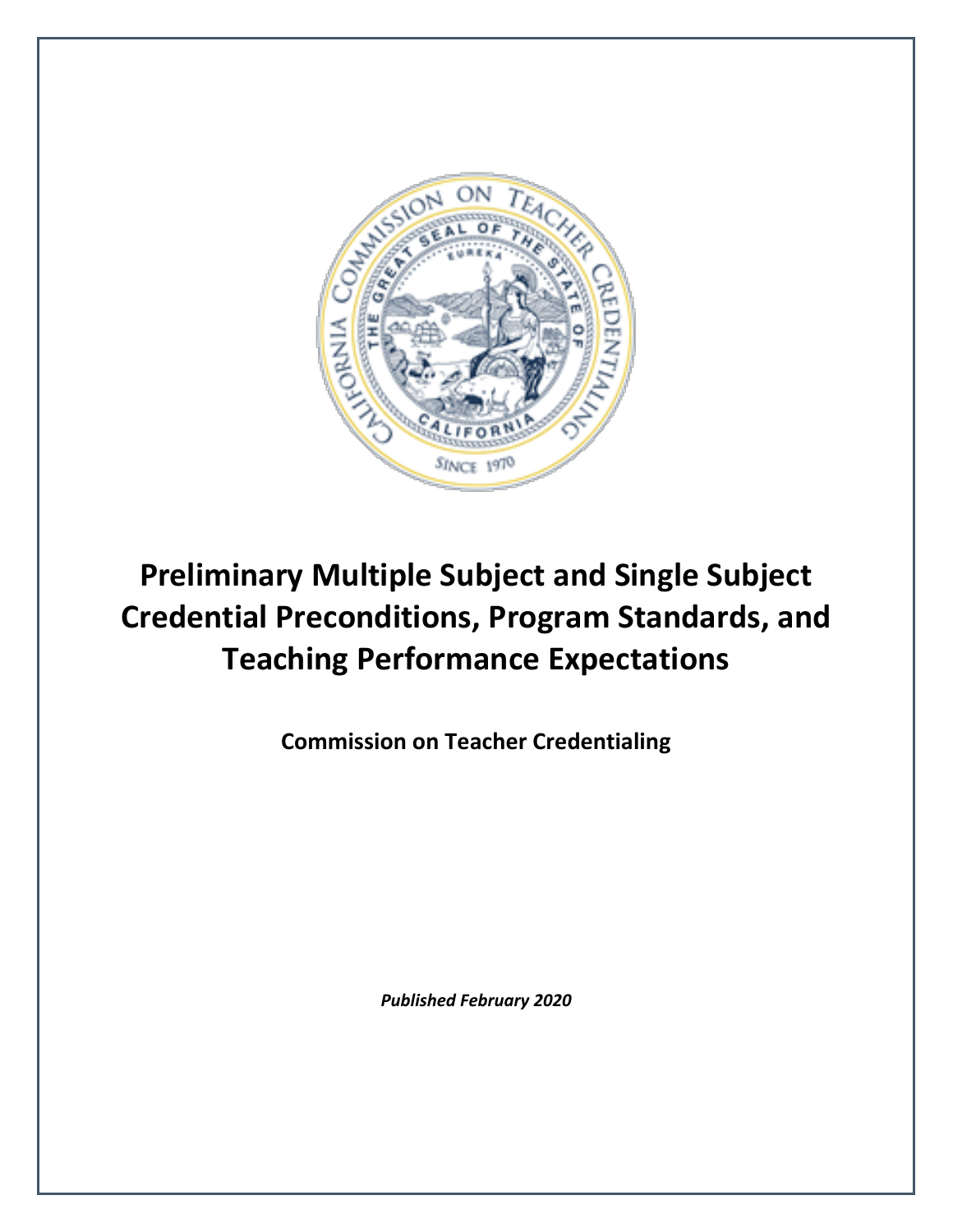# Preliminary Multiple Subject and Single Subject Credential Preconditions, Program Standards, and Teaching Performance Expectations

**Commission on Teacher Credentialing**

***Published February 2020***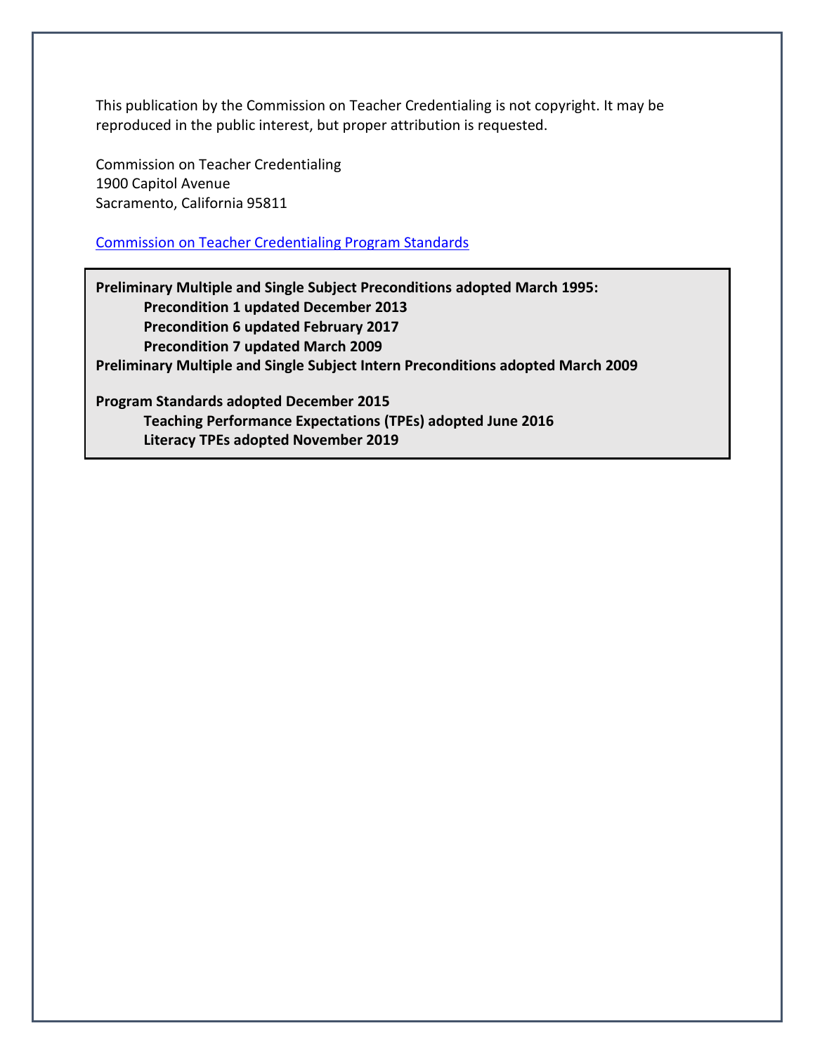This publication by the Commission on Teacher Credentialing is not copyright. It may be reproduced in the public interest, but proper attribution is requested.

Commission on Teacher Credentialing
1900 Capitol Avenue
Sacramento, California 95811

[Commission on Teacher Credentialing Program Standards]

**Preliminary Multiple and Single Subject Preconditions adopted March 1995:**
- **Precondition 1 updated December 2013**
- **Precondition 6 updated February 2017**
- **Precondition 7 updated March 2009**

**Preliminary Multiple and Single Subject Intern Preconditions adopted March 2009**

**Program Standards adopted December 2015**
- **Teaching Performance Expectations (TPEs) adopted June 2016**
- **Literacy TPEs adopted November 2019**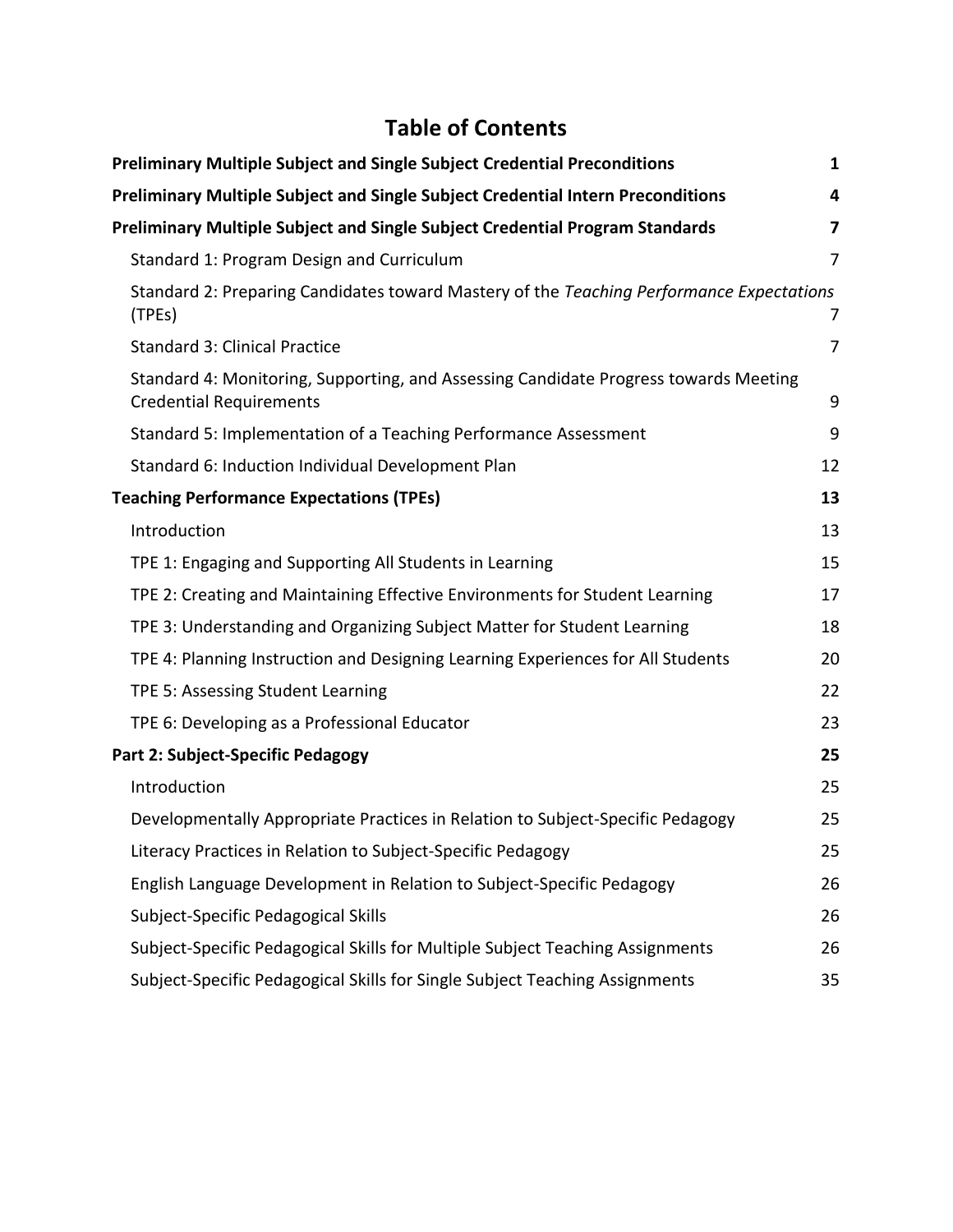# Table of Contents

| | |
|---|---|
| **Preliminary Multiple Subject and Single Subject Credential Preconditions** | **1** |
| **Preliminary Multiple Subject and Single Subject Credential Intern Preconditions** | **4** |
| **Preliminary Multiple Subject and Single Subject Credential Program Standards** | **7** |
| Standard 1: Program Design and Curriculum | 7 |
| Standard 2: Preparing Candidates toward Mastery of the *Teaching Performance Expectations* (TPEs) | 7 |
| Standard 3: Clinical Practice | 7 |
| Standard 4: Monitoring, Supporting, and Assessing Candidate Progress towards Meeting Credential Requirements | 9 |
| Standard 5: Implementation of a Teaching Performance Assessment | 9 |
| Standard 6: Induction Individual Development Plan | 12 |
| **Teaching Performance Expectations (TPEs)** | **13** |
| Introduction | 13 |
| TPE 1: Engaging and Supporting All Students in Learning | 15 |
| TPE 2: Creating and Maintaining Effective Environments for Student Learning | 17 |
| TPE 3: Understanding and Organizing Subject Matter for Student Learning | 18 |
| TPE 4: Planning Instruction and Designing Learning Experiences for All Students | 20 |
| TPE 5: Assessing Student Learning | 22 |
| TPE 6: Developing as a Professional Educator | 23 |
| **Part 2: Subject-Specific Pedagogy** | **25** |
| Introduction | 25 |
| Developmentally Appropriate Practices in Relation to Subject-Specific Pedagogy | 25 |
| Literacy Practices in Relation to Subject-Specific Pedagogy | 25 |
| English Language Development in Relation to Subject-Specific Pedagogy | 26 |
| Subject-Specific Pedagogical Skills | 26 |
| Subject-Specific Pedagogical Skills for Multiple Subject Teaching Assignments | 26 |
| Subject-Specific Pedagogical Skills for Single Subject Teaching Assignments | 35 |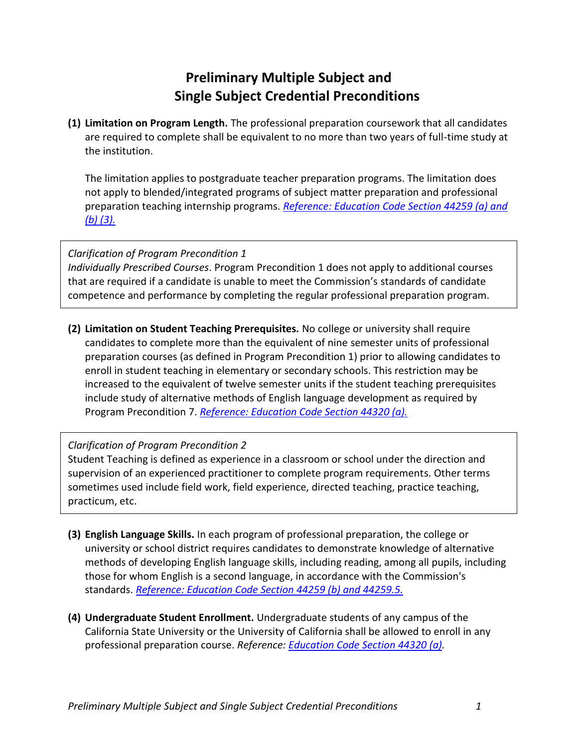# Preliminary Multiple Subject and Single Subject Credential Preconditions

**(1) Limitation on Program Length.** The professional preparation coursework that all candidates are required to complete shall be equivalent to no more than two years of full-time study at the institution.

The limitation applies to postgraduate teacher preparation programs. The limitation does not apply to blended/integrated programs of subject matter preparation and professional preparation teaching internship programs. *Reference: Education Code Section 44259 (a) and (b) (3).*

> *Clarification of Program Precondition 1*
> *Individually Prescribed Courses*. Program Precondition 1 does not apply to additional courses that are required if a candidate is unable to meet the Commission's standards of candidate competence and performance by completing the regular professional preparation program.

**(2) Limitation on Student Teaching Prerequisites.** No college or university shall require candidates to complete more than the equivalent of nine semester units of professional preparation courses (as defined in Program Precondition 1) prior to allowing candidates to enroll in student teaching in elementary or secondary schools. This restriction may be increased to the equivalent of twelve semester units if the student teaching prerequisites include study of alternative methods of English language development as required by Program Precondition 7. *Reference: Education Code Section 44320 (a).*

> *Clarification of Program Precondition 2*
> Student Teaching is defined as experience in a classroom or school under the direction and supervision of an experienced practitioner to complete program requirements. Other terms sometimes used include field work, field experience, directed teaching, practice teaching, practicum, etc.

**(3) English Language Skills.** In each program of professional preparation, the college or university or school district requires candidates to demonstrate knowledge of alternative methods of developing English language skills, including reading, among all pupils, including those for whom English is a second language, in accordance with the Commission's standards. *Reference: Education Code Section 44259 (b) and 44259.5.*

**(4) Undergraduate Student Enrollment.** Undergraduate students of any campus of the California State University or the University of California shall be allowed to enroll in any professional preparation course. *Reference: Education Code Section 44320 (a).*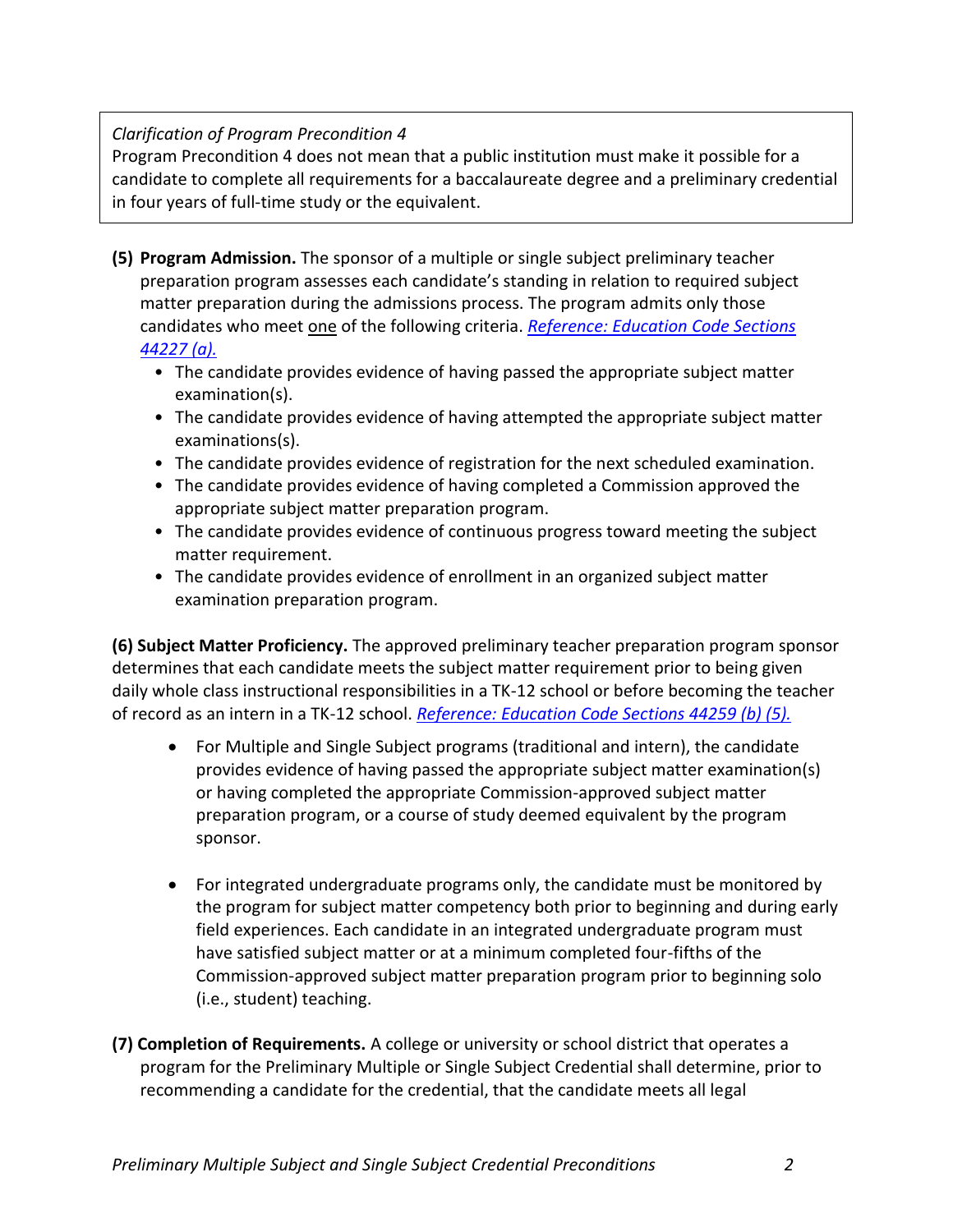*Clarification of Program Precondition 4*
Program Precondition 4 does not mean that a public institution must make it possible for a candidate to complete all requirements for a baccalaureate degree and a preliminary credential in four years of full-time study or the equivalent.

**(5) Program Admission.** The sponsor of a multiple or single subject preliminary teacher preparation program assesses each candidate's standing in relation to required subject matter preparation during the admissions process. The program admits only those candidates who meet one of the following criteria. *Reference: Education Code Sections 44227 (a).*

- The candidate provides evidence of having passed the appropriate subject matter examination(s).
- The candidate provides evidence of having attempted the appropriate subject matter examinations(s).
- The candidate provides evidence of registration for the next scheduled examination.
- The candidate provides evidence of having completed a Commission approved the appropriate subject matter preparation program.
- The candidate provides evidence of continuous progress toward meeting the subject matter requirement.
- The candidate provides evidence of enrollment in an organized subject matter examination preparation program.

**(6) Subject Matter Proficiency.** The approved preliminary teacher preparation program sponsor determines that each candidate meets the subject matter requirement prior to being given daily whole class instructional responsibilities in a TK-12 school or before becoming the teacher of record as an intern in a TK-12 school. *Reference: Education Code Sections 44259 (b) (5).*

- For Multiple and Single Subject programs (traditional and intern), the candidate provides evidence of having passed the appropriate subject matter examination(s) or having completed the appropriate Commission-approved subject matter preparation program, or a course of study deemed equivalent by the program sponsor.

- For integrated undergraduate programs only, the candidate must be monitored by the program for subject matter competency both prior to beginning and during early field experiences. Each candidate in an integrated undergraduate program must have satisfied subject matter or at a minimum completed four-fifths of the Commission-approved subject matter preparation program prior to beginning solo (i.e., student) teaching.

**(7) Completion of Requirements.** A college or university or school district that operates a program for the Preliminary Multiple or Single Subject Credential shall determine, prior to recommending a candidate for the credential, that the candidate meets all legal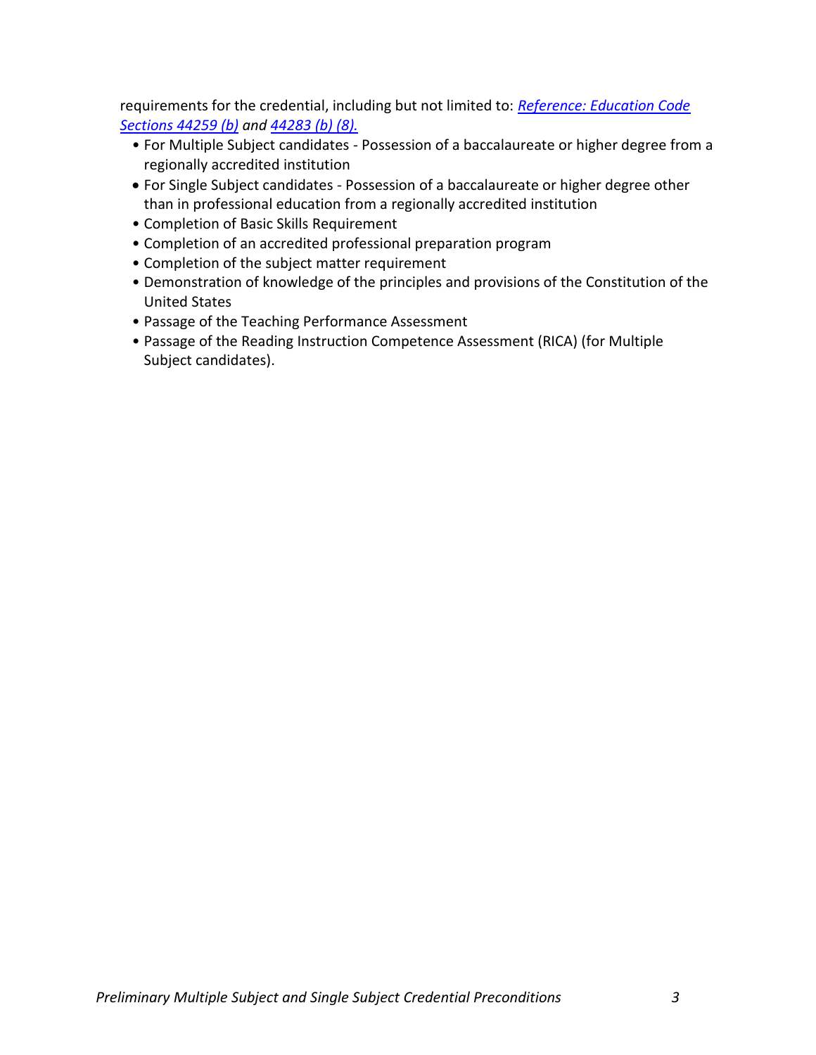requirements for the credential, including but not limited to: *[Reference: Education Code Sections 44259 (b)](#) and [44283 (b) (8).](#)*

- For Multiple Subject candidates - Possession of a baccalaureate or higher degree from a regionally accredited institution
- For Single Subject candidates - Possession of a baccalaureate or higher degree other than in professional education from a regionally accredited institution
- Completion of Basic Skills Requirement
- Completion of an accredited professional preparation program
- Completion of the subject matter requirement
- Demonstration of knowledge of the principles and provisions of the Constitution of the United States
- Passage of the Teaching Performance Assessment
- Passage of the Reading Instruction Competence Assessment (RICA) (for Multiple Subject candidates).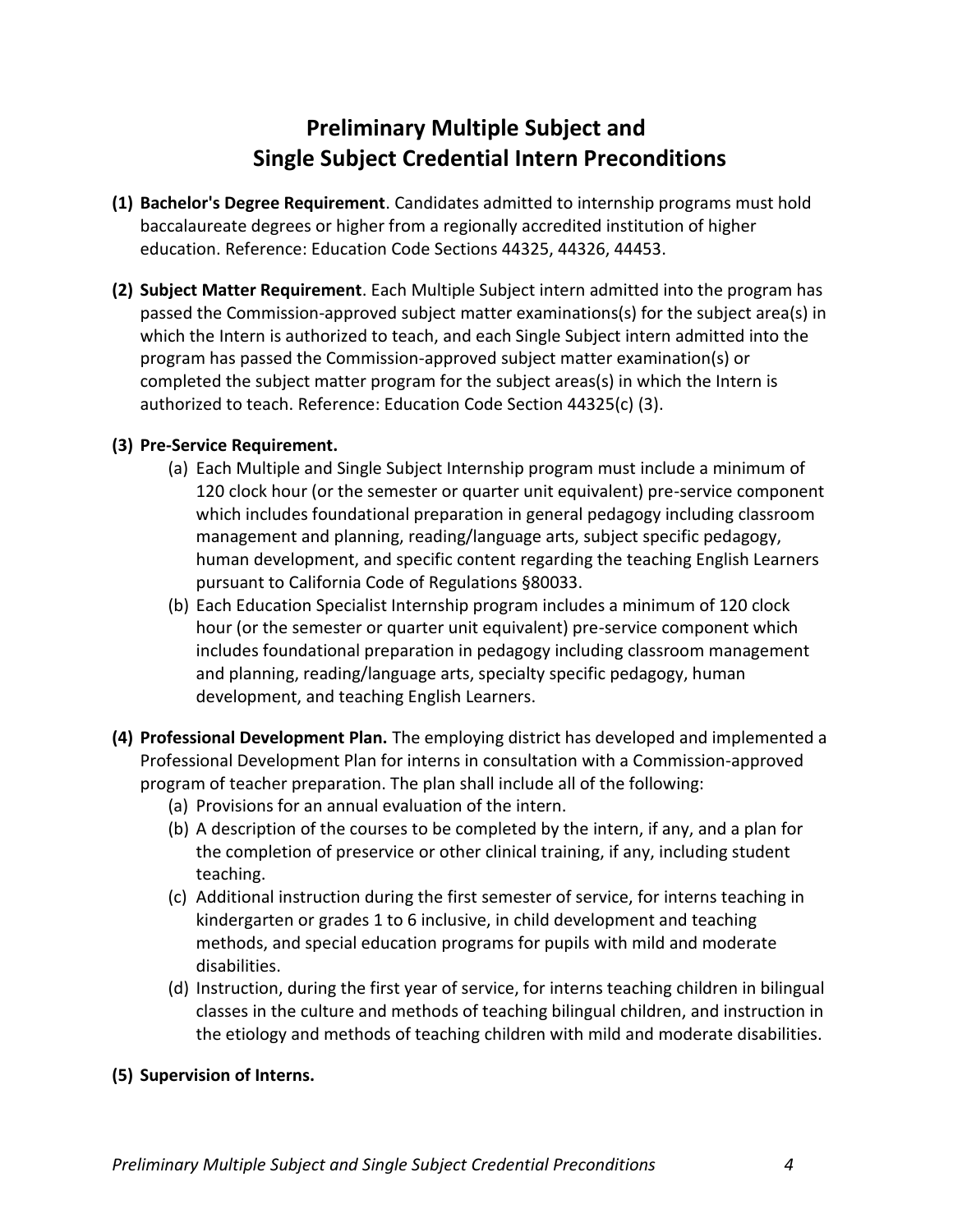# Preliminary Multiple Subject and Single Subject Credential Intern Preconditions

**(1) Bachelor's Degree Requirement**. Candidates admitted to internship programs must hold baccalaureate degrees or higher from a regionally accredited institution of higher education. Reference: Education Code Sections 44325, 44326, 44453.

**(2) Subject Matter Requirement**. Each Multiple Subject intern admitted into the program has passed the Commission-approved subject matter examinations(s) for the subject area(s) in which the Intern is authorized to teach, and each Single Subject intern admitted into the program has passed the Commission-approved subject matter examination(s) or completed the subject matter program for the subject areas(s) in which the Intern is authorized to teach. Reference: Education Code Section 44325(c) (3).

**(3) Pre-Service Requirement.**

- (a) Each Multiple and Single Subject Internship program must include a minimum of 120 clock hour (or the semester or quarter unit equivalent) pre-service component which includes foundational preparation in general pedagogy including classroom management and planning, reading/language arts, subject specific pedagogy, human development, and specific content regarding the teaching English Learners pursuant to California Code of Regulations §80033.
- (b) Each Education Specialist Internship program includes a minimum of 120 clock hour (or the semester or quarter unit equivalent) pre-service component which includes foundational preparation in pedagogy including classroom management and planning, reading/language arts, specialty specific pedagogy, human development, and teaching English Learners.

**(4) Professional Development Plan.** The employing district has developed and implemented a Professional Development Plan for interns in consultation with a Commission-approved program of teacher preparation. The plan shall include all of the following:

- (a) Provisions for an annual evaluation of the intern.
- (b) A description of the courses to be completed by the intern, if any, and a plan for the completion of preservice or other clinical training, if any, including student teaching.
- (c) Additional instruction during the first semester of service, for interns teaching in kindergarten or grades 1 to 6 inclusive, in child development and teaching methods, and special education programs for pupils with mild and moderate disabilities.
- (d) Instruction, during the first year of service, for interns teaching children in bilingual classes in the culture and methods of teaching bilingual children, and instruction in the etiology and methods of teaching children with mild and moderate disabilities.

**(5) Supervision of Interns.**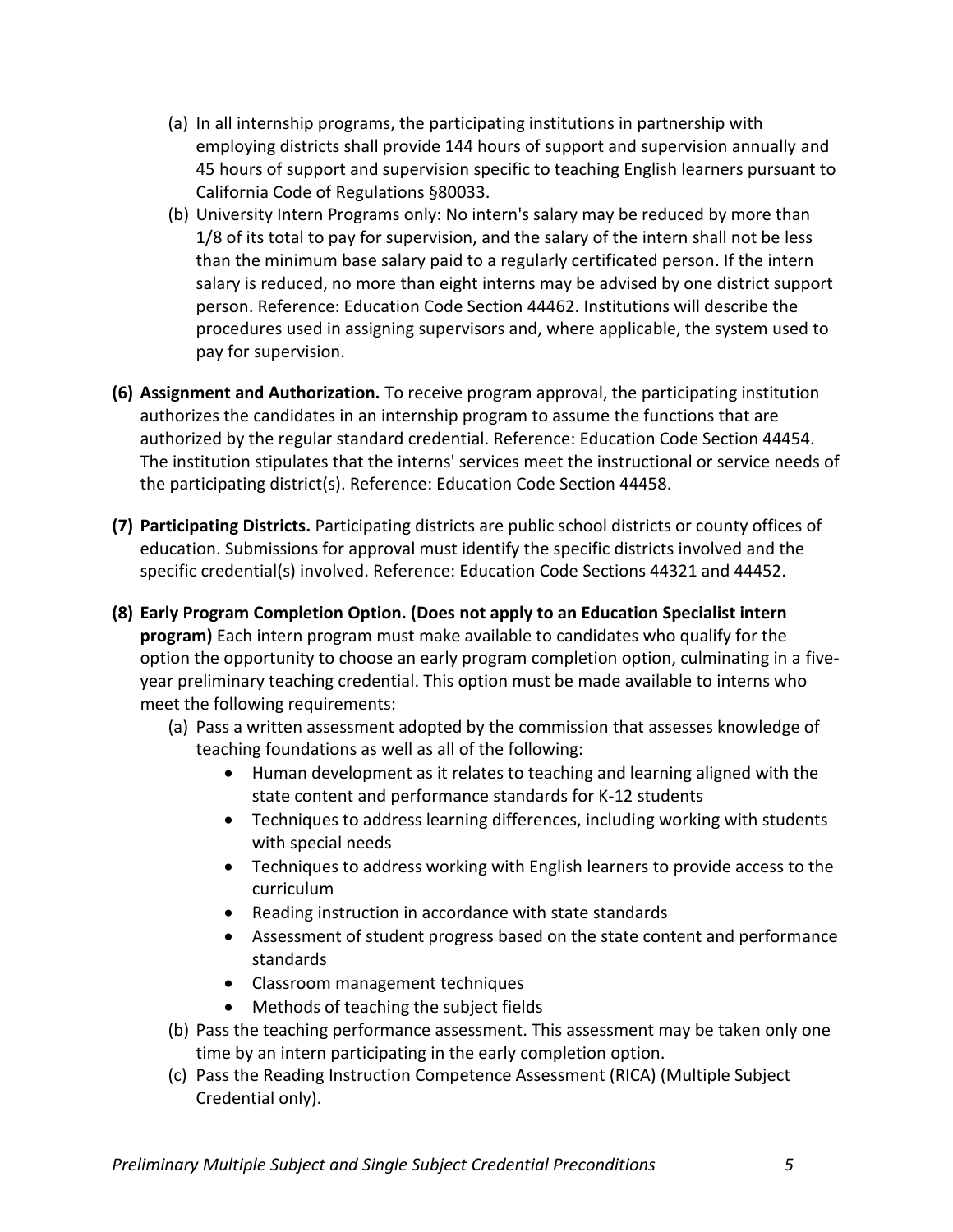(a) In all internship programs, the participating institutions in partnership with employing districts shall provide 144 hours of support and supervision annually and 45 hours of support and supervision specific to teaching English learners pursuant to California Code of Regulations §80033.

(b) University Intern Programs only: No intern's salary may be reduced by more than 1/8 of its total to pay for supervision, and the salary of the intern shall not be less than the minimum base salary paid to a regularly certificated person. If the intern salary is reduced, no more than eight interns may be advised by one district support person. Reference: Education Code Section 44462. Institutions will describe the procedures used in assigning supervisors and, where applicable, the system used to pay for supervision.

**(6) Assignment and Authorization.** To receive program approval, the participating institution authorizes the candidates in an internship program to assume the functions that are authorized by the regular standard credential. Reference: Education Code Section 44454. The institution stipulates that the interns' services meet the instructional or service needs of the participating district(s). Reference: Education Code Section 44458.

**(7) Participating Districts.** Participating districts are public school districts or county offices of education. Submissions for approval must identify the specific districts involved and the specific credential(s) involved. Reference: Education Code Sections 44321 and 44452.

**(8) Early Program Completion Option. (Does not apply to an Education Specialist intern program)** Each intern program must make available to candidates who qualify for the option the opportunity to choose an early program completion option, culminating in a five-year preliminary teaching credential. This option must be made available to interns who meet the following requirements:

(a) Pass a written assessment adopted by the commission that assesses knowledge of teaching foundations as well as all of the following:

- Human development as it relates to teaching and learning aligned with the state content and performance standards for K-12 students
- Techniques to address learning differences, including working with students with special needs
- Techniques to address working with English learners to provide access to the curriculum
- Reading instruction in accordance with state standards
- Assessment of student progress based on the state content and performance standards
- Classroom management techniques
- Methods of teaching the subject fields

(b) Pass the teaching performance assessment. This assessment may be taken only one time by an intern participating in the early completion option.

(c) Pass the Reading Instruction Competence Assessment (RICA) (Multiple Subject Credential only).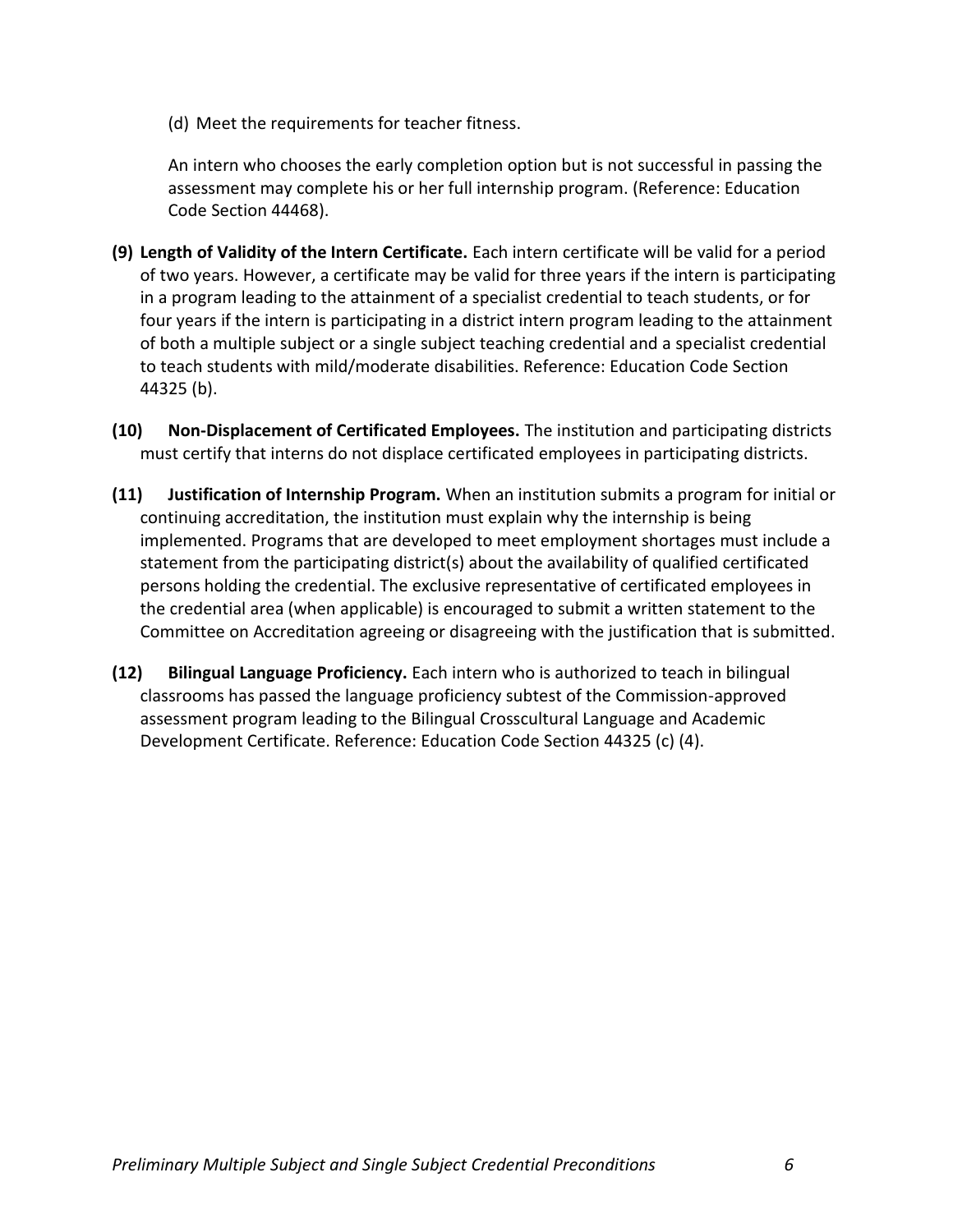(d) Meet the requirements for teacher fitness.

An intern who chooses the early completion option but is not successful in passing the assessment may complete his or her full internship program. (Reference: Education Code Section 44468).

**(9) Length of Validity of the Intern Certificate.** Each intern certificate will be valid for a period of two years. However, a certificate may be valid for three years if the intern is participating in a program leading to the attainment of a specialist credential to teach students, or for four years if the intern is participating in a district intern program leading to the attainment of both a multiple subject or a single subject teaching credential and a specialist credential to teach students with mild/moderate disabilities. Reference: Education Code Section 44325 (b).

**(10) Non-Displacement of Certificated Employees.** The institution and participating districts must certify that interns do not displace certificated employees in participating districts.

**(11) Justification of Internship Program.** When an institution submits a program for initial or continuing accreditation, the institution must explain why the internship is being implemented. Programs that are developed to meet employment shortages must include a statement from the participating district(s) about the availability of qualified certificated persons holding the credential. The exclusive representative of certificated employees in the credential area (when applicable) is encouraged to submit a written statement to the Committee on Accreditation agreeing or disagreeing with the justification that is submitted.

**(12) Bilingual Language Proficiency.** Each intern who is authorized to teach in bilingual classrooms has passed the language proficiency subtest of the Commission-approved assessment program leading to the Bilingual Crosscultural Language and Academic Development Certificate. Reference: Education Code Section 44325 (c) (4).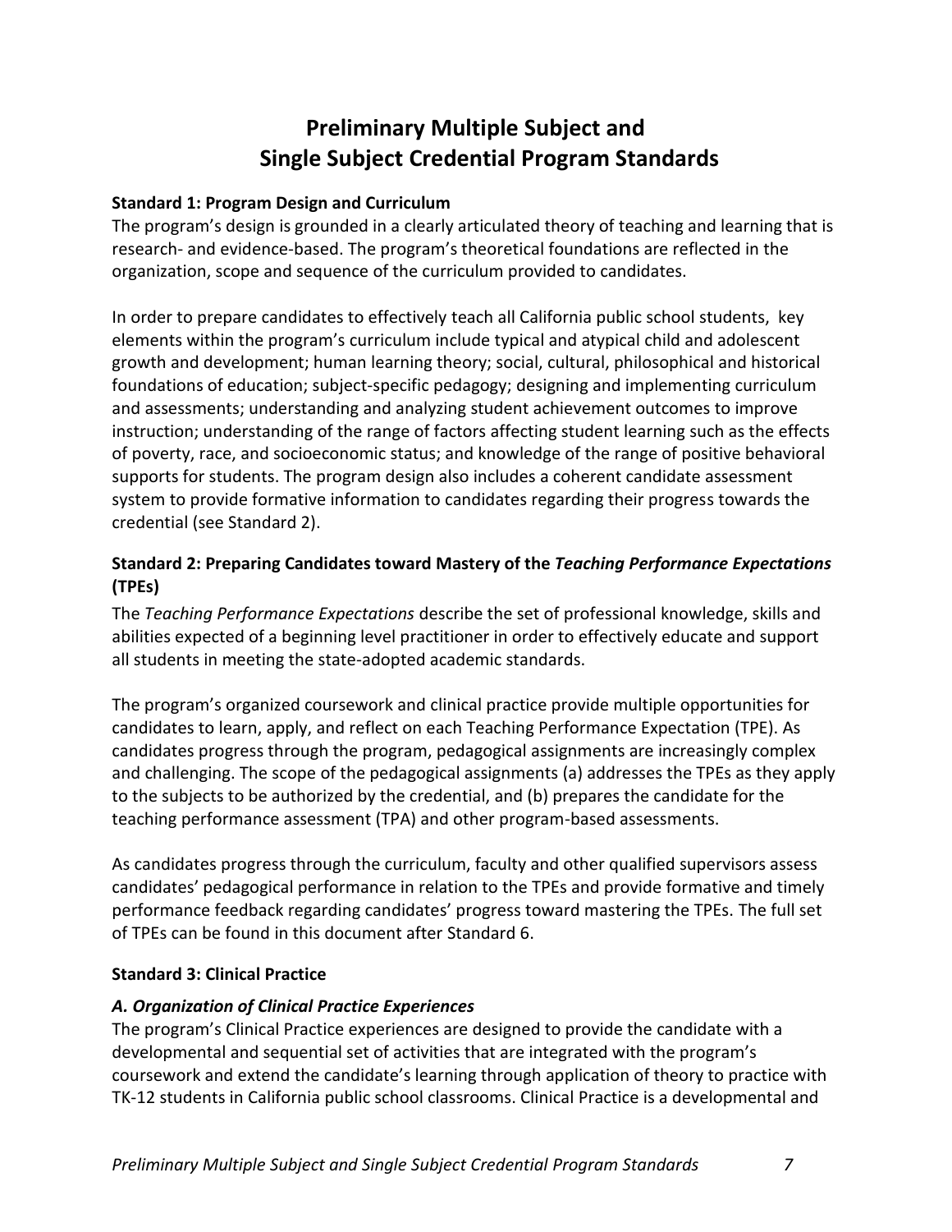# Preliminary Multiple Subject and Single Subject Credential Program Standards

**Standard 1: Program Design and Curriculum**

The program's design is grounded in a clearly articulated theory of teaching and learning that is research- and evidence-based. The program's theoretical foundations are reflected in the organization, scope and sequence of the curriculum provided to candidates.

In order to prepare candidates to effectively teach all California public school students, key elements within the program's curriculum include typical and atypical child and adolescent growth and development; human learning theory; social, cultural, philosophical and historical foundations of education; subject-specific pedagogy; designing and implementing curriculum and assessments; understanding and analyzing student achievement outcomes to improve instruction; understanding of the range of factors affecting student learning such as the effects of poverty, race, and socioeconomic status; and knowledge of the range of positive behavioral supports for students. The program design also includes a coherent candidate assessment system to provide formative information to candidates regarding their progress towards the credential (see Standard 2).

**Standard 2: Preparing Candidates toward Mastery of the *Teaching Performance Expectations* (TPEs)**

The *Teaching Performance Expectations* describe the set of professional knowledge, skills and abilities expected of a beginning level practitioner in order to effectively educate and support all students in meeting the state-adopted academic standards.

The program's organized coursework and clinical practice provide multiple opportunities for candidates to learn, apply, and reflect on each Teaching Performance Expectation (TPE). As candidates progress through the program, pedagogical assignments are increasingly complex and challenging. The scope of the pedagogical assignments (a) addresses the TPEs as they apply to the subjects to be authorized by the credential, and (b) prepares the candidate for the teaching performance assessment (TPA) and other program-based assessments.

As candidates progress through the curriculum, faculty and other qualified supervisors assess candidates' pedagogical performance in relation to the TPEs and provide formative and timely performance feedback regarding candidates' progress toward mastering the TPEs. The full set of TPEs can be found in this document after Standard 6.

**Standard 3: Clinical Practice**

***A. Organization of Clinical Practice Experiences***

The program's Clinical Practice experiences are designed to provide the candidate with a developmental and sequential set of activities that are integrated with the program's coursework and extend the candidate's learning through application of theory to practice with TK-12 students in California public school classrooms. Clinical Practice is a developmental and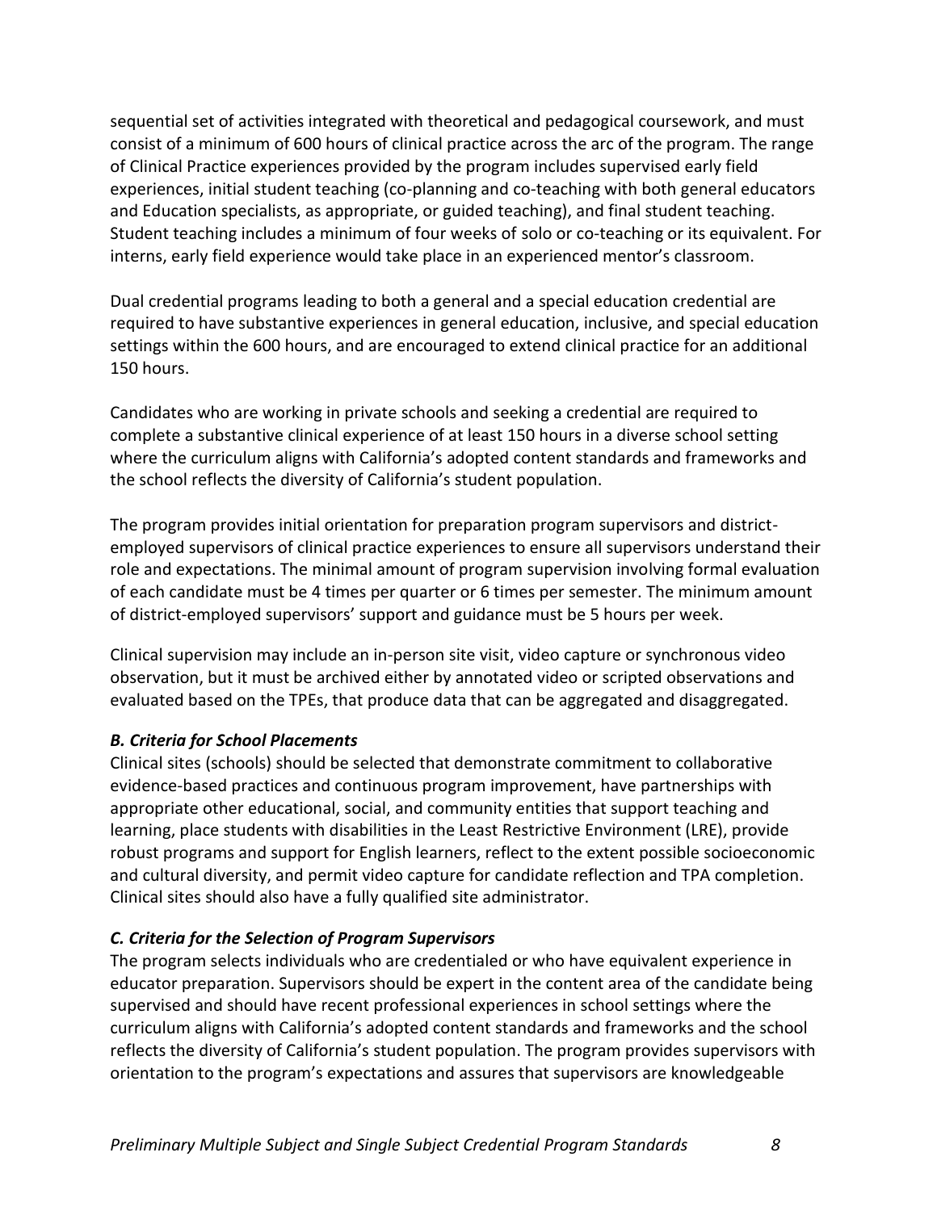sequential set of activities integrated with theoretical and pedagogical coursework, and must consist of a minimum of 600 hours of clinical practice across the arc of the program. The range of Clinical Practice experiences provided by the program includes supervised early field experiences, initial student teaching (co-planning and co-teaching with both general educators and Education specialists, as appropriate, or guided teaching), and final student teaching. Student teaching includes a minimum of four weeks of solo or co-teaching or its equivalent. For interns, early field experience would take place in an experienced mentor's classroom.

Dual credential programs leading to both a general and a special education credential are required to have substantive experiences in general education, inclusive, and special education settings within the 600 hours, and are encouraged to extend clinical practice for an additional 150 hours.

Candidates who are working in private schools and seeking a credential are required to complete a substantive clinical experience of at least 150 hours in a diverse school setting where the curriculum aligns with California's adopted content standards and frameworks and the school reflects the diversity of California's student population.

The program provides initial orientation for preparation program supervisors and district-employed supervisors of clinical practice experiences to ensure all supervisors understand their role and expectations. The minimal amount of program supervision involving formal evaluation of each candidate must be 4 times per quarter or 6 times per semester. The minimum amount of district-employed supervisors' support and guidance must be 5 hours per week.

Clinical supervision may include an in-person site visit, video capture or synchronous video observation, but it must be archived either by annotated video or scripted observations and evaluated based on the TPEs, that produce data that can be aggregated and disaggregated.

### *B. Criteria for School Placements*

Clinical sites (schools) should be selected that demonstrate commitment to collaborative evidence-based practices and continuous program improvement, have partnerships with appropriate other educational, social, and community entities that support teaching and learning, place students with disabilities in the Least Restrictive Environment (LRE), provide robust programs and support for English learners, reflect to the extent possible socioeconomic and cultural diversity, and permit video capture for candidate reflection and TPA completion. Clinical sites should also have a fully qualified site administrator.

### *C. Criteria for the Selection of Program Supervisors*

The program selects individuals who are credentialed or who have equivalent experience in educator preparation. Supervisors should be expert in the content area of the candidate being supervised and should have recent professional experiences in school settings where the curriculum aligns with California's adopted content standards and frameworks and the school reflects the diversity of California's student population. The program provides supervisors with orientation to the program's expectations and assures that supervisors are knowledgeable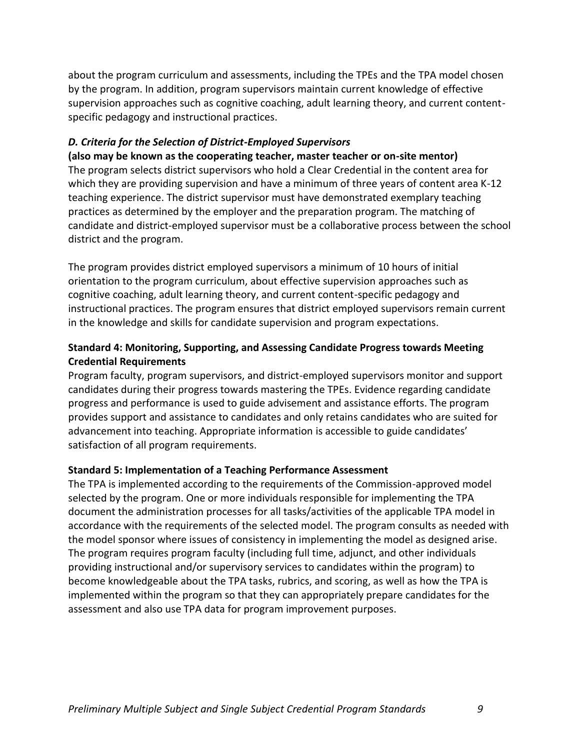about the program curriculum and assessments, including the TPEs and the TPA model chosen by the program. In addition, program supervisors maintain current knowledge of effective supervision approaches such as cognitive coaching, adult learning theory, and current content-specific pedagogy and instructional practices.

***D. Criteria for the Selection of District-Employed Supervisors***

**(also may be known as the cooperating teacher, master teacher or on-site mentor)**

The program selects district supervisors who hold a Clear Credential in the content area for which they are providing supervision and have a minimum of three years of content area K-12 teaching experience. The district supervisor must have demonstrated exemplary teaching practices as determined by the employer and the preparation program. The matching of candidate and district-employed supervisor must be a collaborative process between the school district and the program.

The program provides district employed supervisors a minimum of 10 hours of initial orientation to the program curriculum, about effective supervision approaches such as cognitive coaching, adult learning theory, and current content-specific pedagogy and instructional practices. The program ensures that district employed supervisors remain current in the knowledge and skills for candidate supervision and program expectations.

### Standard 4: Monitoring, Supporting, and Assessing Candidate Progress towards Meeting Credential Requirements

Program faculty, program supervisors, and district-employed supervisors monitor and support candidates during their progress towards mastering the TPEs. Evidence regarding candidate progress and performance is used to guide advisement and assistance efforts. The program provides support and assistance to candidates and only retains candidates who are suited for advancement into teaching. Appropriate information is accessible to guide candidates' satisfaction of all program requirements.

### Standard 5: Implementation of a Teaching Performance Assessment

The TPA is implemented according to the requirements of the Commission-approved model selected by the program. One or more individuals responsible for implementing the TPA document the administration processes for all tasks/activities of the applicable TPA model in accordance with the requirements of the selected model. The program consults as needed with the model sponsor where issues of consistency in implementing the model as designed arise. The program requires program faculty (including full time, adjunct, and other individuals providing instructional and/or supervisory services to candidates within the program) to become knowledgeable about the TPA tasks, rubrics, and scoring, as well as how the TPA is implemented within the program so that they can appropriately prepare candidates for the assessment and also use TPA data for program improvement purposes.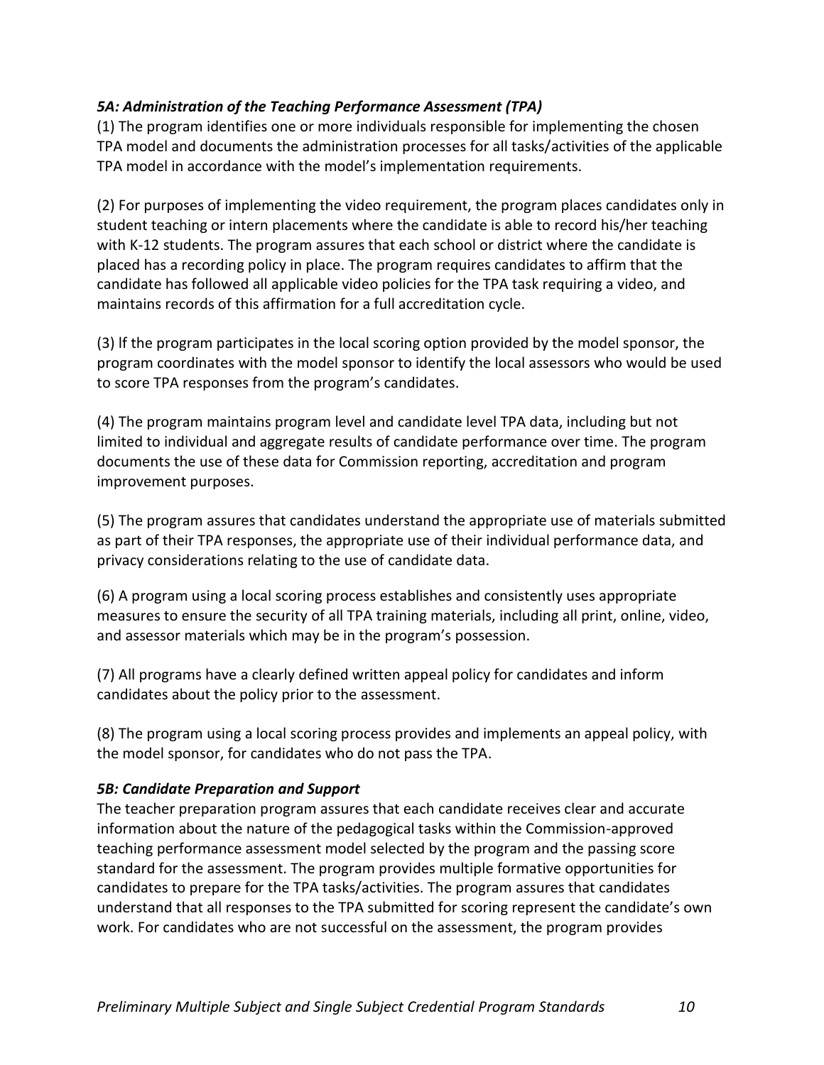### *5A: Administration of the Teaching Performance Assessment (TPA)*

(1) The program identifies one or more individuals responsible for implementing the chosen TPA model and documents the administration processes for all tasks/activities of the applicable TPA model in accordance with the model's implementation requirements.

(2) For purposes of implementing the video requirement, the program places candidates only in student teaching or intern placements where the candidate is able to record his/her teaching with K-12 students. The program assures that each school or district where the candidate is placed has a recording policy in place. The program requires candidates to affirm that the candidate has followed all applicable video policies for the TPA task requiring a video, and maintains records of this affirmation for a full accreditation cycle.

(3) If the program participates in the local scoring option provided by the model sponsor, the program coordinates with the model sponsor to identify the local assessors who would be used to score TPA responses from the program's candidates.

(4) The program maintains program level and candidate level TPA data, including but not limited to individual and aggregate results of candidate performance over time. The program documents the use of these data for Commission reporting, accreditation and program improvement purposes.

(5) The program assures that candidates understand the appropriate use of materials submitted as part of their TPA responses, the appropriate use of their individual performance data, and privacy considerations relating to the use of candidate data.

(6) A program using a local scoring process establishes and consistently uses appropriate measures to ensure the security of all TPA training materials, including all print, online, video, and assessor materials which may be in the program's possession.

(7) All programs have a clearly defined written appeal policy for candidates and inform candidates about the policy prior to the assessment.

(8) The program using a local scoring process provides and implements an appeal policy, with the model sponsor, for candidates who do not pass the TPA.

### *5B: Candidate Preparation and Support*

The teacher preparation program assures that each candidate receives clear and accurate information about the nature of the pedagogical tasks within the Commission-approved teaching performance assessment model selected by the program and the passing score standard for the assessment. The program provides multiple formative opportunities for candidates to prepare for the TPA tasks/activities. The program assures that candidates understand that all responses to the TPA submitted for scoring represent the candidate's own work. For candidates who are not successful on the assessment, the program provides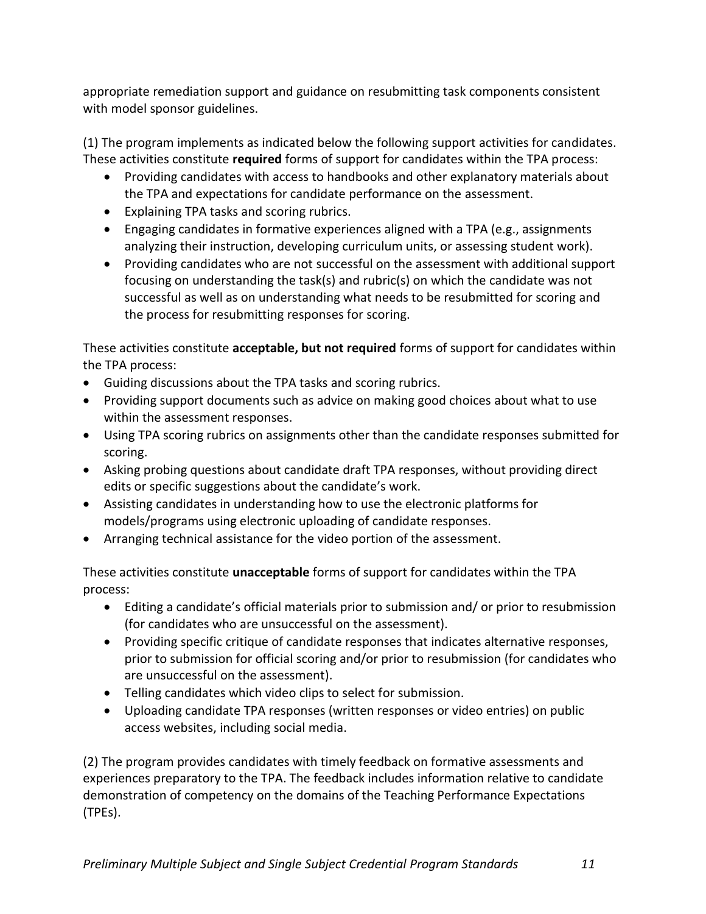appropriate remediation support and guidance on resubmitting task components consistent with model sponsor guidelines.

(1) The program implements as indicated below the following support activities for candidates. These activities constitute **required** forms of support for candidates within the TPA process:

- Providing candidates with access to handbooks and other explanatory materials about the TPA and expectations for candidate performance on the assessment.
- Explaining TPA tasks and scoring rubrics.
- Engaging candidates in formative experiences aligned with a TPA (e.g., assignments analyzing their instruction, developing curriculum units, or assessing student work).
- Providing candidates who are not successful on the assessment with additional support focusing on understanding the task(s) and rubric(s) on which the candidate was not successful as well as on understanding what needs to be resubmitted for scoring and the process for resubmitting responses for scoring.

These activities constitute **acceptable, but not required** forms of support for candidates within the TPA process:

- Guiding discussions about the TPA tasks and scoring rubrics.
- Providing support documents such as advice on making good choices about what to use within the assessment responses.
- Using TPA scoring rubrics on assignments other than the candidate responses submitted for scoring.
- Asking probing questions about candidate draft TPA responses, without providing direct edits or specific suggestions about the candidate's work.
- Assisting candidates in understanding how to use the electronic platforms for models/programs using electronic uploading of candidate responses.
- Arranging technical assistance for the video portion of the assessment.

These activities constitute **unacceptable** forms of support for candidates within the TPA process:

- Editing a candidate's official materials prior to submission and/ or prior to resubmission (for candidates who are unsuccessful on the assessment).
- Providing specific critique of candidate responses that indicates alternative responses, prior to submission for official scoring and/or prior to resubmission (for candidates who are unsuccessful on the assessment).
- Telling candidates which video clips to select for submission.
- Uploading candidate TPA responses (written responses or video entries) on public access websites, including social media.

(2) The program provides candidates with timely feedback on formative assessments and experiences preparatory to the TPA. The feedback includes information relative to candidate demonstration of competency on the domains of the Teaching Performance Expectations (TPEs).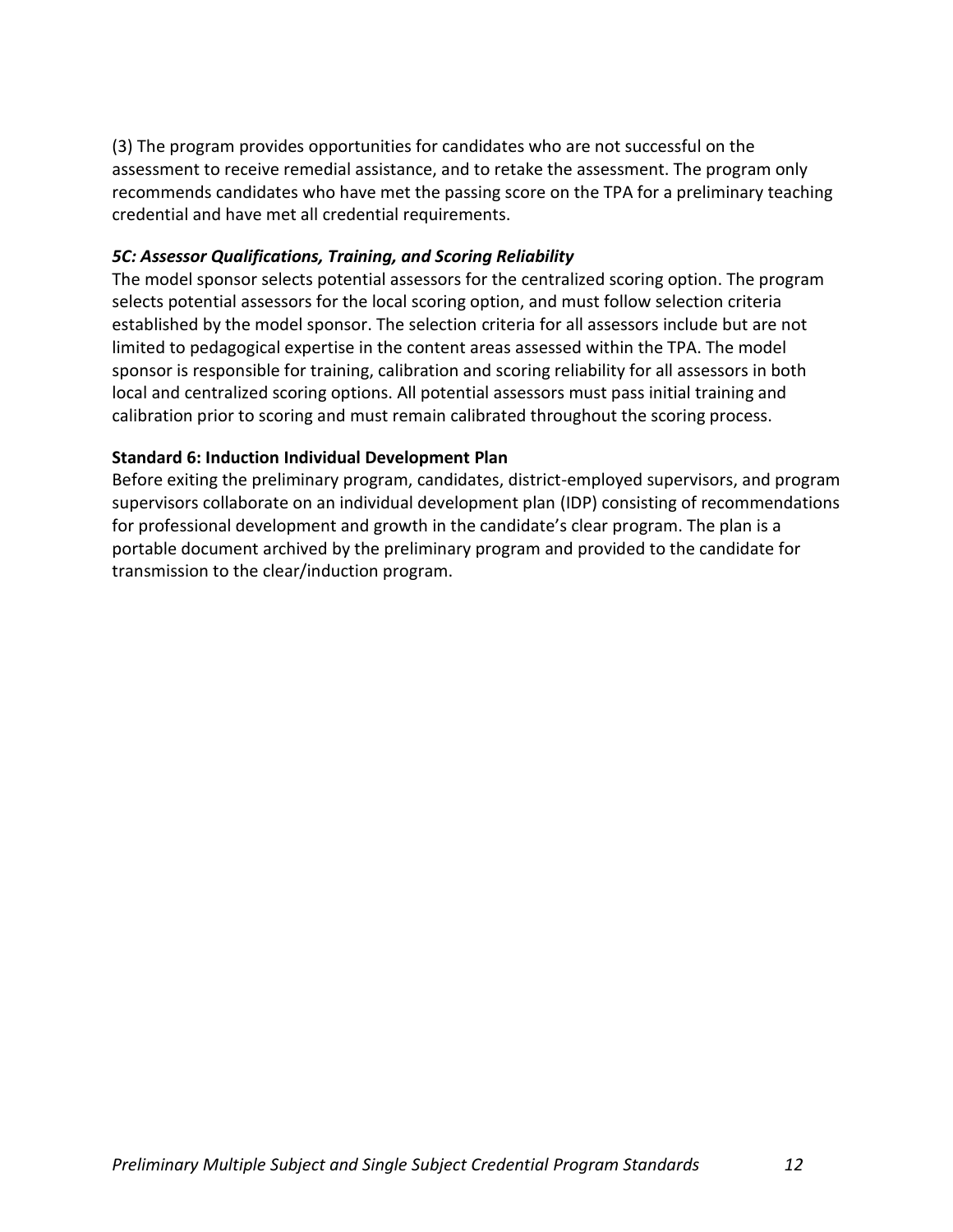(3) The program provides opportunities for candidates who are not successful on the assessment to receive remedial assistance, and to retake the assessment. The program only recommends candidates who have met the passing score on the TPA for a preliminary teaching credential and have met all credential requirements.

### *5C: Assessor Qualifications, Training, and Scoring Reliability*

The model sponsor selects potential assessors for the centralized scoring option. The program selects potential assessors for the local scoring option, and must follow selection criteria established by the model sponsor. The selection criteria for all assessors include but are not limited to pedagogical expertise in the content areas assessed within the TPA. The model sponsor is responsible for training, calibration and scoring reliability for all assessors in both local and centralized scoring options. All potential assessors must pass initial training and calibration prior to scoring and must remain calibrated throughout the scoring process.

## Standard 6: Induction Individual Development Plan

Before exiting the preliminary program, candidates, district-employed supervisors, and program supervisors collaborate on an individual development plan (IDP) consisting of recommendations for professional development and growth in the candidate's clear program. The plan is a portable document archived by the preliminary program and provided to the candidate for transmission to the clear/induction program.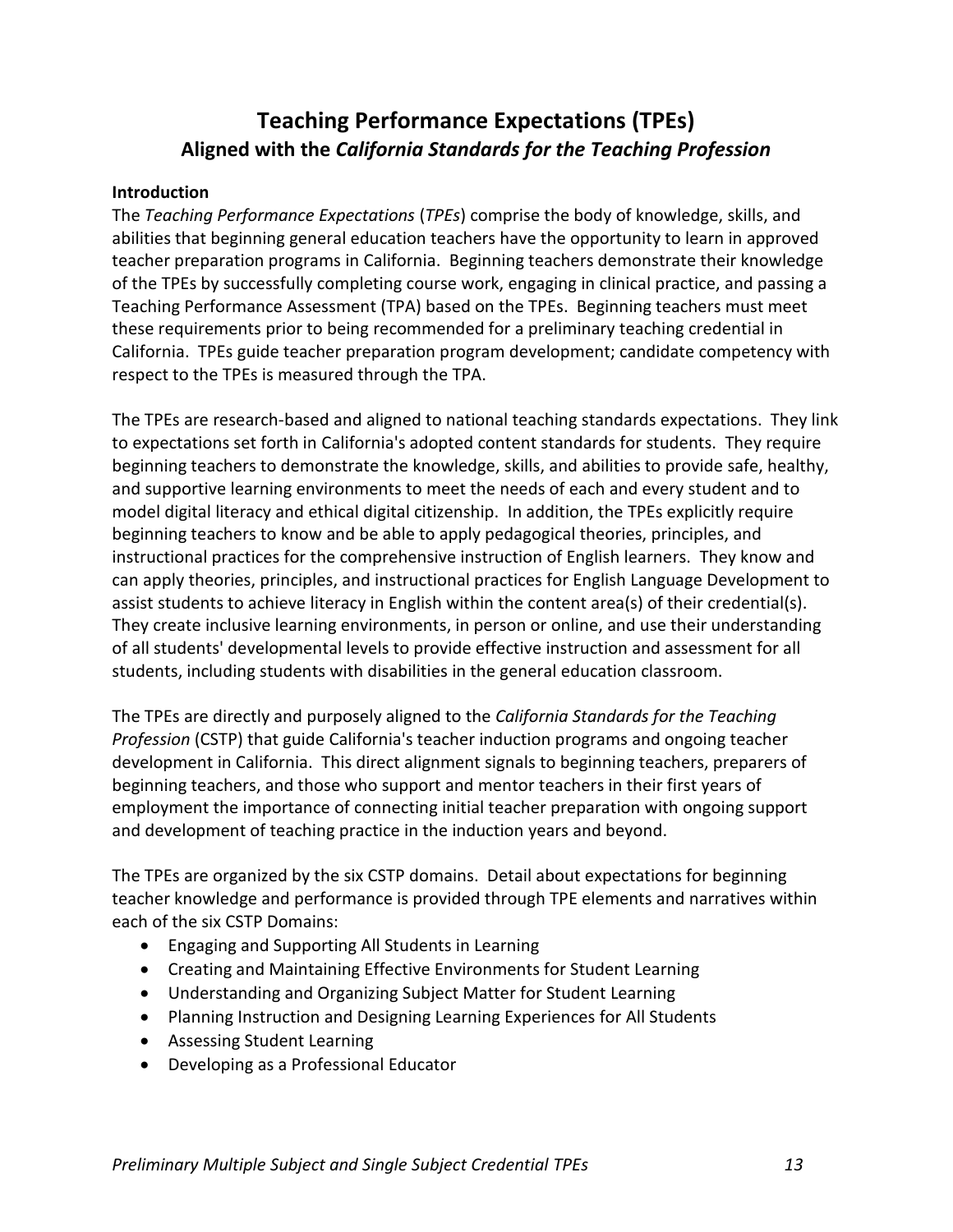# Teaching Performance Expectations (TPEs)

## Aligned with the *California Standards for the Teaching Profession*

**Introduction**

The *Teaching Performance Expectations* (*TPEs*) comprise the body of knowledge, skills, and abilities that beginning general education teachers have the opportunity to learn in approved teacher preparation programs in California. Beginning teachers demonstrate their knowledge of the TPEs by successfully completing course work, engaging in clinical practice, and passing a Teaching Performance Assessment (TPA) based on the TPEs. Beginning teachers must meet these requirements prior to being recommended for a preliminary teaching credential in California. TPEs guide teacher preparation program development; candidate competency with respect to the TPEs is measured through the TPA.

The TPEs are research-based and aligned to national teaching standards expectations. They link to expectations set forth in California's adopted content standards for students. They require beginning teachers to demonstrate the knowledge, skills, and abilities to provide safe, healthy, and supportive learning environments to meet the needs of each and every student and to model digital literacy and ethical digital citizenship. In addition, the TPEs explicitly require beginning teachers to know and be able to apply pedagogical theories, principles, and instructional practices for the comprehensive instruction of English learners. They know and can apply theories, principles, and instructional practices for English Language Development to assist students to achieve literacy in English within the content area(s) of their credential(s). They create inclusive learning environments, in person or online, and use their understanding of all students' developmental levels to provide effective instruction and assessment for all students, including students with disabilities in the general education classroom.

The TPEs are directly and purposely aligned to the *California Standards for the Teaching Profession* (CSTP) that guide California's teacher induction programs and ongoing teacher development in California. This direct alignment signals to beginning teachers, preparers of beginning teachers, and those who support and mentor teachers in their first years of employment the importance of connecting initial teacher preparation with ongoing support and development of teaching practice in the induction years and beyond.

The TPEs are organized by the six CSTP domains. Detail about expectations for beginning teacher knowledge and performance is provided through TPE elements and narratives within each of the six CSTP Domains:

- Engaging and Supporting All Students in Learning
- Creating and Maintaining Effective Environments for Student Learning
- Understanding and Organizing Subject Matter for Student Learning
- Planning Instruction and Designing Learning Experiences for All Students
- Assessing Student Learning
- Developing as a Professional Educator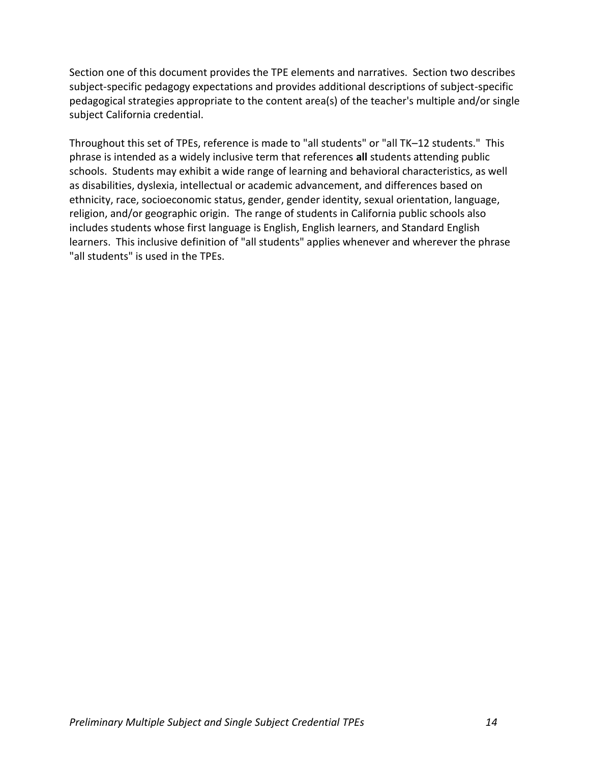Section one of this document provides the TPE elements and narratives. Section two describes subject-specific pedagogy expectations and provides additional descriptions of subject-specific pedagogical strategies appropriate to the content area(s) of the teacher's multiple and/or single subject California credential.

Throughout this set of TPEs, reference is made to "all students" or "all TK–12 students." This phrase is intended as a widely inclusive term that references **all** students attending public schools. Students may exhibit a wide range of learning and behavioral characteristics, as well as disabilities, dyslexia, intellectual or academic advancement, and differences based on ethnicity, race, socioeconomic status, gender, gender identity, sexual orientation, language, religion, and/or geographic origin. The range of students in California public schools also includes students whose first language is English, English learners, and Standard English learners. This inclusive definition of "all students" applies whenever and wherever the phrase "all students" is used in the TPEs.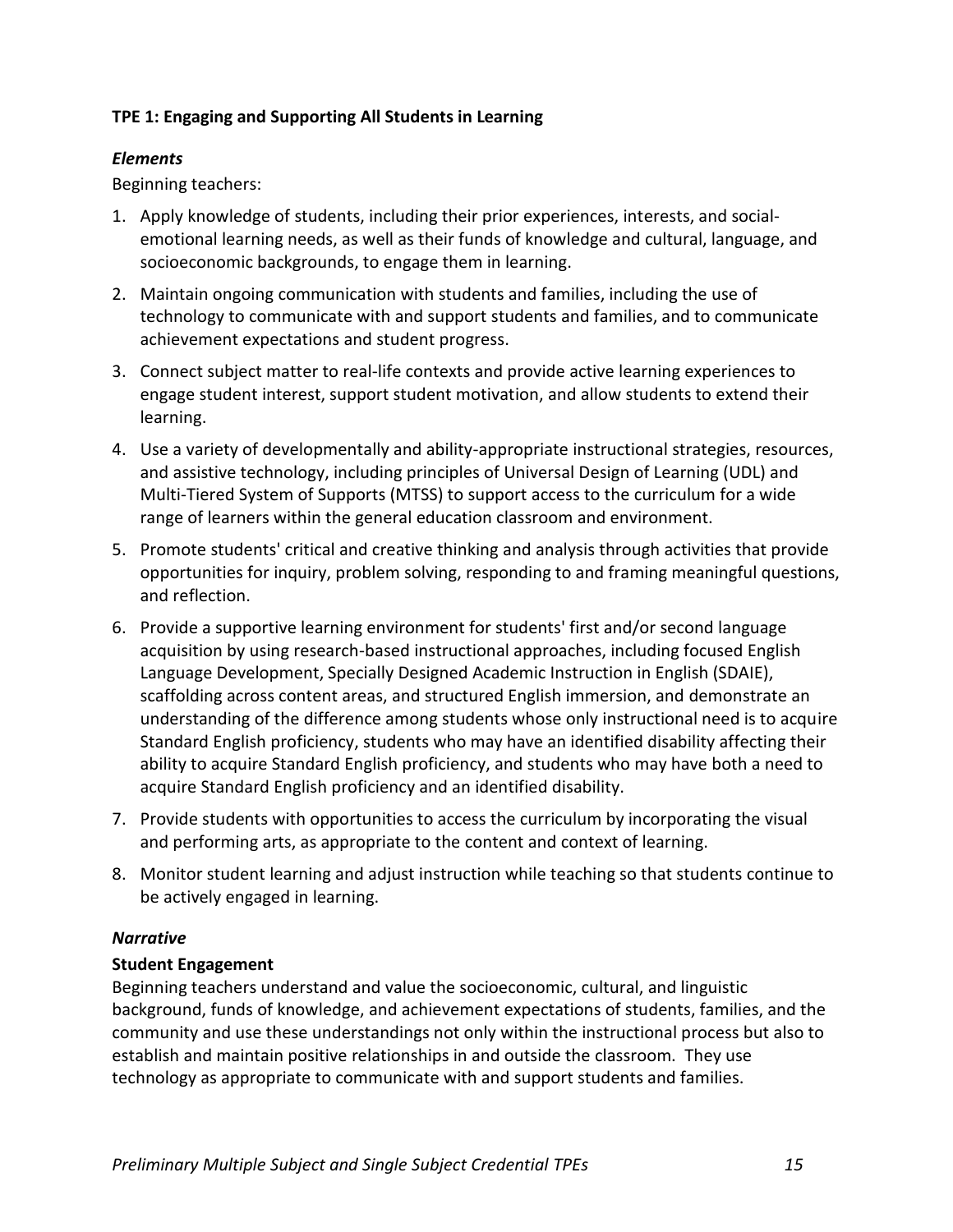**TPE 1: Engaging and Supporting All Students in Learning**

***Elements***

Beginning teachers:

1. Apply knowledge of students, including their prior experiences, interests, and social-emotional learning needs, as well as their funds of knowledge and cultural, language, and socioeconomic backgrounds, to engage them in learning.
2. Maintain ongoing communication with students and families, including the use of technology to communicate with and support students and families, and to communicate achievement expectations and student progress.
3. Connect subject matter to real-life contexts and provide active learning experiences to engage student interest, support student motivation, and allow students to extend their learning.
4. Use a variety of developmentally and ability-appropriate instructional strategies, resources, and assistive technology, including principles of Universal Design of Learning (UDL) and Multi-Tiered System of Supports (MTSS) to support access to the curriculum for a wide range of learners within the general education classroom and environment.
5. Promote students' critical and creative thinking and analysis through activities that provide opportunities for inquiry, problem solving, responding to and framing meaningful questions, and reflection.
6. Provide a supportive learning environment for students' first and/or second language acquisition by using research-based instructional approaches, including focused English Language Development, Specially Designed Academic Instruction in English (SDAIE), scaffolding across content areas, and structured English immersion, and demonstrate an understanding of the difference among students whose only instructional need is to acquire Standard English proficiency, students who may have an identified disability affecting their ability to acquire Standard English proficiency, and students who may have both a need to acquire Standard English proficiency and an identified disability.
7. Provide students with opportunities to access the curriculum by incorporating the visual and performing arts, as appropriate to the content and context of learning.
8. Monitor student learning and adjust instruction while teaching so that students continue to be actively engaged in learning.

***Narrative***

**Student Engagement**

Beginning teachers understand and value the socioeconomic, cultural, and linguistic background, funds of knowledge, and achievement expectations of students, families, and the community and use these understandings not only within the instructional process but also to establish and maintain positive relationships in and outside the classroom. They use technology as appropriate to communicate with and support students and families.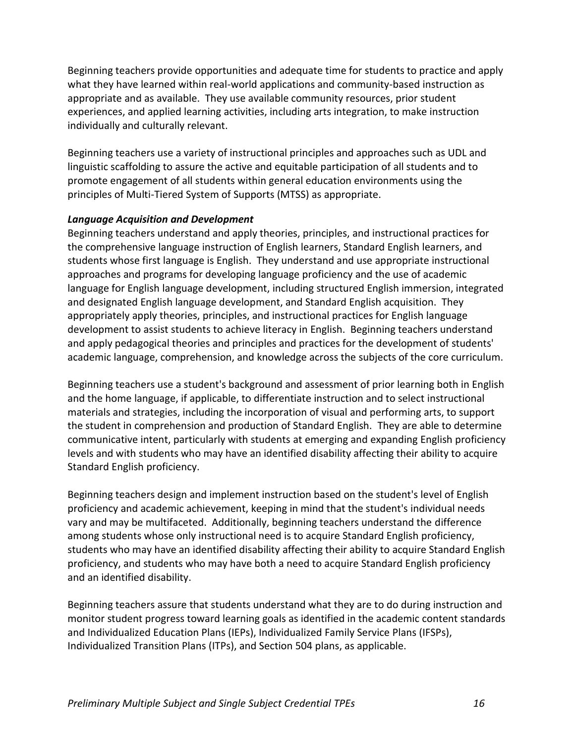Beginning teachers provide opportunities and adequate time for students to practice and apply what they have learned within real-world applications and community-based instruction as appropriate and as available. They use available community resources, prior student experiences, and applied learning activities, including arts integration, to make instruction individually and culturally relevant.

Beginning teachers use a variety of instructional principles and approaches such as UDL and linguistic scaffolding to assure the active and equitable participation of all students and to promote engagement of all students within general education environments using the principles of Multi-Tiered System of Supports (MTSS) as appropriate.

***Language Acquisition and Development***

Beginning teachers understand and apply theories, principles, and instructional practices for the comprehensive language instruction of English learners, Standard English learners, and students whose first language is English. They understand and use appropriate instructional approaches and programs for developing language proficiency and the use of academic language for English language development, including structured English immersion, integrated and designated English language development, and Standard English acquisition. They appropriately apply theories, principles, and instructional practices for English language development to assist students to achieve literacy in English. Beginning teachers understand and apply pedagogical theories and principles and practices for the development of students' academic language, comprehension, and knowledge across the subjects of the core curriculum.

Beginning teachers use a student's background and assessment of prior learning both in English and the home language, if applicable, to differentiate instruction and to select instructional materials and strategies, including the incorporation of visual and performing arts, to support the student in comprehension and production of Standard English. They are able to determine communicative intent, particularly with students at emerging and expanding English proficiency levels and with students who may have an identified disability affecting their ability to acquire Standard English proficiency.

Beginning teachers design and implement instruction based on the student's level of English proficiency and academic achievement, keeping in mind that the student's individual needs vary and may be multifaceted. Additionally, beginning teachers understand the difference among students whose only instructional need is to acquire Standard English proficiency, students who may have an identified disability affecting their ability to acquire Standard English proficiency, and students who may have both a need to acquire Standard English proficiency and an identified disability.

Beginning teachers assure that students understand what they are to do during instruction and monitor student progress toward learning goals as identified in the academic content standards and Individualized Education Plans (IEPs), Individualized Family Service Plans (IFSPs), Individualized Transition Plans (ITPs), and Section 504 plans, as applicable.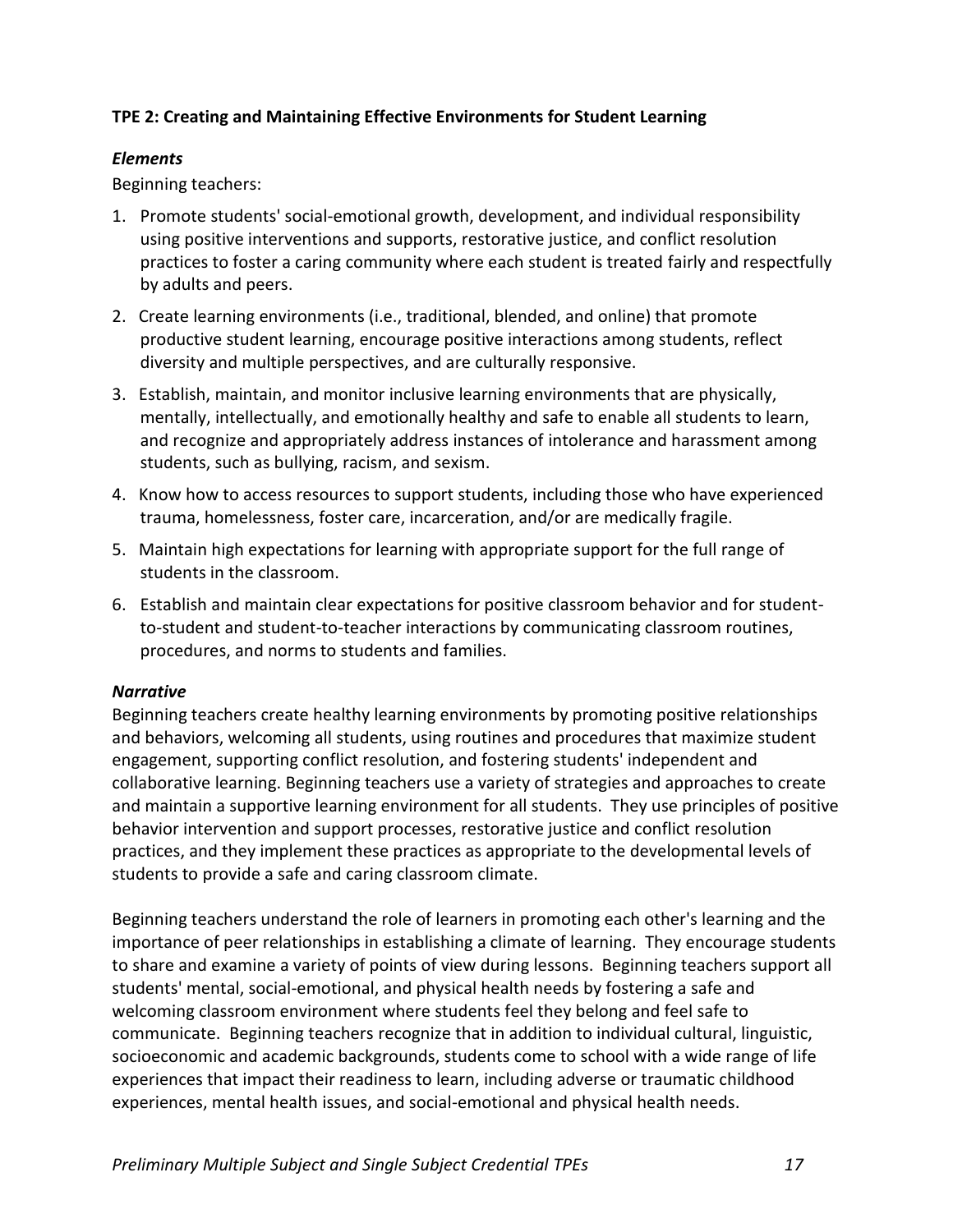**TPE 2: Creating and Maintaining Effective Environments for Student Learning**

***Elements***

Beginning teachers:

1. Promote students' social-emotional growth, development, and individual responsibility using positive interventions and supports, restorative justice, and conflict resolution practices to foster a caring community where each student is treated fairly and respectfully by adults and peers.
2. Create learning environments (i.e., traditional, blended, and online) that promote productive student learning, encourage positive interactions among students, reflect diversity and multiple perspectives, and are culturally responsive.
3. Establish, maintain, and monitor inclusive learning environments that are physically, mentally, intellectually, and emotionally healthy and safe to enable all students to learn, and recognize and appropriately address instances of intolerance and harassment among students, such as bullying, racism, and sexism.
4. Know how to access resources to support students, including those who have experienced trauma, homelessness, foster care, incarceration, and/or are medically fragile.
5. Maintain high expectations for learning with appropriate support for the full range of students in the classroom.
6. Establish and maintain clear expectations for positive classroom behavior and for student-to-student and student-to-teacher interactions by communicating classroom routines, procedures, and norms to students and families.

***Narrative***

Beginning teachers create healthy learning environments by promoting positive relationships and behaviors, welcoming all students, using routines and procedures that maximize student engagement, supporting conflict resolution, and fostering students' independent and collaborative learning. Beginning teachers use a variety of strategies and approaches to create and maintain a supportive learning environment for all students. They use principles of positive behavior intervention and support processes, restorative justice and conflict resolution practices, and they implement these practices as appropriate to the developmental levels of students to provide a safe and caring classroom climate.

Beginning teachers understand the role of learners in promoting each other's learning and the importance of peer relationships in establishing a climate of learning. They encourage students to share and examine a variety of points of view during lessons. Beginning teachers support all students' mental, social-emotional, and physical health needs by fostering a safe and welcoming classroom environment where students feel they belong and feel safe to communicate. Beginning teachers recognize that in addition to individual cultural, linguistic, socioeconomic and academic backgrounds, students come to school with a wide range of life experiences that impact their readiness to learn, including adverse or traumatic childhood experiences, mental health issues, and social-emotional and physical health needs.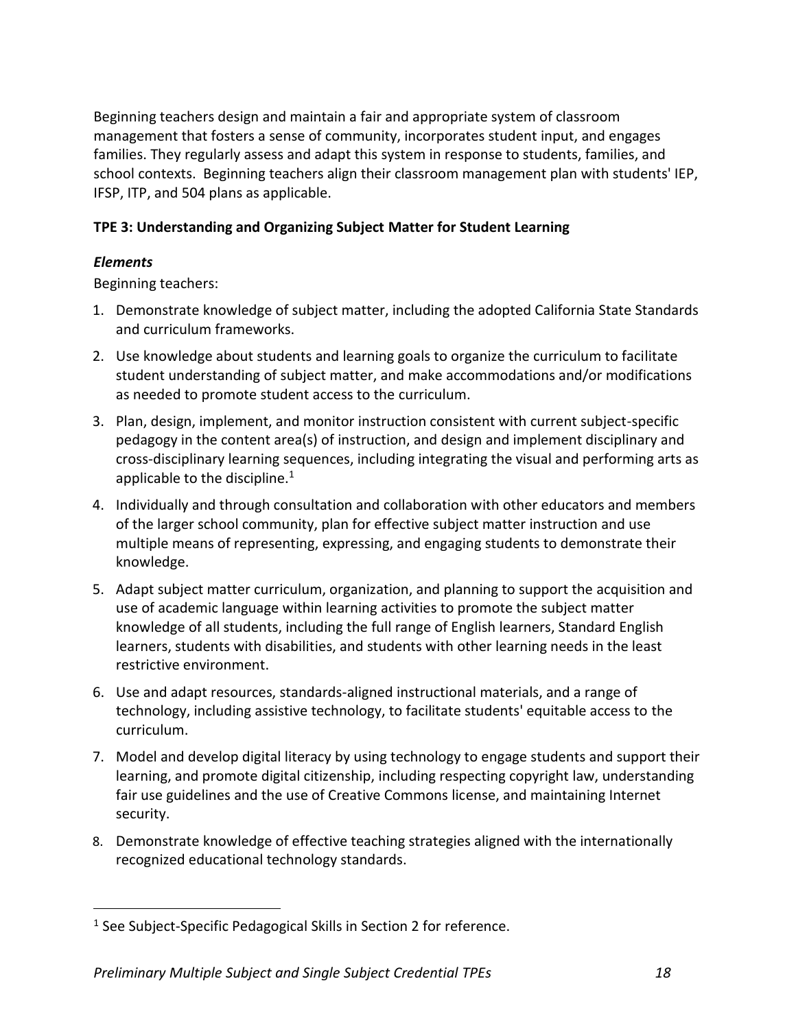Beginning teachers design and maintain a fair and appropriate system of classroom management that fosters a sense of community, incorporates student input, and engages families. They regularly assess and adapt this system in response to students, families, and school contexts. Beginning teachers align their classroom management plan with students' IEP, IFSP, ITP, and 504 plans as applicable.

**TPE 3: Understanding and Organizing Subject Matter for Student Learning**

***Elements***

Beginning teachers:

1. Demonstrate knowledge of subject matter, including the adopted California State Standards and curriculum frameworks.
2. Use knowledge about students and learning goals to organize the curriculum to facilitate student understanding of subject matter, and make accommodations and/or modifications as needed to promote student access to the curriculum.
3. Plan, design, implement, and monitor instruction consistent with current subject-specific pedagogy in the content area(s) of instruction, and design and implement disciplinary and cross-disciplinary learning sequences, including integrating the visual and performing arts as applicable to the discipline.[1]
4. Individually and through consultation and collaboration with other educators and members of the larger school community, plan for effective subject matter instruction and use multiple means of representing, expressing, and engaging students to demonstrate their knowledge.
5. Adapt subject matter curriculum, organization, and planning to support the acquisition and use of academic language within learning activities to promote the subject matter knowledge of all students, including the full range of English learners, Standard English learners, students with disabilities, and students with other learning needs in the least restrictive environment.
6. Use and adapt resources, standards-aligned instructional materials, and a range of technology, including assistive technology, to facilitate students' equitable access to the curriculum.
7. Model and develop digital literacy by using technology to engage students and support their learning, and promote digital citizenship, including respecting copyright law, understanding fair use guidelines and the use of Creative Commons license, and maintaining Internet security.
8. Demonstrate knowledge of effective teaching strategies aligned with the internationally recognized educational technology standards.

[1] See Subject-Specific Pedagogical Skills in Section 2 for reference.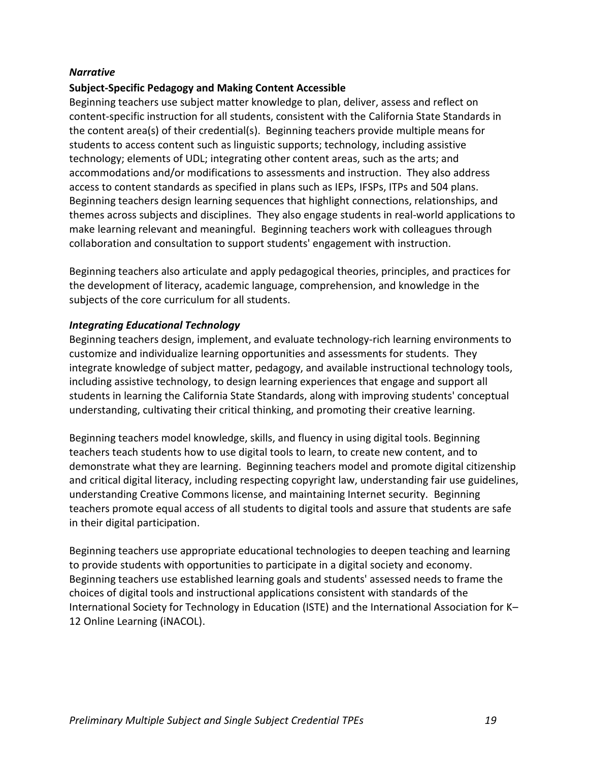*Narrative*

**Subject-Specific Pedagogy and Making Content Accessible**

Beginning teachers use subject matter knowledge to plan, deliver, assess and reflect on content-specific instruction for all students, consistent with the California State Standards in the content area(s) of their credential(s). Beginning teachers provide multiple means for students to access content such as linguistic supports; technology, including assistive technology; elements of UDL; integrating other content areas, such as the arts; and accommodations and/or modifications to assessments and instruction. They also address access to content standards as specified in plans such as IEPs, IFSPs, ITPs and 504 plans. Beginning teachers design learning sequences that highlight connections, relationships, and themes across subjects and disciplines. They also engage students in real-world applications to make learning relevant and meaningful. Beginning teachers work with colleagues through collaboration and consultation to support students' engagement with instruction.

Beginning teachers also articulate and apply pedagogical theories, principles, and practices for the development of literacy, academic language, comprehension, and knowledge in the subjects of the core curriculum for all students.

***Integrating Educational Technology***

Beginning teachers design, implement, and evaluate technology-rich learning environments to customize and individualize learning opportunities and assessments for students. They integrate knowledge of subject matter, pedagogy, and available instructional technology tools, including assistive technology, to design learning experiences that engage and support all students in learning the California State Standards, along with improving students' conceptual understanding, cultivating their critical thinking, and promoting their creative learning.

Beginning teachers model knowledge, skills, and fluency in using digital tools. Beginning teachers teach students how to use digital tools to learn, to create new content, and to demonstrate what they are learning. Beginning teachers model and promote digital citizenship and critical digital literacy, including respecting copyright law, understanding fair use guidelines, understanding Creative Commons license, and maintaining Internet security. Beginning teachers promote equal access of all students to digital tools and assure that students are safe in their digital participation.

Beginning teachers use appropriate educational technologies to deepen teaching and learning to provide students with opportunities to participate in a digital society and economy. Beginning teachers use established learning goals and students' assessed needs to frame the choices of digital tools and instructional applications consistent with standards of the International Society for Technology in Education (ISTE) and the International Association for K–12 Online Learning (iNACOL).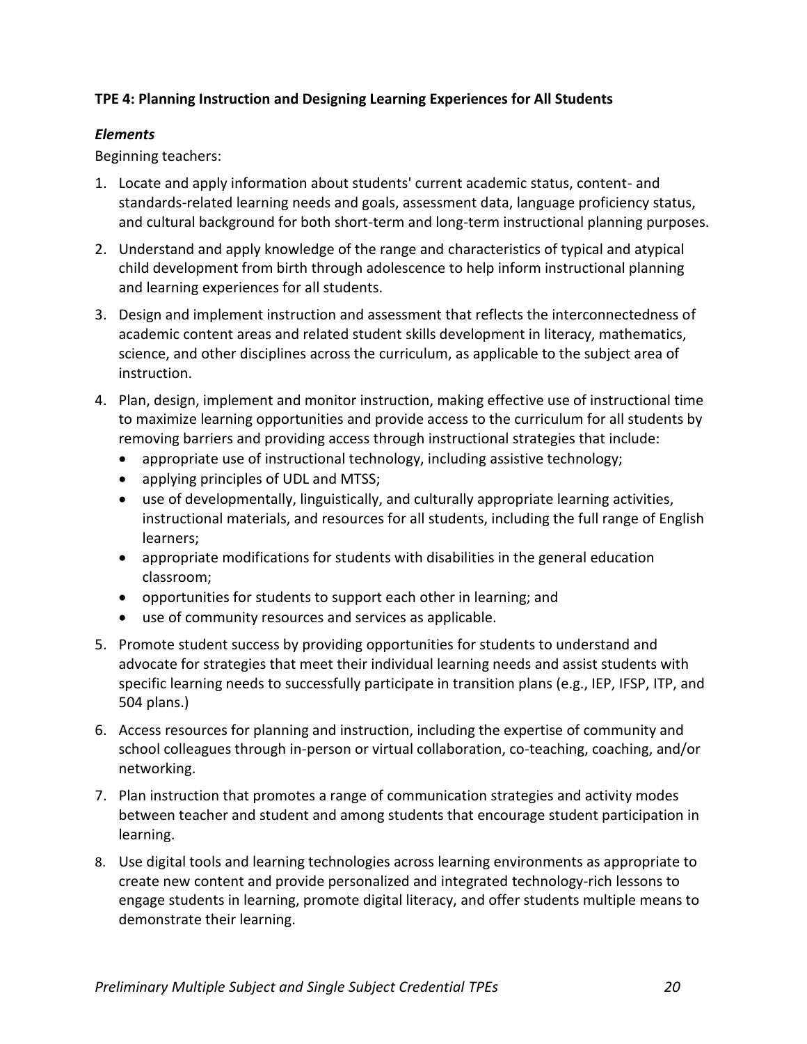**TPE 4: Planning Instruction and Designing Learning Experiences for All Students**

***Elements***

Beginning teachers:

1. Locate and apply information about students' current academic status, content- and standards-related learning needs and goals, assessment data, language proficiency status, and cultural background for both short-term and long-term instructional planning purposes.
2. Understand and apply knowledge of the range and characteristics of typical and atypical child development from birth through adolescence to help inform instructional planning and learning experiences for all students.
3. Design and implement instruction and assessment that reflects the interconnectedness of academic content areas and related student skills development in literacy, mathematics, science, and other disciplines across the curriculum, as applicable to the subject area of instruction.
4. Plan, design, implement and monitor instruction, making effective use of instructional time to maximize learning opportunities and provide access to the curriculum for all students by removing barriers and providing access through instructional strategies that include:
   - appropriate use of instructional technology, including assistive technology;
   - applying principles of UDL and MTSS;
   - use of developmentally, linguistically, and culturally appropriate learning activities, instructional materials, and resources for all students, including the full range of English learners;
   - appropriate modifications for students with disabilities in the general education classroom;
   - opportunities for students to support each other in learning; and
   - use of community resources and services as applicable.
5. Promote student success by providing opportunities for students to understand and advocate for strategies that meet their individual learning needs and assist students with specific learning needs to successfully participate in transition plans (e.g., IEP, IFSP, ITP, and 504 plans.)
6. Access resources for planning and instruction, including the expertise of community and school colleagues through in-person or virtual collaboration, co-teaching, coaching, and/or networking.
7. Plan instruction that promotes a range of communication strategies and activity modes between teacher and student and among students that encourage student participation in learning.
8. Use digital tools and learning technologies across learning environments as appropriate to create new content and provide personalized and integrated technology-rich lessons to engage students in learning, promote digital literacy, and offer students multiple means to demonstrate their learning.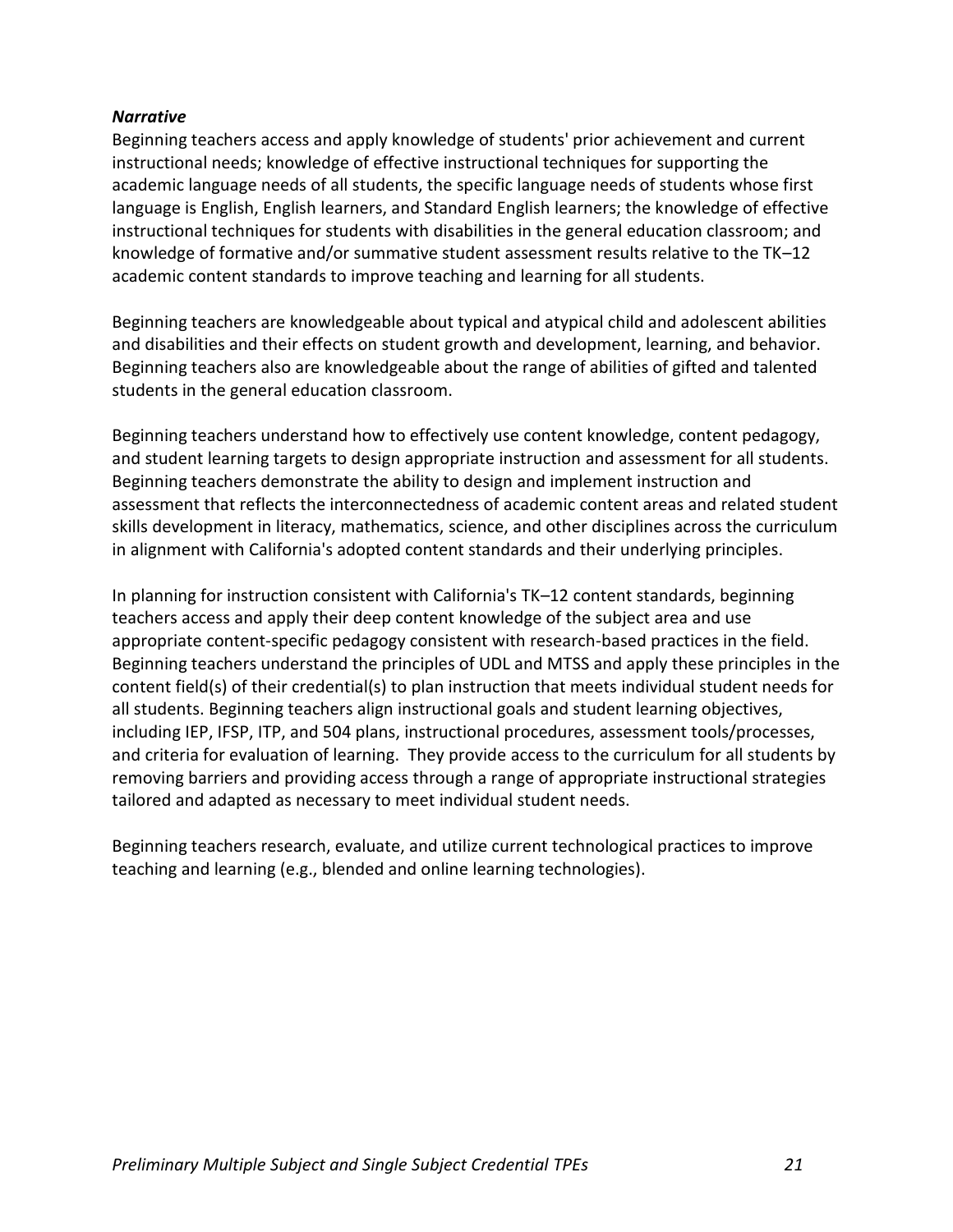***Narrative***

Beginning teachers access and apply knowledge of students' prior achievement and current instructional needs; knowledge of effective instructional techniques for supporting the academic language needs of all students, the specific language needs of students whose first language is English, English learners, and Standard English learners; the knowledge of effective instructional techniques for students with disabilities in the general education classroom; and knowledge of formative and/or summative student assessment results relative to the TK–12 academic content standards to improve teaching and learning for all students.

Beginning teachers are knowledgeable about typical and atypical child and adolescent abilities and disabilities and their effects on student growth and development, learning, and behavior. Beginning teachers also are knowledgeable about the range of abilities of gifted and talented students in the general education classroom.

Beginning teachers understand how to effectively use content knowledge, content pedagogy, and student learning targets to design appropriate instruction and assessment for all students. Beginning teachers demonstrate the ability to design and implement instruction and assessment that reflects the interconnectedness of academic content areas and related student skills development in literacy, mathematics, science, and other disciplines across the curriculum in alignment with California's adopted content standards and their underlying principles.

In planning for instruction consistent with California's TK–12 content standards, beginning teachers access and apply their deep content knowledge of the subject area and use appropriate content-specific pedagogy consistent with research-based practices in the field. Beginning teachers understand the principles of UDL and MTSS and apply these principles in the content field(s) of their credential(s) to plan instruction that meets individual student needs for all students. Beginning teachers align instructional goals and student learning objectives, including IEP, IFSP, ITP, and 504 plans, instructional procedures, assessment tools/processes, and criteria for evaluation of learning. They provide access to the curriculum for all students by removing barriers and providing access through a range of appropriate instructional strategies tailored and adapted as necessary to meet individual student needs.

Beginning teachers research, evaluate, and utilize current technological practices to improve teaching and learning (e.g., blended and online learning technologies).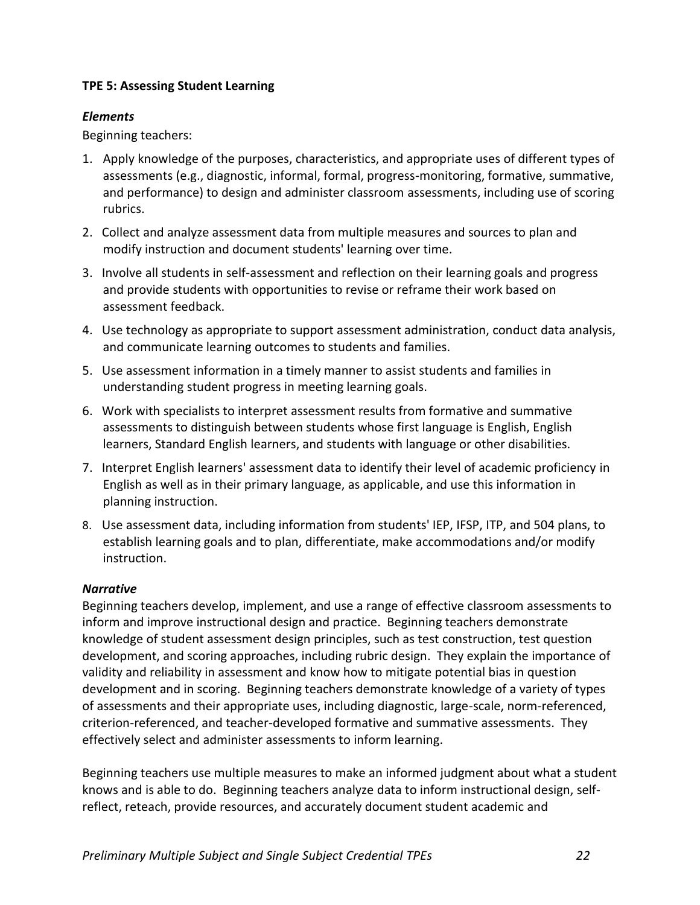**TPE 5: Assessing Student Learning**

***Elements***

Beginning teachers:

1. Apply knowledge of the purposes, characteristics, and appropriate uses of different types of assessments (e.g., diagnostic, informal, formal, progress-monitoring, formative, summative, and performance) to design and administer classroom assessments, including use of scoring rubrics.
2. Collect and analyze assessment data from multiple measures and sources to plan and modify instruction and document students' learning over time.
3. Involve all students in self-assessment and reflection on their learning goals and progress and provide students with opportunities to revise or reframe their work based on assessment feedback.
4. Use technology as appropriate to support assessment administration, conduct data analysis, and communicate learning outcomes to students and families.
5. Use assessment information in a timely manner to assist students and families in understanding student progress in meeting learning goals.
6. Work with specialists to interpret assessment results from formative and summative assessments to distinguish between students whose first language is English, English learners, Standard English learners, and students with language or other disabilities.
7. Interpret English learners' assessment data to identify their level of academic proficiency in English as well as in their primary language, as applicable, and use this information in planning instruction.
8. Use assessment data, including information from students' IEP, IFSP, ITP, and 504 plans, to establish learning goals and to plan, differentiate, make accommodations and/or modify instruction.

***Narrative***

Beginning teachers develop, implement, and use a range of effective classroom assessments to inform and improve instructional design and practice. Beginning teachers demonstrate knowledge of student assessment design principles, such as test construction, test question development, and scoring approaches, including rubric design. They explain the importance of validity and reliability in assessment and know how to mitigate potential bias in question development and in scoring. Beginning teachers demonstrate knowledge of a variety of types of assessments and their appropriate uses, including diagnostic, large-scale, norm-referenced, criterion-referenced, and teacher-developed formative and summative assessments. They effectively select and administer assessments to inform learning.

Beginning teachers use multiple measures to make an informed judgment about what a student knows and is able to do. Beginning teachers analyze data to inform instructional design, self-reflect, reteach, provide resources, and accurately document student academic and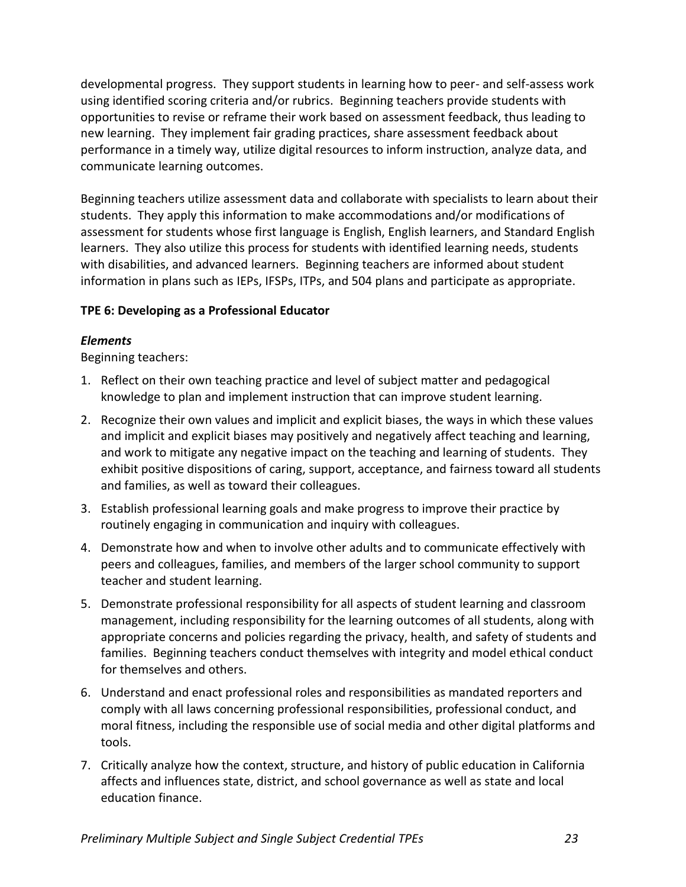developmental progress. They support students in learning how to peer- and self-assess work using identified scoring criteria and/or rubrics. Beginning teachers provide students with opportunities to revise or reframe their work based on assessment feedback, thus leading to new learning. They implement fair grading practices, share assessment feedback about performance in a timely way, utilize digital resources to inform instruction, analyze data, and communicate learning outcomes.

Beginning teachers utilize assessment data and collaborate with specialists to learn about their students. They apply this information to make accommodations and/or modifications of assessment for students whose first language is English, English learners, and Standard English learners. They also utilize this process for students with identified learning needs, students with disabilities, and advanced learners. Beginning teachers are informed about student information in plans such as IEPs, IFSPs, ITPs, and 504 plans and participate as appropriate.

**TPE 6: Developing as a Professional Educator**

***Elements***

Beginning teachers:

1. Reflect on their own teaching practice and level of subject matter and pedagogical knowledge to plan and implement instruction that can improve student learning.
2. Recognize their own values and implicit and explicit biases, the ways in which these values and implicit and explicit biases may positively and negatively affect teaching and learning, and work to mitigate any negative impact on the teaching and learning of students. They exhibit positive dispositions of caring, support, acceptance, and fairness toward all students and families, as well as toward their colleagues.
3. Establish professional learning goals and make progress to improve their practice by routinely engaging in communication and inquiry with colleagues.
4. Demonstrate how and when to involve other adults and to communicate effectively with peers and colleagues, families, and members of the larger school community to support teacher and student learning.
5. Demonstrate professional responsibility for all aspects of student learning and classroom management, including responsibility for the learning outcomes of all students, along with appropriate concerns and policies regarding the privacy, health, and safety of students and families. Beginning teachers conduct themselves with integrity and model ethical conduct for themselves and others.
6. Understand and enact professional roles and responsibilities as mandated reporters and comply with all laws concerning professional responsibilities, professional conduct, and moral fitness, including the responsible use of social media and other digital platforms and tools.
7. Critically analyze how the context, structure, and history of public education in California affects and influences state, district, and school governance as well as state and local education finance.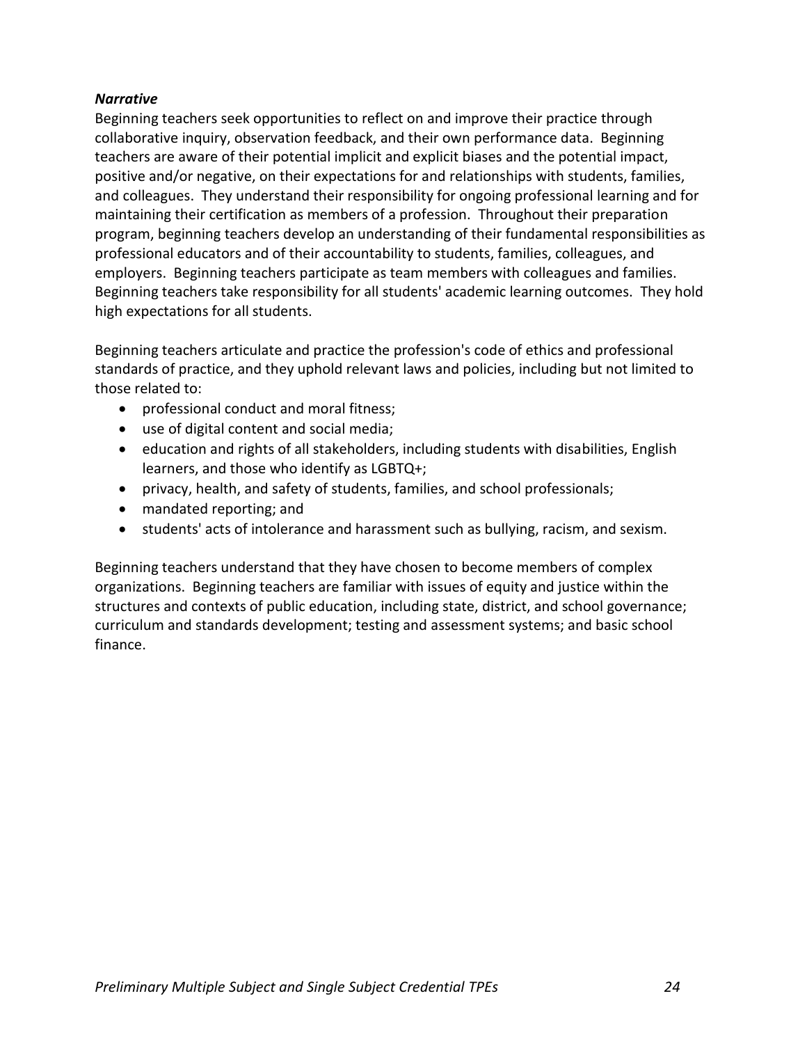***Narrative***

Beginning teachers seek opportunities to reflect on and improve their practice through collaborative inquiry, observation feedback, and their own performance data. Beginning teachers are aware of their potential implicit and explicit biases and the potential impact, positive and/or negative, on their expectations for and relationships with students, families, and colleagues. They understand their responsibility for ongoing professional learning and for maintaining their certification as members of a profession. Throughout their preparation program, beginning teachers develop an understanding of their fundamental responsibilities as professional educators and of their accountability to students, families, colleagues, and employers. Beginning teachers participate as team members with colleagues and families. Beginning teachers take responsibility for all students' academic learning outcomes. They hold high expectations for all students.

Beginning teachers articulate and practice the profession's code of ethics and professional standards of practice, and they uphold relevant laws and policies, including but not limited to those related to:

- professional conduct and moral fitness;
- use of digital content and social media;
- education and rights of all stakeholders, including students with disabilities, English learners, and those who identify as LGBTQ+;
- privacy, health, and safety of students, families, and school professionals;
- mandated reporting; and
- students' acts of intolerance and harassment such as bullying, racism, and sexism.

Beginning teachers understand that they have chosen to become members of complex organizations. Beginning teachers are familiar with issues of equity and justice within the structures and contexts of public education, including state, district, and school governance; curriculum and standards development; testing and assessment systems; and basic school finance.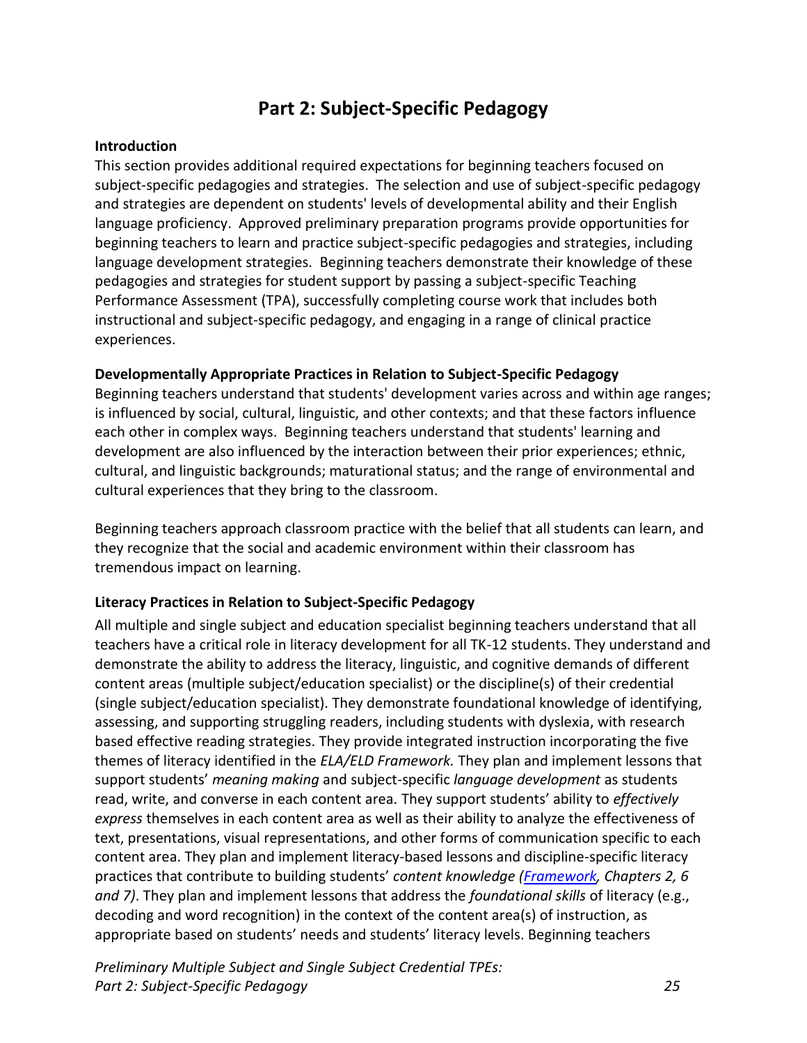# Part 2: Subject-Specific Pedagogy

**Introduction**

This section provides additional required expectations for beginning teachers focused on subject-specific pedagogies and strategies. The selection and use of subject-specific pedagogy and strategies are dependent on students' levels of developmental ability and their English language proficiency. Approved preliminary preparation programs provide opportunities for beginning teachers to learn and practice subject-specific pedagogies and strategies, including language development strategies. Beginning teachers demonstrate their knowledge of these pedagogies and strategies for student support by passing a subject-specific Teaching Performance Assessment (TPA), successfully completing course work that includes both instructional and subject-specific pedagogy, and engaging in a range of clinical practice experiences.

**Developmentally Appropriate Practices in Relation to Subject-Specific Pedagogy**

Beginning teachers understand that students' development varies across and within age ranges; is influenced by social, cultural, linguistic, and other contexts; and that these factors influence each other in complex ways. Beginning teachers understand that students' learning and development are also influenced by the interaction between their prior experiences; ethnic, cultural, and linguistic backgrounds; maturational status; and the range of environmental and cultural experiences that they bring to the classroom.

Beginning teachers approach classroom practice with the belief that all students can learn, and they recognize that the social and academic environment within their classroom has tremendous impact on learning.

**Literacy Practices in Relation to Subject-Specific Pedagogy**

All multiple and single subject and education specialist beginning teachers understand that all teachers have a critical role in literacy development for all TK-12 students. They understand and demonstrate the ability to address the literacy, linguistic, and cognitive demands of different content areas (multiple subject/education specialist) or the discipline(s) of their credential (single subject/education specialist). They demonstrate foundational knowledge of identifying, assessing, and supporting struggling readers, including students with dyslexia, with research based effective reading strategies. They provide integrated instruction incorporating the five themes of literacy identified in the *ELA/ELD Framework.* They plan and implement lessons that support students' *meaning making* and subject-specific *language development* as students read, write, and converse in each content area. They support students' ability to *effectively express* themselves in each content area as well as their ability to analyze the effectiveness of text, presentations, visual representations, and other forms of communication specific to each content area. They plan and implement literacy-based lessons and discipline-specific literacy practices that contribute to building students' *content knowledge (Framework, Chapters 2, 6 and 7)*. They plan and implement lessons that address the *foundational skills* of literacy (e.g., decoding and word recognition) in the context of the content area(s) of instruction, as appropriate based on students' needs and students' literacy levels. Beginning teachers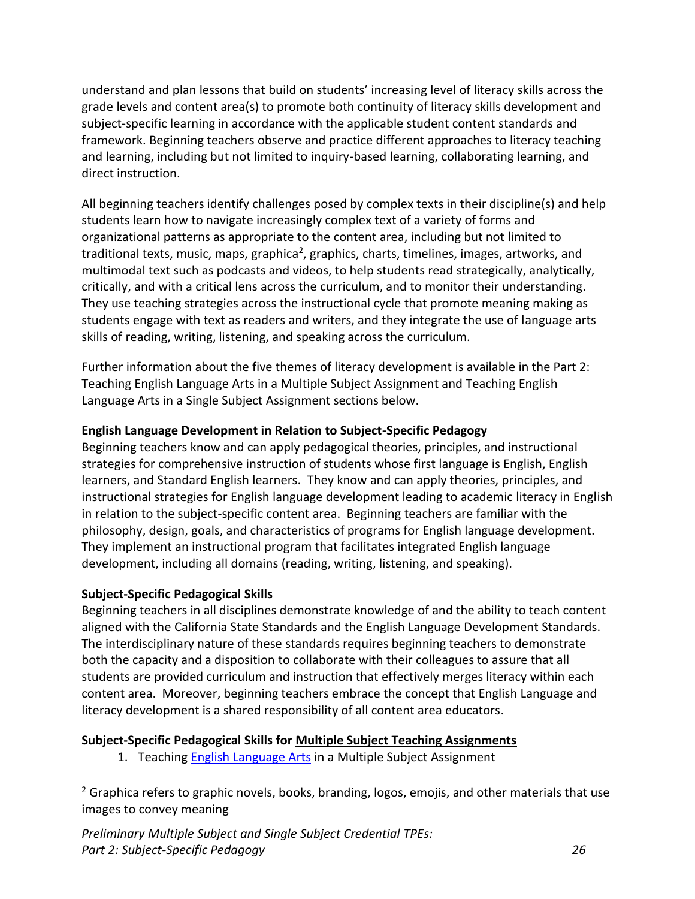understand and plan lessons that build on students' increasing level of literacy skills across the grade levels and content area(s) to promote both continuity of literacy skills development and subject-specific learning in accordance with the applicable student content standards and framework. Beginning teachers observe and practice different approaches to literacy teaching and learning, including but not limited to inquiry-based learning, collaborating learning, and direct instruction.

All beginning teachers identify challenges posed by complex texts in their discipline(s) and help students learn how to navigate increasingly complex text of a variety of forms and organizational patterns as appropriate to the content area, including but not limited to traditional texts, music, maps, graphica[2], graphics, charts, timelines, images, artworks, and multimodal text such as podcasts and videos, to help students read strategically, analytically, critically, and with a critical lens across the curriculum, and to monitor their understanding. They use teaching strategies across the instructional cycle that promote meaning making as students engage with text as readers and writers, and they integrate the use of language arts skills of reading, writing, listening, and speaking across the curriculum.

Further information about the five themes of literacy development is available in the Part 2: Teaching English Language Arts in a Multiple Subject Assignment and Teaching English Language Arts in a Single Subject Assignment sections below.

**English Language Development in Relation to Subject-Specific Pedagogy**
Beginning teachers know and can apply pedagogical theories, principles, and instructional strategies for comprehensive instruction of students whose first language is English, English learners, and Standard English learners. They know and can apply theories, principles, and instructional strategies for English language development leading to academic literacy in English in relation to the subject-specific content area. Beginning teachers are familiar with the philosophy, design, goals, and characteristics of programs for English language development. They implement an instructional program that facilitates integrated English language development, including all domains (reading, writing, listening, and speaking).

**Subject-Specific Pedagogical Skills**
Beginning teachers in all disciplines demonstrate knowledge of and the ability to teach content aligned with the California State Standards and the English Language Development Standards. The interdisciplinary nature of these standards requires beginning teachers to demonstrate both the capacity and a disposition to collaborate with their colleagues to assure that all students are provided curriculum and instruction that effectively merges literacy within each content area. Moreover, beginning teachers embrace the concept that English Language and literacy development is a shared responsibility of all content area educators.

**Subject-Specific Pedagogical Skills for Multiple Subject Teaching Assignments**

1. Teaching English Language Arts in a Multiple Subject Assignment

[2] Graphica refers to graphic novels, books, branding, logos, emojis, and other materials that use images to convey meaning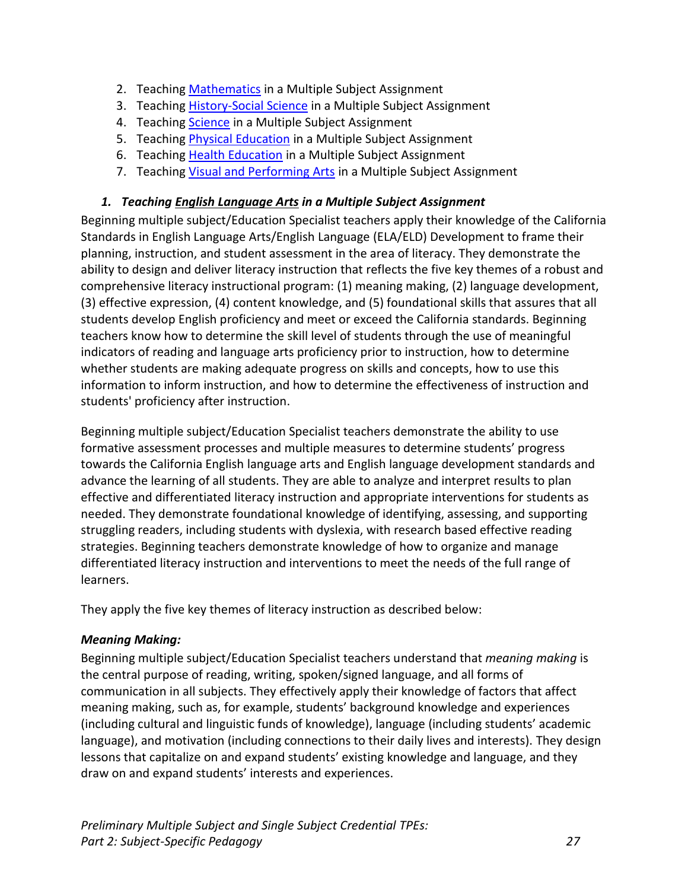2. Teaching [Mathematics](#) in a Multiple Subject Assignment
3. Teaching [History-Social Science](#) in a Multiple Subject Assignment
4. Teaching [Science](#) in a Multiple Subject Assignment
5. Teaching [Physical Education](#) in a Multiple Subject Assignment
6. Teaching [Health Education](#) in a Multiple Subject Assignment
7. Teaching [Visual and Performing Arts](#) in a Multiple Subject Assignment

### *1. Teaching English Language Arts in a Multiple Subject Assignment*

Beginning multiple subject/Education Specialist teachers apply their knowledge of the California Standards in English Language Arts/English Language (ELA/ELD) Development to frame their planning, instruction, and student assessment in the area of literacy. They demonstrate the ability to design and deliver literacy instruction that reflects the five key themes of a robust and comprehensive literacy instructional program: (1) meaning making, (2) language development, (3) effective expression, (4) content knowledge, and (5) foundational skills that assures that all students develop English proficiency and meet or exceed the California standards. Beginning teachers know how to determine the skill level of students through the use of meaningful indicators of reading and language arts proficiency prior to instruction, how to determine whether students are making adequate progress on skills and concepts, how to use this information to inform instruction, and how to determine the effectiveness of instruction and students' proficiency after instruction.

Beginning multiple subject/Education Specialist teachers demonstrate the ability to use formative assessment processes and multiple measures to determine students' progress towards the California English language arts and English language development standards and advance the learning of all students. They are able to analyze and interpret results to plan effective and differentiated literacy instruction and appropriate interventions for students as needed. They demonstrate foundational knowledge of identifying, assessing, and supporting struggling readers, including students with dyslexia, with research based effective reading strategies. Beginning teachers demonstrate knowledge of how to organize and manage differentiated literacy instruction and interventions to meet the needs of the full range of learners.

They apply the five key themes of literacy instruction as described below:

***Meaning Making:***

Beginning multiple subject/Education Specialist teachers understand that *meaning making* is the central purpose of reading, writing, spoken/signed language, and all forms of communication in all subjects. They effectively apply their knowledge of factors that affect meaning making, such as, for example, students' background knowledge and experiences (including cultural and linguistic funds of knowledge), language (including students' academic language), and motivation (including connections to their daily lives and interests). They design lessons that capitalize on and expand students' existing knowledge and language, and they draw on and expand students' interests and experiences.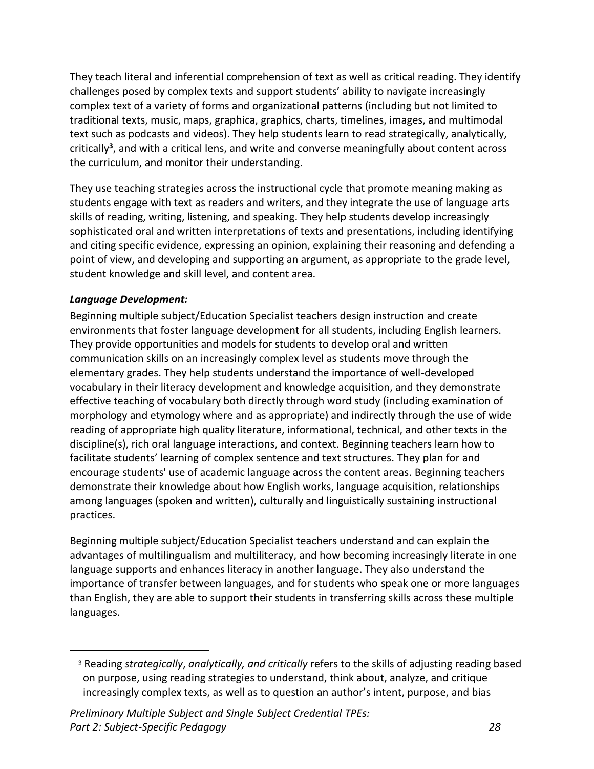They teach literal and inferential comprehension of text as well as critical reading. They identify challenges posed by complex texts and support students' ability to navigate increasingly complex text of a variety of forms and organizational patterns (including but not limited to traditional texts, music, maps, graphica, graphics, charts, timelines, images, and multimodal text such as podcasts and videos). They help students learn to read strategically, analytically, critically[3], and with a critical lens, and write and converse meaningfully about content across the curriculum, and monitor their understanding.

They use teaching strategies across the instructional cycle that promote meaning making as students engage with text as readers and writers, and they integrate the use of language arts skills of reading, writing, listening, and speaking. They help students develop increasingly sophisticated oral and written interpretations of texts and presentations, including identifying and citing specific evidence, expressing an opinion, explaining their reasoning and defending a point of view, and developing and supporting an argument, as appropriate to the grade level, student knowledge and skill level, and content area.

***Language Development:***
Beginning multiple subject/Education Specialist teachers design instruction and create environments that foster language development for all students, including English learners. They provide opportunities and models for students to develop oral and written communication skills on an increasingly complex level as students move through the elementary grades. They help students understand the importance of well-developed vocabulary in their literacy development and knowledge acquisition, and they demonstrate effective teaching of vocabulary both directly through word study (including examination of morphology and etymology where and as appropriate) and indirectly through the use of wide reading of appropriate high quality literature, informational, technical, and other texts in the discipline(s), rich oral language interactions, and context. Beginning teachers learn how to facilitate students' learning of complex sentence and text structures. They plan for and encourage students' use of academic language across the content areas. Beginning teachers demonstrate their knowledge about how English works, language acquisition, relationships among languages (spoken and written), culturally and linguistically sustaining instructional practices.

Beginning multiple subject/Education Specialist teachers understand and can explain the advantages of multilingualism and multiliteracy, and how becoming increasingly literate in one language supports and enhances literacy in another language. They also understand the importance of transfer between languages, and for students who speak one or more languages than English, they are able to support their students in transferring skills across these multiple languages.

---

[3] Reading *strategically*, *analytically, and critically* refers to the skills of adjusting reading based on purpose, using reading strategies to understand, think about, analyze, and critique increasingly complex texts, as well as to question an author's intent, purpose, and bias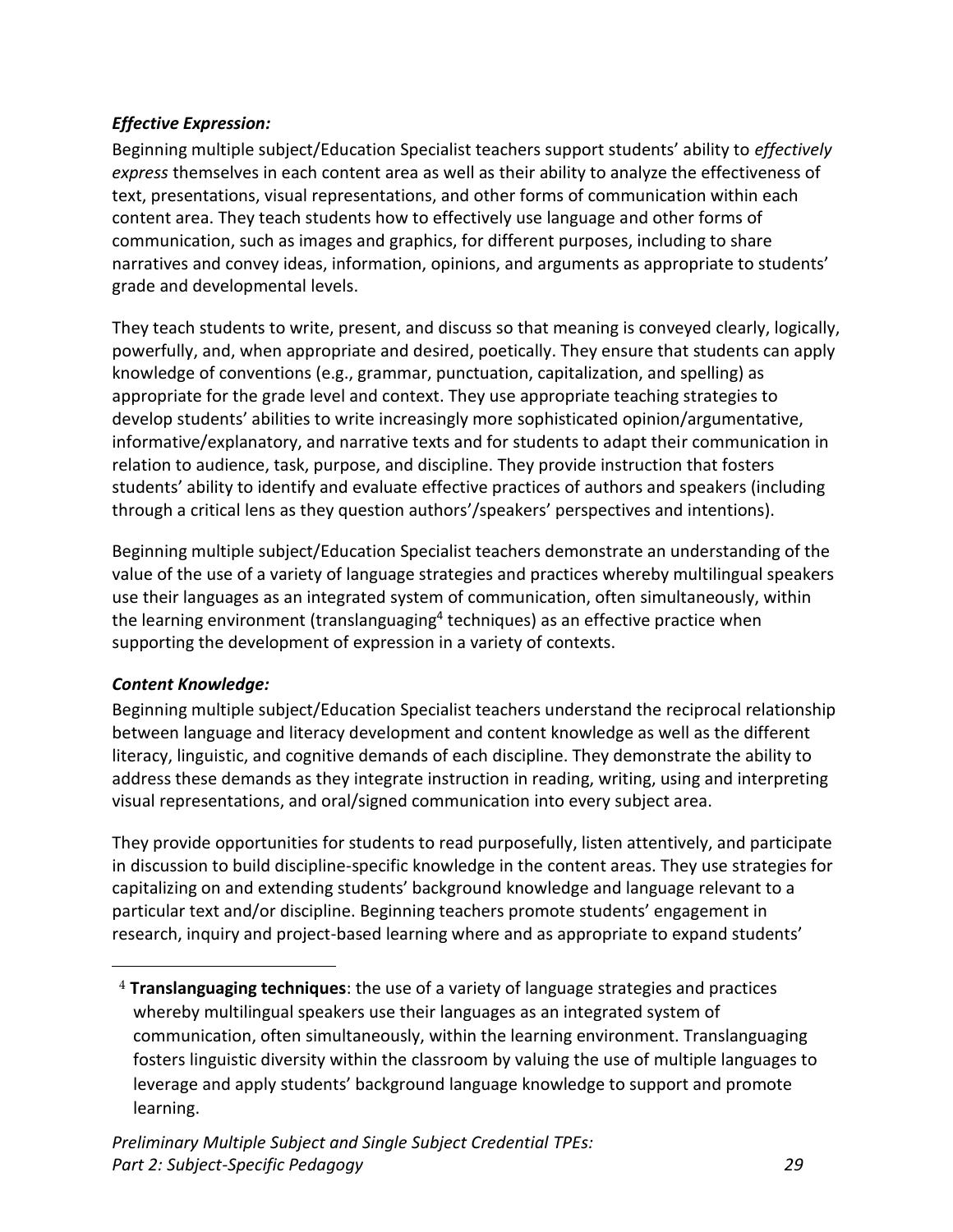***Effective Expression:***

Beginning multiple subject/Education Specialist teachers support students' ability to *effectively express* themselves in each content area as well as their ability to analyze the effectiveness of text, presentations, visual representations, and other forms of communication within each content area. They teach students how to effectively use language and other forms of communication, such as images and graphics, for different purposes, including to share narratives and convey ideas, information, opinions, and arguments as appropriate to students' grade and developmental levels.

They teach students to write, present, and discuss so that meaning is conveyed clearly, logically, powerfully, and, when appropriate and desired, poetically. They ensure that students can apply knowledge of conventions (e.g., grammar, punctuation, capitalization, and spelling) as appropriate for the grade level and context. They use appropriate teaching strategies to develop students' abilities to write increasingly more sophisticated opinion/argumentative, informative/explanatory, and narrative texts and for students to adapt their communication in relation to audience, task, purpose, and discipline. They provide instruction that fosters students' ability to identify and evaluate effective practices of authors and speakers (including through a critical lens as they question authors'/speakers' perspectives and intentions).

Beginning multiple subject/Education Specialist teachers demonstrate an understanding of the value of the use of a variety of language strategies and practices whereby multilingual speakers use their languages as an integrated system of communication, often simultaneously, within the learning environment (translanguaging[4] techniques) as an effective practice when supporting the development of expression in a variety of contexts.

***Content Knowledge:***

Beginning multiple subject/Education Specialist teachers understand the reciprocal relationship between language and literacy development and content knowledge as well as the different literacy, linguistic, and cognitive demands of each discipline. They demonstrate the ability to address these demands as they integrate instruction in reading, writing, using and interpreting visual representations, and oral/signed communication into every subject area.

They provide opportunities for students to read purposefully, listen attentively, and participate in discussion to build discipline-specific knowledge in the content areas. They use strategies for capitalizing on and extending students' background knowledge and language relevant to a particular text and/or discipline. Beginning teachers promote students' engagement in research, inquiry and project-based learning where and as appropriate to expand students'

---

[4] **Translanguaging techniques**: the use of a variety of language strategies and practices whereby multilingual speakers use their languages as an integrated system of communication, often simultaneously, within the learning environment. Translanguaging fosters linguistic diversity within the classroom by valuing the use of multiple languages to leverage and apply students' background language knowledge to support and promote learning.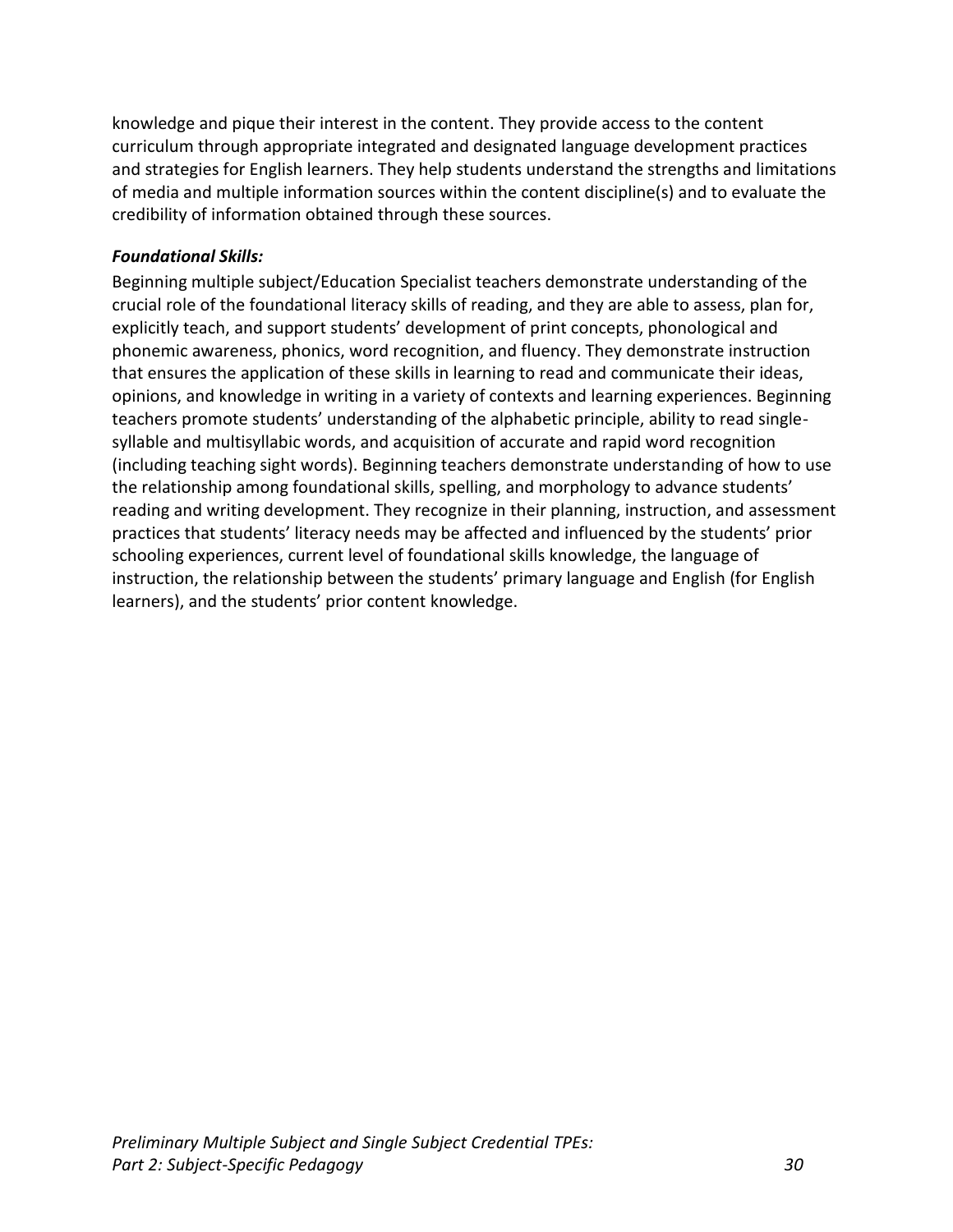knowledge and pique their interest in the content. They provide access to the content curriculum through appropriate integrated and designated language development practices and strategies for English learners. They help students understand the strengths and limitations of media and multiple information sources within the content discipline(s) and to evaluate the credibility of information obtained through these sources.

***Foundational Skills:***

Beginning multiple subject/Education Specialist teachers demonstrate understanding of the crucial role of the foundational literacy skills of reading, and they are able to assess, plan for, explicitly teach, and support students' development of print concepts, phonological and phonemic awareness, phonics, word recognition, and fluency. They demonstrate instruction that ensures the application of these skills in learning to read and communicate their ideas, opinions, and knowledge in writing in a variety of contexts and learning experiences. Beginning teachers promote students' understanding of the alphabetic principle, ability to read single-syllable and multisyllabic words, and acquisition of accurate and rapid word recognition (including teaching sight words). Beginning teachers demonstrate understanding of how to use the relationship among foundational skills, spelling, and morphology to advance students' reading and writing development. They recognize in their planning, instruction, and assessment practices that students' literacy needs may be affected and influenced by the students' prior schooling experiences, current level of foundational skills knowledge, the language of instruction, the relationship between the students' primary language and English (for English learners), and the students' prior content knowledge.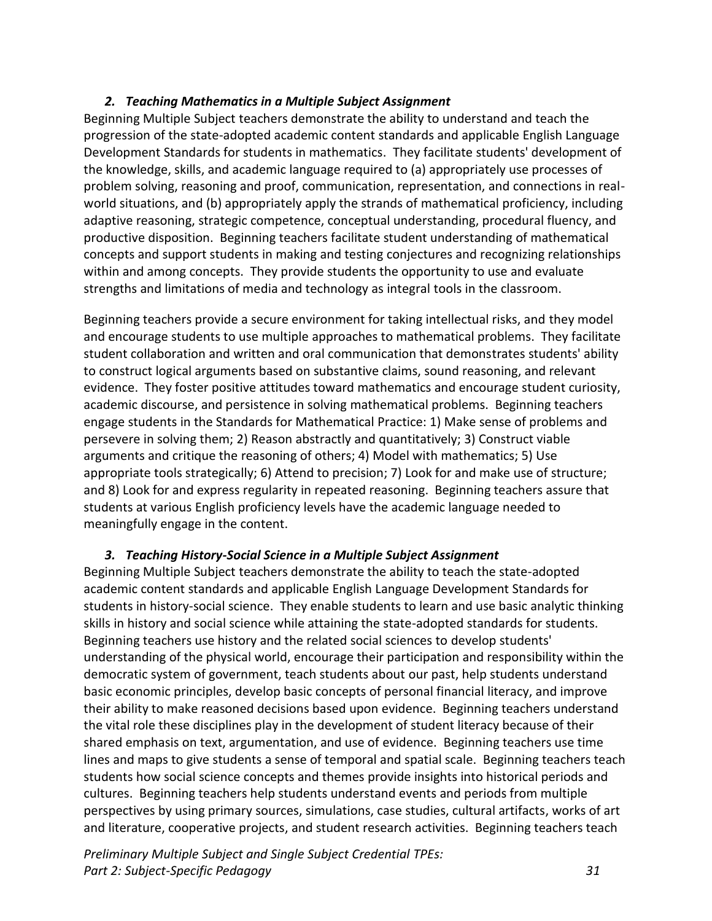### *2. Teaching Mathematics in a Multiple Subject Assignment*

Beginning Multiple Subject teachers demonstrate the ability to understand and teach the progression of the state-adopted academic content standards and applicable English Language Development Standards for students in mathematics. They facilitate students' development of the knowledge, skills, and academic language required to (a) appropriately use processes of problem solving, reasoning and proof, communication, representation, and connections in real-world situations, and (b) appropriately apply the strands of mathematical proficiency, including adaptive reasoning, strategic competence, conceptual understanding, procedural fluency, and productive disposition. Beginning teachers facilitate student understanding of mathematical concepts and support students in making and testing conjectures and recognizing relationships within and among concepts. They provide students the opportunity to use and evaluate strengths and limitations of media and technology as integral tools in the classroom.

Beginning teachers provide a secure environment for taking intellectual risks, and they model and encourage students to use multiple approaches to mathematical problems. They facilitate student collaboration and written and oral communication that demonstrates students' ability to construct logical arguments based on substantive claims, sound reasoning, and relevant evidence. They foster positive attitudes toward mathematics and encourage student curiosity, academic discourse, and persistence in solving mathematical problems. Beginning teachers engage students in the Standards for Mathematical Practice: 1) Make sense of problems and persevere in solving them; 2) Reason abstractly and quantitatively; 3) Construct viable arguments and critique the reasoning of others; 4) Model with mathematics; 5) Use appropriate tools strategically; 6) Attend to precision; 7) Look for and make use of structure; and 8) Look for and express regularity in repeated reasoning. Beginning teachers assure that students at various English proficiency levels have the academic language needed to meaningfully engage in the content.

### *3. Teaching History-Social Science in a Multiple Subject Assignment*

Beginning Multiple Subject teachers demonstrate the ability to teach the state-adopted academic content standards and applicable English Language Development Standards for students in history-social science. They enable students to learn and use basic analytic thinking skills in history and social science while attaining the state-adopted standards for students. Beginning teachers use history and the related social sciences to develop students' understanding of the physical world, encourage their participation and responsibility within the democratic system of government, teach students about our past, help students understand basic economic principles, develop basic concepts of personal financial literacy, and improve their ability to make reasoned decisions based upon evidence. Beginning teachers understand the vital role these disciplines play in the development of student literacy because of their shared emphasis on text, argumentation, and use of evidence. Beginning teachers use time lines and maps to give students a sense of temporal and spatial scale. Beginning teachers teach students how social science concepts and themes provide insights into historical periods and cultures. Beginning teachers help students understand events and periods from multiple perspectives by using primary sources, simulations, case studies, cultural artifacts, works of art and literature, cooperative projects, and student research activities. Beginning teachers teach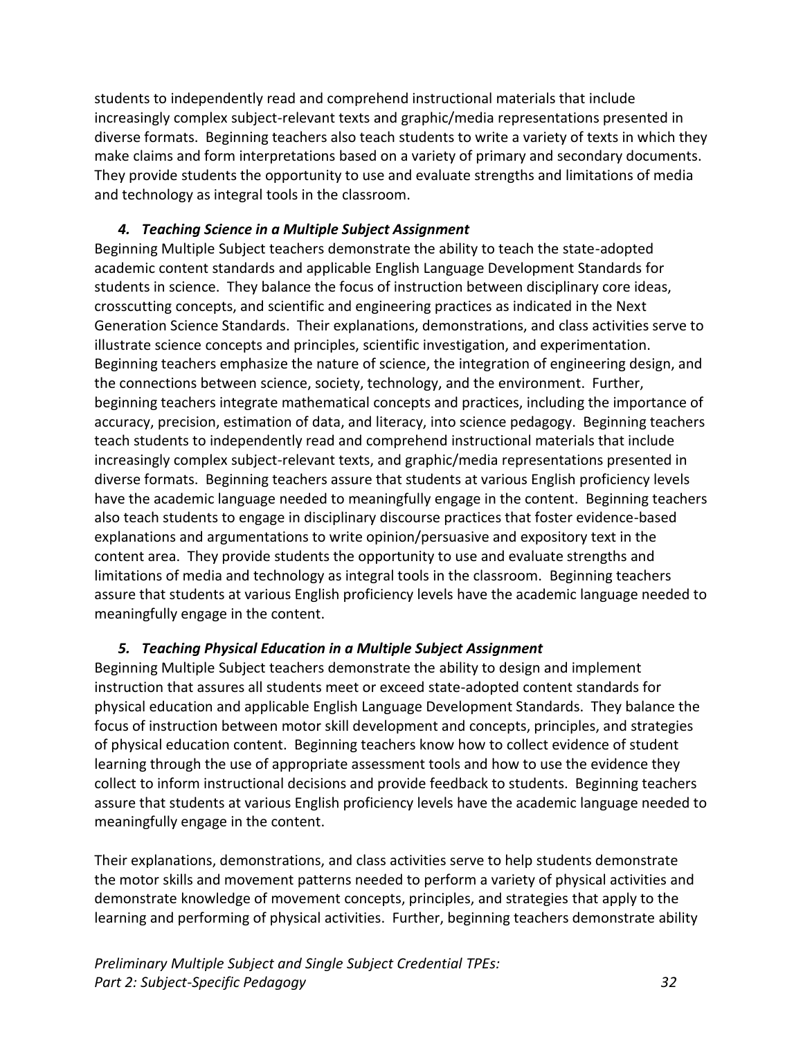students to independently read and comprehend instructional materials that include increasingly complex subject-relevant texts and graphic/media representations presented in diverse formats. Beginning teachers also teach students to write a variety of texts in which they make claims and form interpretations based on a variety of primary and secondary documents. They provide students the opportunity to use and evaluate strengths and limitations of media and technology as integral tools in the classroom.

### *4. Teaching Science in a Multiple Subject Assignment*

Beginning Multiple Subject teachers demonstrate the ability to teach the state-adopted academic content standards and applicable English Language Development Standards for students in science. They balance the focus of instruction between disciplinary core ideas, crosscutting concepts, and scientific and engineering practices as indicated in the Next Generation Science Standards. Their explanations, demonstrations, and class activities serve to illustrate science concepts and principles, scientific investigation, and experimentation. Beginning teachers emphasize the nature of science, the integration of engineering design, and the connections between science, society, technology, and the environment. Further, beginning teachers integrate mathematical concepts and practices, including the importance of accuracy, precision, estimation of data, and literacy, into science pedagogy. Beginning teachers teach students to independently read and comprehend instructional materials that include increasingly complex subject-relevant texts, and graphic/media representations presented in diverse formats. Beginning teachers assure that students at various English proficiency levels have the academic language needed to meaningfully engage in the content. Beginning teachers also teach students to engage in disciplinary discourse practices that foster evidence-based explanations and argumentations to write opinion/persuasive and expository text in the content area. They provide students the opportunity to use and evaluate strengths and limitations of media and technology as integral tools in the classroom. Beginning teachers assure that students at various English proficiency levels have the academic language needed to meaningfully engage in the content.

### *5. Teaching Physical Education in a Multiple Subject Assignment*

Beginning Multiple Subject teachers demonstrate the ability to design and implement instruction that assures all students meet or exceed state-adopted content standards for physical education and applicable English Language Development Standards. They balance the focus of instruction between motor skill development and concepts, principles, and strategies of physical education content. Beginning teachers know how to collect evidence of student learning through the use of appropriate assessment tools and how to use the evidence they collect to inform instructional decisions and provide feedback to students. Beginning teachers assure that students at various English proficiency levels have the academic language needed to meaningfully engage in the content.

Their explanations, demonstrations, and class activities serve to help students demonstrate the motor skills and movement patterns needed to perform a variety of physical activities and demonstrate knowledge of movement concepts, principles, and strategies that apply to the learning and performing of physical activities. Further, beginning teachers demonstrate ability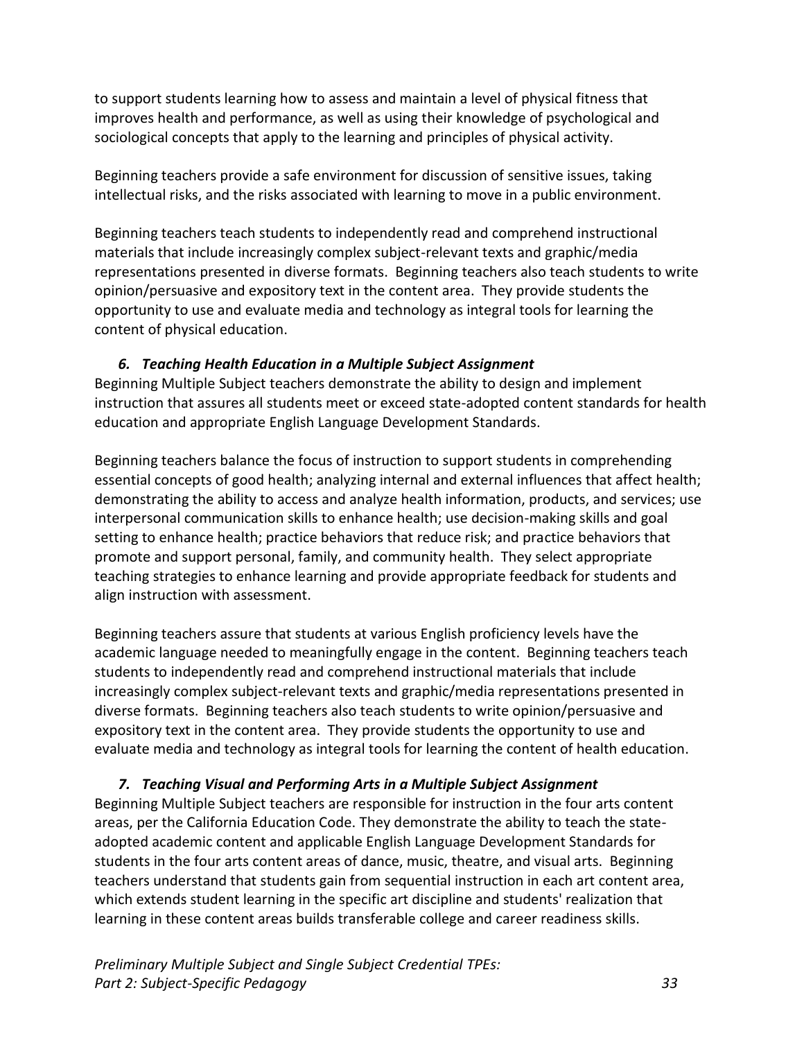to support students learning how to assess and maintain a level of physical fitness that improves health and performance, as well as using their knowledge of psychological and sociological concepts that apply to the learning and principles of physical activity.

Beginning teachers provide a safe environment for discussion of sensitive issues, taking intellectual risks, and the risks associated with learning to move in a public environment.

Beginning teachers teach students to independently read and comprehend instructional materials that include increasingly complex subject-relevant texts and graphic/media representations presented in diverse formats. Beginning teachers also teach students to write opinion/persuasive and expository text in the content area. They provide students the opportunity to use and evaluate media and technology as integral tools for learning the content of physical education.

### *6. Teaching Health Education in a Multiple Subject Assignment*

Beginning Multiple Subject teachers demonstrate the ability to design and implement instruction that assures all students meet or exceed state-adopted content standards for health education and appropriate English Language Development Standards.

Beginning teachers balance the focus of instruction to support students in comprehending essential concepts of good health; analyzing internal and external influences that affect health; demonstrating the ability to access and analyze health information, products, and services; use interpersonal communication skills to enhance health; use decision-making skills and goal setting to enhance health; practice behaviors that reduce risk; and practice behaviors that promote and support personal, family, and community health. They select appropriate teaching strategies to enhance learning and provide appropriate feedback for students and align instruction with assessment.

Beginning teachers assure that students at various English proficiency levels have the academic language needed to meaningfully engage in the content. Beginning teachers teach students to independently read and comprehend instructional materials that include increasingly complex subject-relevant texts and graphic/media representations presented in diverse formats. Beginning teachers also teach students to write opinion/persuasive and expository text in the content area. They provide students the opportunity to use and evaluate media and technology as integral tools for learning the content of health education.

### *7. Teaching Visual and Performing Arts in a Multiple Subject Assignment*

Beginning Multiple Subject teachers are responsible for instruction in the four arts content areas, per the California Education Code. They demonstrate the ability to teach the state-adopted academic content and applicable English Language Development Standards for students in the four arts content areas of dance, music, theatre, and visual arts. Beginning teachers understand that students gain from sequential instruction in each art content area, which extends student learning in the specific art discipline and students' realization that learning in these content areas builds transferable college and career readiness skills.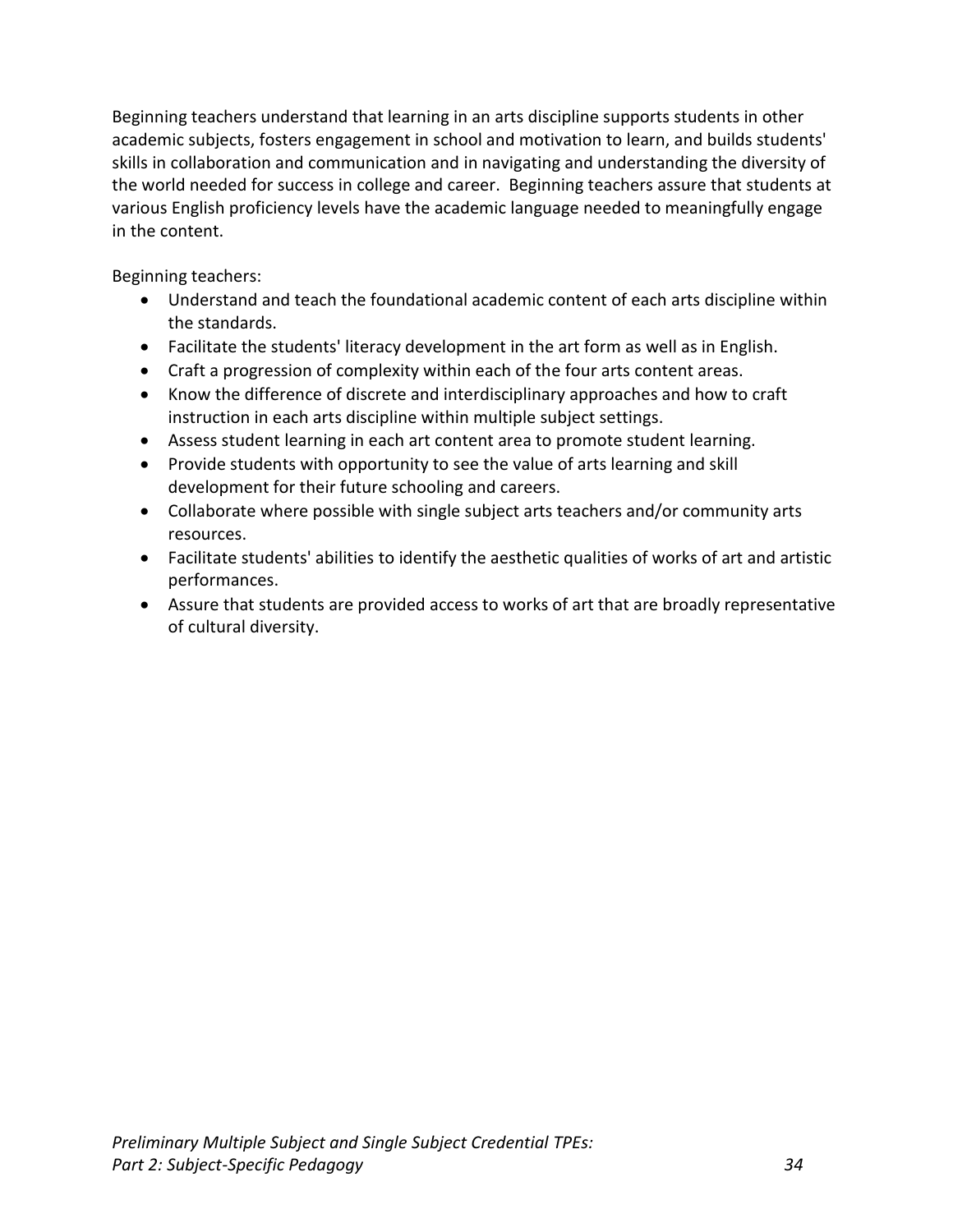Beginning teachers understand that learning in an arts discipline supports students in other academic subjects, fosters engagement in school and motivation to learn, and builds students' skills in collaboration and communication and in navigating and understanding the diversity of the world needed for success in college and career. Beginning teachers assure that students at various English proficiency levels have the academic language needed to meaningfully engage in the content.

Beginning teachers:

- Understand and teach the foundational academic content of each arts discipline within the standards.
- Facilitate the students' literacy development in the art form as well as in English.
- Craft a progression of complexity within each of the four arts content areas.
- Know the difference of discrete and interdisciplinary approaches and how to craft instruction in each arts discipline within multiple subject settings.
- Assess student learning in each art content area to promote student learning.
- Provide students with opportunity to see the value of arts learning and skill development for their future schooling and careers.
- Collaborate where possible with single subject arts teachers and/or community arts resources.
- Facilitate students' abilities to identify the aesthetic qualities of works of art and artistic performances.
- Assure that students are provided access to works of art that are broadly representative of cultural diversity.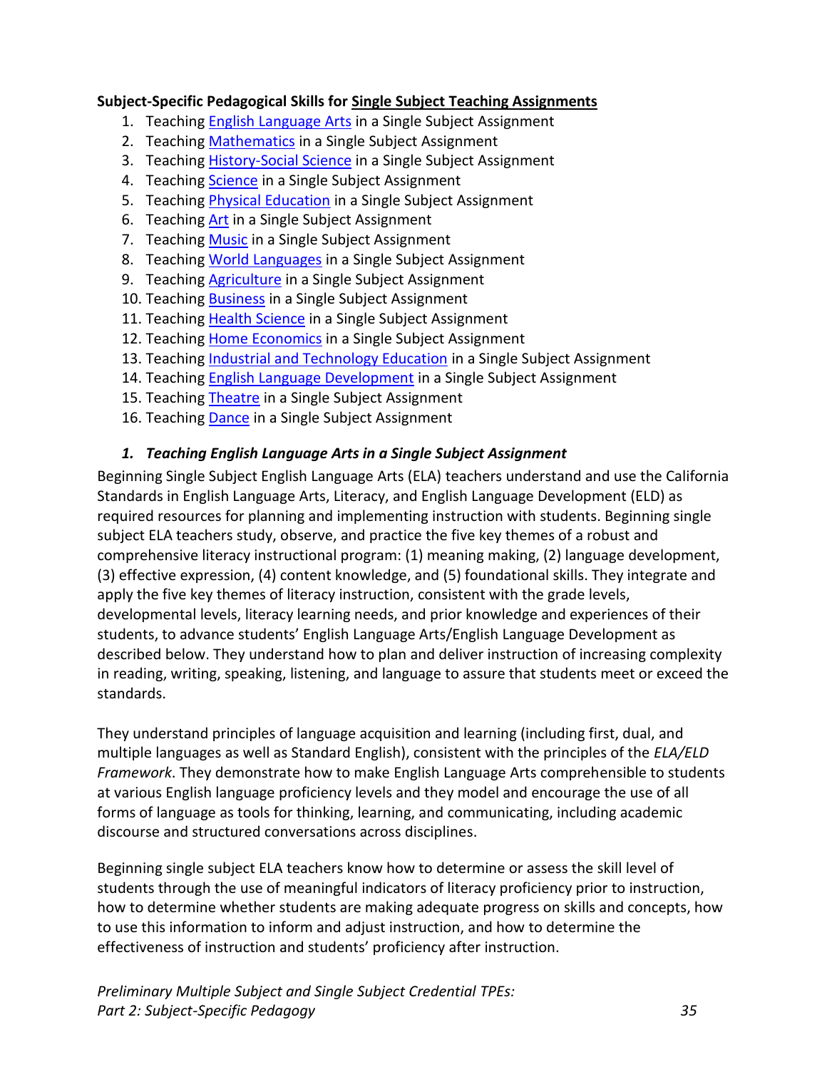**Subject-Specific Pedagogical Skills for Single Subject Teaching Assignments**

1. Teaching English Language Arts in a Single Subject Assignment
2. Teaching Mathematics in a Single Subject Assignment
3. Teaching History-Social Science in a Single Subject Assignment
4. Teaching Science in a Single Subject Assignment
5. Teaching Physical Education in a Single Subject Assignment
6. Teaching Art in a Single Subject Assignment
7. Teaching Music in a Single Subject Assignment
8. Teaching World Languages in a Single Subject Assignment
9. Teaching Agriculture in a Single Subject Assignment
10. Teaching Business in a Single Subject Assignment
11. Teaching Health Science in a Single Subject Assignment
12. Teaching Home Economics in a Single Subject Assignment
13. Teaching Industrial and Technology Education in a Single Subject Assignment
14. Teaching English Language Development in a Single Subject Assignment
15. Teaching Theatre in a Single Subject Assignment
16. Teaching Dance in a Single Subject Assignment

### *1. Teaching English Language Arts in a Single Subject Assignment*

Beginning Single Subject English Language Arts (ELA) teachers understand and use the California Standards in English Language Arts, Literacy, and English Language Development (ELD) as required resources for planning and implementing instruction with students. Beginning single subject ELA teachers study, observe, and practice the five key themes of a robust and comprehensive literacy instructional program: (1) meaning making, (2) language development, (3) effective expression, (4) content knowledge, and (5) foundational skills. They integrate and apply the five key themes of literacy instruction, consistent with the grade levels, developmental levels, literacy learning needs, and prior knowledge and experiences of their students, to advance students' English Language Arts/English Language Development as described below. They understand how to plan and deliver instruction of increasing complexity in reading, writing, speaking, listening, and language to assure that students meet or exceed the standards.

They understand principles of language acquisition and learning (including first, dual, and multiple languages as well as Standard English), consistent with the principles of the *ELA/ELD Framework*. They demonstrate how to make English Language Arts comprehensible to students at various English language proficiency levels and they model and encourage the use of all forms of language as tools for thinking, learning, and communicating, including academic discourse and structured conversations across disciplines.

Beginning single subject ELA teachers know how to determine or assess the skill level of students through the use of meaningful indicators of literacy proficiency prior to instruction, how to determine whether students are making adequate progress on skills and concepts, how to use this information to inform and adjust instruction, and how to determine the effectiveness of instruction and students' proficiency after instruction.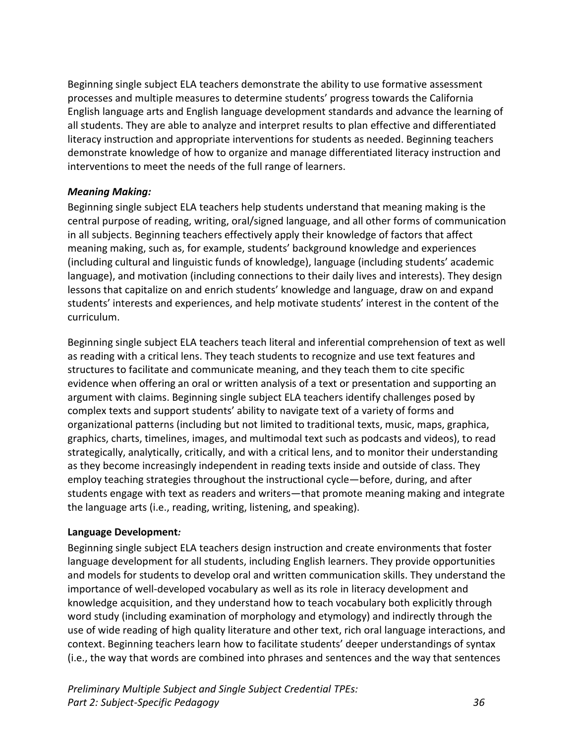Beginning single subject ELA teachers demonstrate the ability to use formative assessment processes and multiple measures to determine students' progress towards the California English language arts and English language development standards and advance the learning of all students. They are able to analyze and interpret results to plan effective and differentiated literacy instruction and appropriate interventions for students as needed. Beginning teachers demonstrate knowledge of how to organize and manage differentiated literacy instruction and interventions to meet the needs of the full range of learners.

***Meaning Making:***

Beginning single subject ELA teachers help students understand that meaning making is the central purpose of reading, writing, oral/signed language, and all other forms of communication in all subjects. Beginning teachers effectively apply their knowledge of factors that affect meaning making, such as, for example, students' background knowledge and experiences (including cultural and linguistic funds of knowledge), language (including students' academic language), and motivation (including connections to their daily lives and interests). They design lessons that capitalize on and enrich students' knowledge and language, draw on and expand students' interests and experiences, and help motivate students' interest in the content of the curriculum.

Beginning single subject ELA teachers teach literal and inferential comprehension of text as well as reading with a critical lens. They teach students to recognize and use text features and structures to facilitate and communicate meaning, and they teach them to cite specific evidence when offering an oral or written analysis of a text or presentation and supporting an argument with claims. Beginning single subject ELA teachers identify challenges posed by complex texts and support students' ability to navigate text of a variety of forms and organizational patterns (including but not limited to traditional texts, music, maps, graphica, graphics, charts, timelines, images, and multimodal text such as podcasts and videos), to read strategically, analytically, critically, and with a critical lens, and to monitor their understanding as they become increasingly independent in reading texts inside and outside of class. They employ teaching strategies throughout the instructional cycle—before, during, and after students engage with text as readers and writers—that promote meaning making and integrate the language arts (i.e., reading, writing, listening, and speaking).

**Language Development*:***

Beginning single subject ELA teachers design instruction and create environments that foster language development for all students, including English learners. They provide opportunities and models for students to develop oral and written communication skills. They understand the importance of well-developed vocabulary as well as its role in literacy development and knowledge acquisition, and they understand how to teach vocabulary both explicitly through word study (including examination of morphology and etymology) and indirectly through the use of wide reading of high quality literature and other text, rich oral language interactions, and context. Beginning teachers learn how to facilitate students' deeper understandings of syntax (i.e., the way that words are combined into phrases and sentences and the way that sentences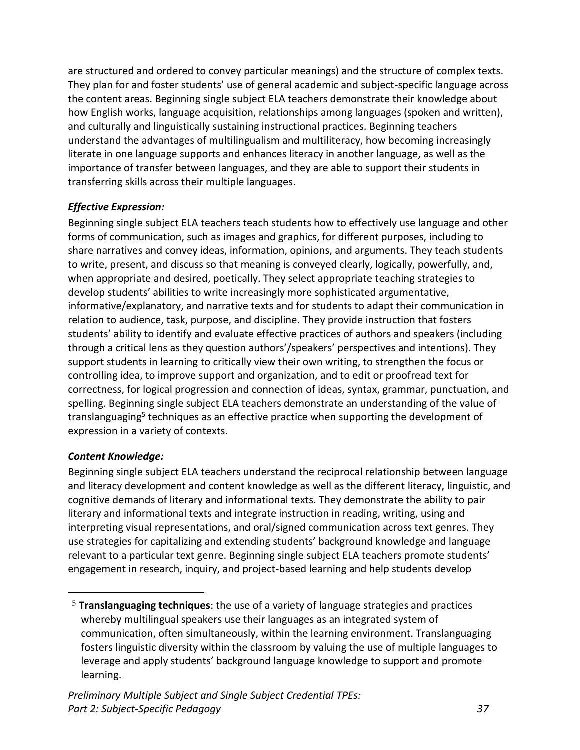are structured and ordered to convey particular meanings) and the structure of complex texts. They plan for and foster students' use of general academic and subject-specific language across the content areas. Beginning single subject ELA teachers demonstrate their knowledge about how English works, language acquisition, relationships among languages (spoken and written), and culturally and linguistically sustaining instructional practices. Beginning teachers understand the advantages of multilingualism and multiliteracy, how becoming increasingly literate in one language supports and enhances literacy in another language, as well as the importance of transfer between languages, and they are able to support their students in transferring skills across their multiple languages.

***Effective Expression:***

Beginning single subject ELA teachers teach students how to effectively use language and other forms of communication, such as images and graphics, for different purposes, including to share narratives and convey ideas, information, opinions, and arguments. They teach students to write, present, and discuss so that meaning is conveyed clearly, logically, powerfully, and, when appropriate and desired, poetically. They select appropriate teaching strategies to develop students' abilities to write increasingly more sophisticated argumentative, informative/explanatory, and narrative texts and for students to adapt their communication in relation to audience, task, purpose, and discipline. They provide instruction that fosters students' ability to identify and evaluate effective practices of authors and speakers (including through a critical lens as they question authors'/speakers' perspectives and intentions). They support students in learning to critically view their own writing, to strengthen the focus or controlling idea, to improve support and organization, and to edit or proofread text for correctness, for logical progression and connection of ideas, syntax, grammar, punctuation, and spelling. Beginning single subject ELA teachers demonstrate an understanding of the value of translanguaging[5] techniques as an effective practice when supporting the development of expression in a variety of contexts.

***Content Knowledge:***

Beginning single subject ELA teachers understand the reciprocal relationship between language and literacy development and content knowledge as well as the different literacy, linguistic, and cognitive demands of literary and informational texts. They demonstrate the ability to pair literary and informational texts and integrate instruction in reading, writing, using and interpreting visual representations, and oral/signed communication across text genres. They use strategies for capitalizing and extending students' background knowledge and language relevant to a particular text genre. Beginning single subject ELA teachers promote students' engagement in research, inquiry, and project-based learning and help students develop

[5] **Translanguaging techniques**: the use of a variety of language strategies and practices whereby multilingual speakers use their languages as an integrated system of communication, often simultaneously, within the learning environment. Translanguaging fosters linguistic diversity within the classroom by valuing the use of multiple languages to leverage and apply students' background language knowledge to support and promote learning.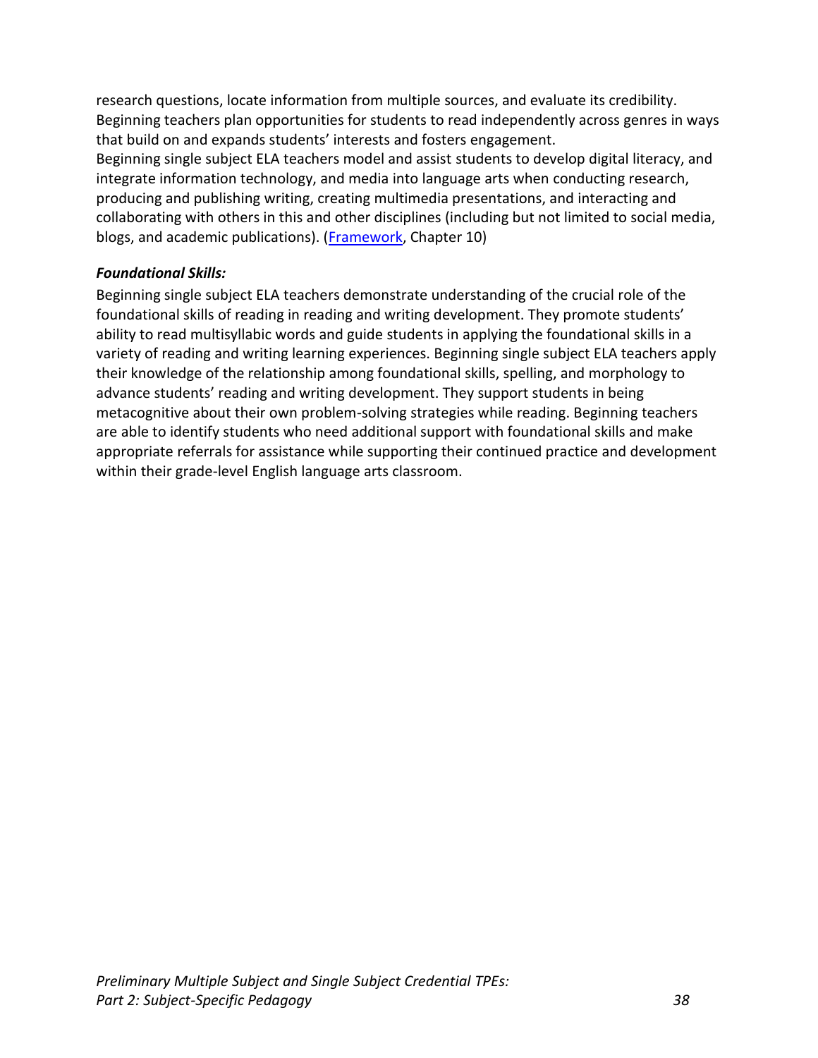research questions, locate information from multiple sources, and evaluate its credibility. Beginning teachers plan opportunities for students to read independently across genres in ways that build on and expands students' interests and fosters engagement.

Beginning single subject ELA teachers model and assist students to develop digital literacy, and integrate information technology, and media into language arts when conducting research, producing and publishing writing, creating multimedia presentations, and interacting and collaborating with others in this and other disciplines (including but not limited to social media, blogs, and academic publications). (Framework, Chapter 10)

***Foundational Skills:***

Beginning single subject ELA teachers demonstrate understanding of the crucial role of the foundational skills of reading in reading and writing development. They promote students' ability to read multisyllabic words and guide students in applying the foundational skills in a variety of reading and writing learning experiences. Beginning single subject ELA teachers apply their knowledge of the relationship among foundational skills, spelling, and morphology to advance students' reading and writing development. They support students in being metacognitive about their own problem-solving strategies while reading. Beginning teachers are able to identify students who need additional support with foundational skills and make appropriate referrals for assistance while supporting their continued practice and development within their grade-level English language arts classroom.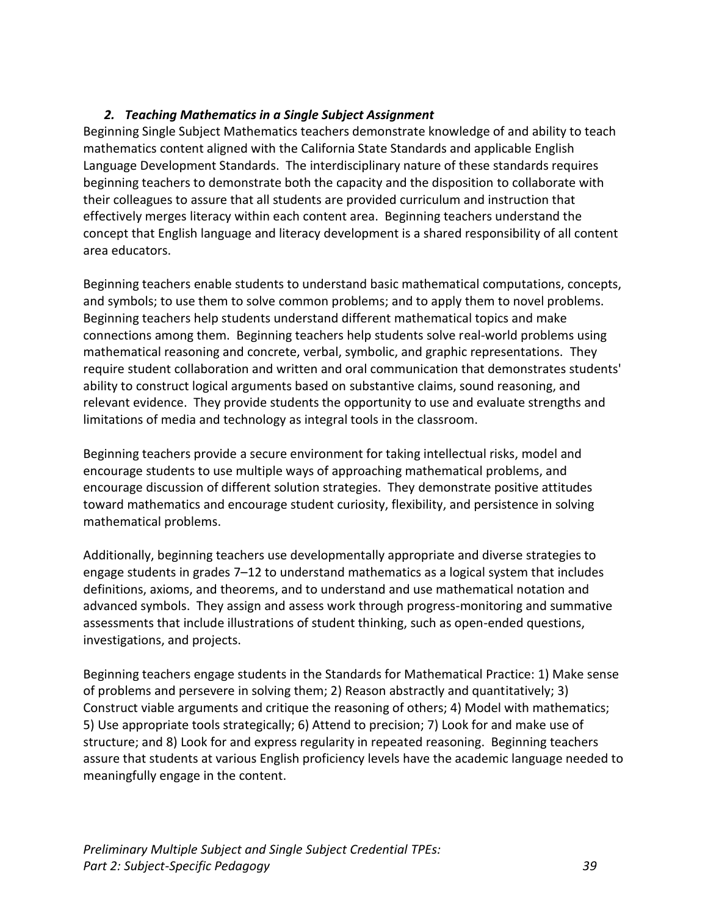### *2. Teaching Mathematics in a Single Subject Assignment*

Beginning Single Subject Mathematics teachers demonstrate knowledge of and ability to teach mathematics content aligned with the California State Standards and applicable English Language Development Standards. The interdisciplinary nature of these standards requires beginning teachers to demonstrate both the capacity and the disposition to collaborate with their colleagues to assure that all students are provided curriculum and instruction that effectively merges literacy within each content area. Beginning teachers understand the concept that English language and literacy development is a shared responsibility of all content area educators.

Beginning teachers enable students to understand basic mathematical computations, concepts, and symbols; to use them to solve common problems; and to apply them to novel problems. Beginning teachers help students understand different mathematical topics and make connections among them. Beginning teachers help students solve real-world problems using mathematical reasoning and concrete, verbal, symbolic, and graphic representations. They require student collaboration and written and oral communication that demonstrates students' ability to construct logical arguments based on substantive claims, sound reasoning, and relevant evidence. They provide students the opportunity to use and evaluate strengths and limitations of media and technology as integral tools in the classroom.

Beginning teachers provide a secure environment for taking intellectual risks, model and encourage students to use multiple ways of approaching mathematical problems, and encourage discussion of different solution strategies. They demonstrate positive attitudes toward mathematics and encourage student curiosity, flexibility, and persistence in solving mathematical problems.

Additionally, beginning teachers use developmentally appropriate and diverse strategies to engage students in grades 7–12 to understand mathematics as a logical system that includes definitions, axioms, and theorems, and to understand and use mathematical notation and advanced symbols. They assign and assess work through progress-monitoring and summative assessments that include illustrations of student thinking, such as open-ended questions, investigations, and projects.

Beginning teachers engage students in the Standards for Mathematical Practice: 1) Make sense of problems and persevere in solving them; 2) Reason abstractly and quantitatively; 3) Construct viable arguments and critique the reasoning of others; 4) Model with mathematics; 5) Use appropriate tools strategically; 6) Attend to precision; 7) Look for and make use of structure; and 8) Look for and express regularity in repeated reasoning. Beginning teachers assure that students at various English proficiency levels have the academic language needed to meaningfully engage in the content.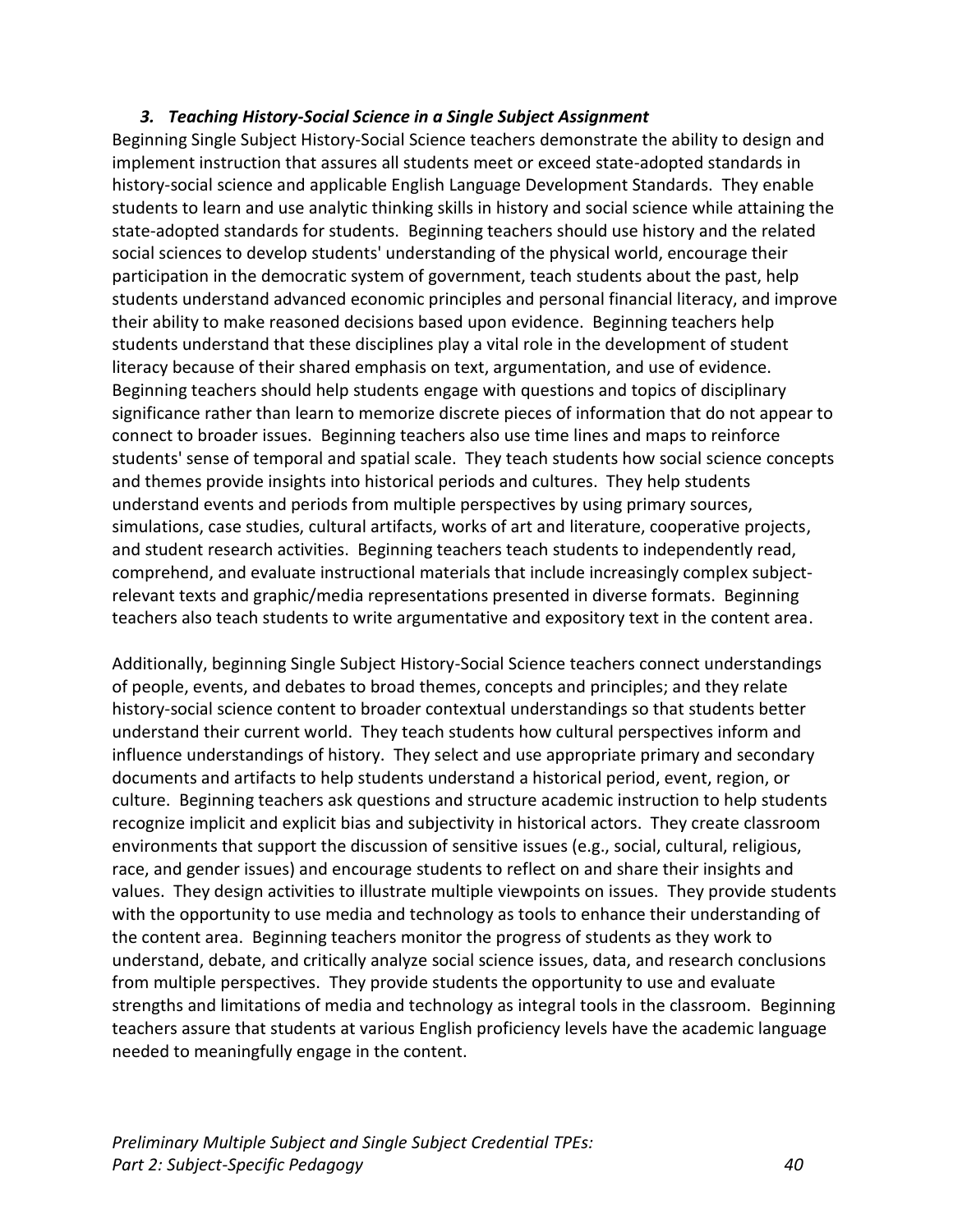### *3. Teaching History-Social Science in a Single Subject Assignment*

Beginning Single Subject History-Social Science teachers demonstrate the ability to design and implement instruction that assures all students meet or exceed state-adopted standards in history-social science and applicable English Language Development Standards. They enable students to learn and use analytic thinking skills in history and social science while attaining the state-adopted standards for students. Beginning teachers should use history and the related social sciences to develop students' understanding of the physical world, encourage their participation in the democratic system of government, teach students about the past, help students understand advanced economic principles and personal financial literacy, and improve their ability to make reasoned decisions based upon evidence. Beginning teachers help students understand that these disciplines play a vital role in the development of student literacy because of their shared emphasis on text, argumentation, and use of evidence. Beginning teachers should help students engage with questions and topics of disciplinary significance rather than learn to memorize discrete pieces of information that do not appear to connect to broader issues. Beginning teachers also use time lines and maps to reinforce students' sense of temporal and spatial scale. They teach students how social science concepts and themes provide insights into historical periods and cultures. They help students understand events and periods from multiple perspectives by using primary sources, simulations, case studies, cultural artifacts, works of art and literature, cooperative projects, and student research activities. Beginning teachers teach students to independently read, comprehend, and evaluate instructional materials that include increasingly complex subject-relevant texts and graphic/media representations presented in diverse formats. Beginning teachers also teach students to write argumentative and expository text in the content area.

Additionally, beginning Single Subject History-Social Science teachers connect understandings of people, events, and debates to broad themes, concepts and principles; and they relate history-social science content to broader contextual understandings so that students better understand their current world. They teach students how cultural perspectives inform and influence understandings of history. They select and use appropriate primary and secondary documents and artifacts to help students understand a historical period, event, region, or culture. Beginning teachers ask questions and structure academic instruction to help students recognize implicit and explicit bias and subjectivity in historical actors. They create classroom environments that support the discussion of sensitive issues (e.g., social, cultural, religious, race, and gender issues) and encourage students to reflect on and share their insights and values. They design activities to illustrate multiple viewpoints on issues. They provide students with the opportunity to use media and technology as tools to enhance their understanding of the content area. Beginning teachers monitor the progress of students as they work to understand, debate, and critically analyze social science issues, data, and research conclusions from multiple perspectives. They provide students the opportunity to use and evaluate strengths and limitations of media and technology as integral tools in the classroom. Beginning teachers assure that students at various English proficiency levels have the academic language needed to meaningfully engage in the content.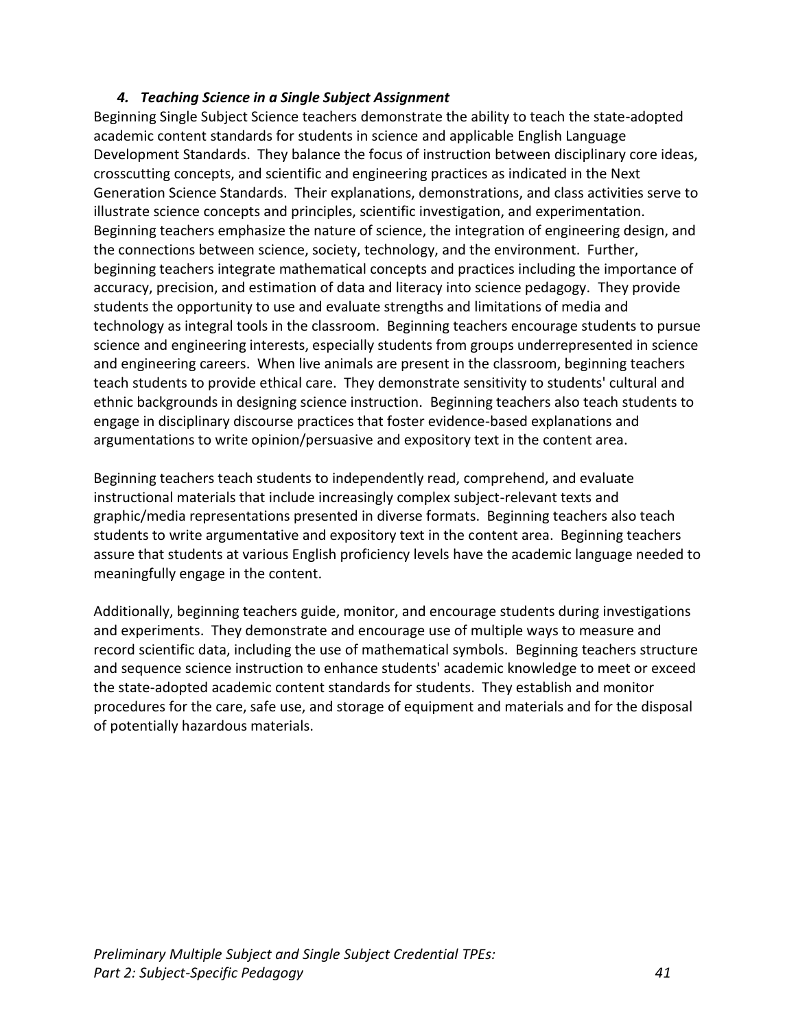#### *4. Teaching Science in a Single Subject Assignment*

Beginning Single Subject Science teachers demonstrate the ability to teach the state-adopted academic content standards for students in science and applicable English Language Development Standards. They balance the focus of instruction between disciplinary core ideas, crosscutting concepts, and scientific and engineering practices as indicated in the Next Generation Science Standards. Their explanations, demonstrations, and class activities serve to illustrate science concepts and principles, scientific investigation, and experimentation. Beginning teachers emphasize the nature of science, the integration of engineering design, and the connections between science, society, technology, and the environment. Further, beginning teachers integrate mathematical concepts and practices including the importance of accuracy, precision, and estimation of data and literacy into science pedagogy. They provide students the opportunity to use and evaluate strengths and limitations of media and technology as integral tools in the classroom. Beginning teachers encourage students to pursue science and engineering interests, especially students from groups underrepresented in science and engineering careers. When live animals are present in the classroom, beginning teachers teach students to provide ethical care. They demonstrate sensitivity to students' cultural and ethnic backgrounds in designing science instruction. Beginning teachers also teach students to engage in disciplinary discourse practices that foster evidence-based explanations and argumentations to write opinion/persuasive and expository text in the content area.

Beginning teachers teach students to independently read, comprehend, and evaluate instructional materials that include increasingly complex subject-relevant texts and graphic/media representations presented in diverse formats. Beginning teachers also teach students to write argumentative and expository text in the content area. Beginning teachers assure that students at various English proficiency levels have the academic language needed to meaningfully engage in the content.

Additionally, beginning teachers guide, monitor, and encourage students during investigations and experiments. They demonstrate and encourage use of multiple ways to measure and record scientific data, including the use of mathematical symbols. Beginning teachers structure and sequence science instruction to enhance students' academic knowledge to meet or exceed the state-adopted academic content standards for students. They establish and monitor procedures for the care, safe use, and storage of equipment and materials and for the disposal of potentially hazardous materials.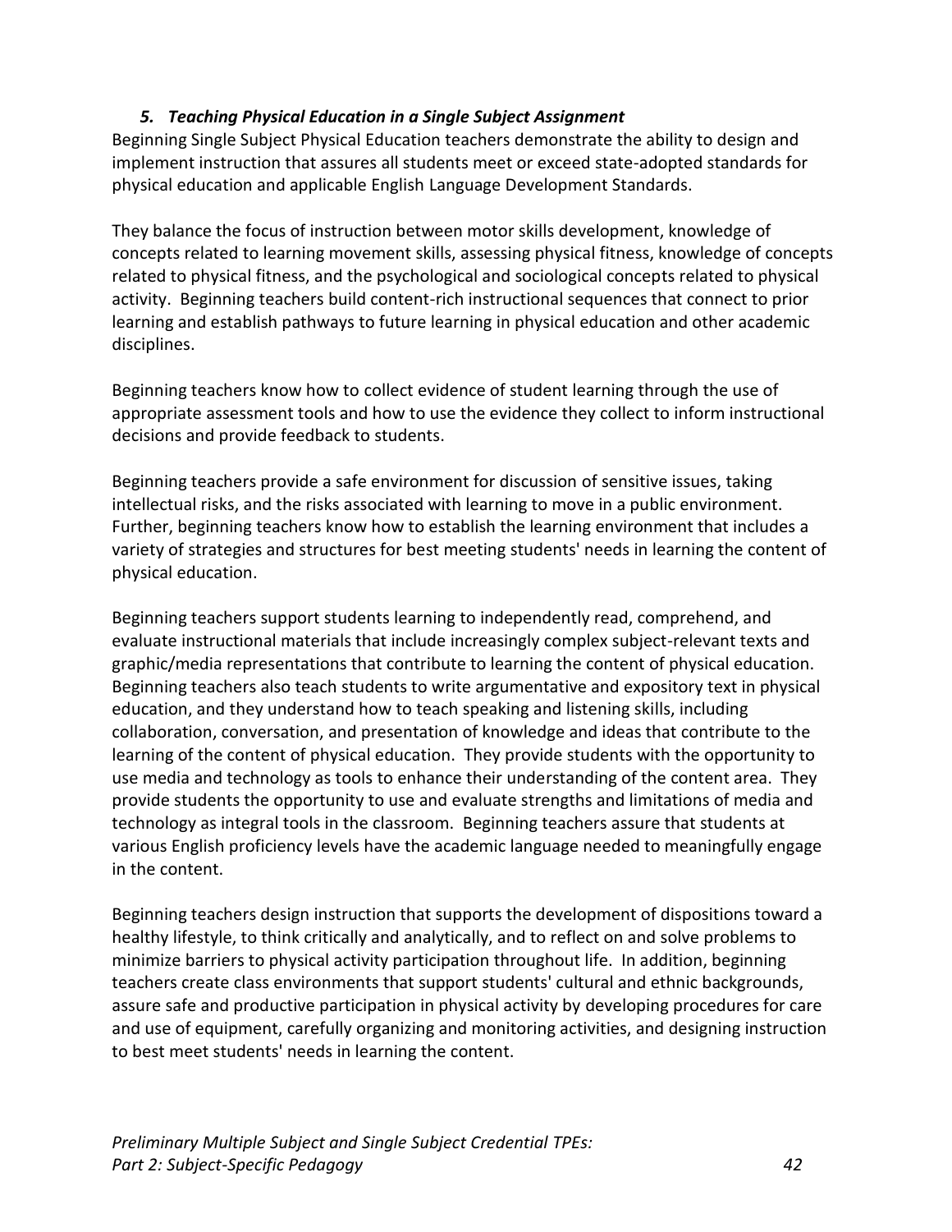### *5. Teaching Physical Education in a Single Subject Assignment*

Beginning Single Subject Physical Education teachers demonstrate the ability to design and implement instruction that assures all students meet or exceed state-adopted standards for physical education and applicable English Language Development Standards.

They balance the focus of instruction between motor skills development, knowledge of concepts related to learning movement skills, assessing physical fitness, knowledge of concepts related to physical fitness, and the psychological and sociological concepts related to physical activity. Beginning teachers build content-rich instructional sequences that connect to prior learning and establish pathways to future learning in physical education and other academic disciplines.

Beginning teachers know how to collect evidence of student learning through the use of appropriate assessment tools and how to use the evidence they collect to inform instructional decisions and provide feedback to students.

Beginning teachers provide a safe environment for discussion of sensitive issues, taking intellectual risks, and the risks associated with learning to move in a public environment. Further, beginning teachers know how to establish the learning environment that includes a variety of strategies and structures for best meeting students' needs in learning the content of physical education.

Beginning teachers support students learning to independently read, comprehend, and evaluate instructional materials that include increasingly complex subject-relevant texts and graphic/media representations that contribute to learning the content of physical education. Beginning teachers also teach students to write argumentative and expository text in physical education, and they understand how to teach speaking and listening skills, including collaboration, conversation, and presentation of knowledge and ideas that contribute to the learning of the content of physical education. They provide students with the opportunity to use media and technology as tools to enhance their understanding of the content area. They provide students the opportunity to use and evaluate strengths and limitations of media and technology as integral tools in the classroom. Beginning teachers assure that students at various English proficiency levels have the academic language needed to meaningfully engage in the content.

Beginning teachers design instruction that supports the development of dispositions toward a healthy lifestyle, to think critically and analytically, and to reflect on and solve problems to minimize barriers to physical activity participation throughout life. In addition, beginning teachers create class environments that support students' cultural and ethnic backgrounds, assure safe and productive participation in physical activity by developing procedures for care and use of equipment, carefully organizing and monitoring activities, and designing instruction to best meet students' needs in learning the content.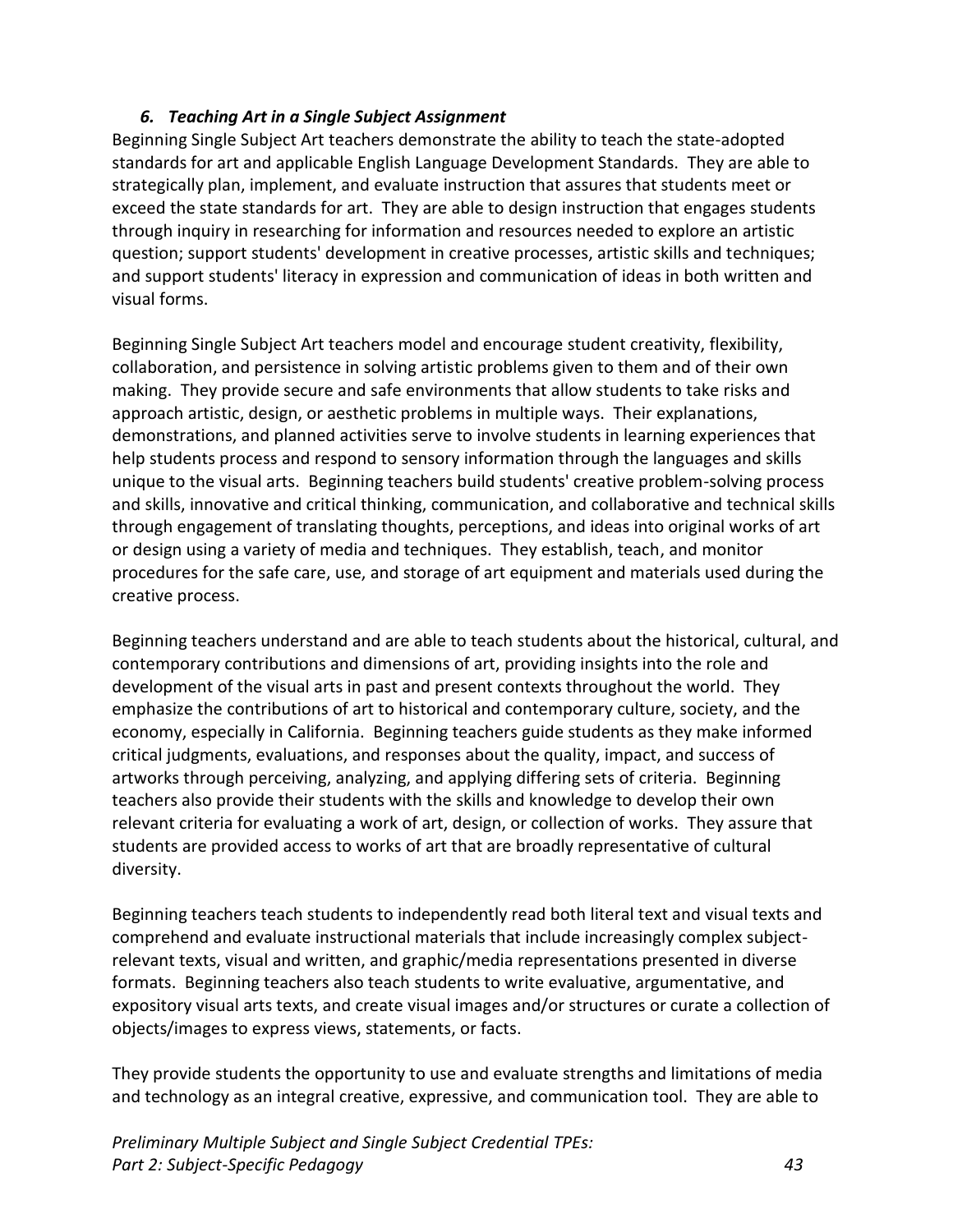### *6. Teaching Art in a Single Subject Assignment*

Beginning Single Subject Art teachers demonstrate the ability to teach the state-adopted standards for art and applicable English Language Development Standards. They are able to strategically plan, implement, and evaluate instruction that assures that students meet or exceed the state standards for art. They are able to design instruction that engages students through inquiry in researching for information and resources needed to explore an artistic question; support students' development in creative processes, artistic skills and techniques; and support students' literacy in expression and communication of ideas in both written and visual forms.

Beginning Single Subject Art teachers model and encourage student creativity, flexibility, collaboration, and persistence in solving artistic problems given to them and of their own making. They provide secure and safe environments that allow students to take risks and approach artistic, design, or aesthetic problems in multiple ways. Their explanations, demonstrations, and planned activities serve to involve students in learning experiences that help students process and respond to sensory information through the languages and skills unique to the visual arts. Beginning teachers build students' creative problem-solving process and skills, innovative and critical thinking, communication, and collaborative and technical skills through engagement of translating thoughts, perceptions, and ideas into original works of art or design using a variety of media and techniques. They establish, teach, and monitor procedures for the safe care, use, and storage of art equipment and materials used during the creative process.

Beginning teachers understand and are able to teach students about the historical, cultural, and contemporary contributions and dimensions of art, providing insights into the role and development of the visual arts in past and present contexts throughout the world. They emphasize the contributions of art to historical and contemporary culture, society, and the economy, especially in California. Beginning teachers guide students as they make informed critical judgments, evaluations, and responses about the quality, impact, and success of artworks through perceiving, analyzing, and applying differing sets of criteria. Beginning teachers also provide their students with the skills and knowledge to develop their own relevant criteria for evaluating a work of art, design, or collection of works. They assure that students are provided access to works of art that are broadly representative of cultural diversity.

Beginning teachers teach students to independently read both literal text and visual texts and comprehend and evaluate instructional materials that include increasingly complex subject-relevant texts, visual and written, and graphic/media representations presented in diverse formats. Beginning teachers also teach students to write evaluative, argumentative, and expository visual arts texts, and create visual images and/or structures or curate a collection of objects/images to express views, statements, or facts.

They provide students the opportunity to use and evaluate strengths and limitations of media and technology as an integral creative, expressive, and communication tool. They are able to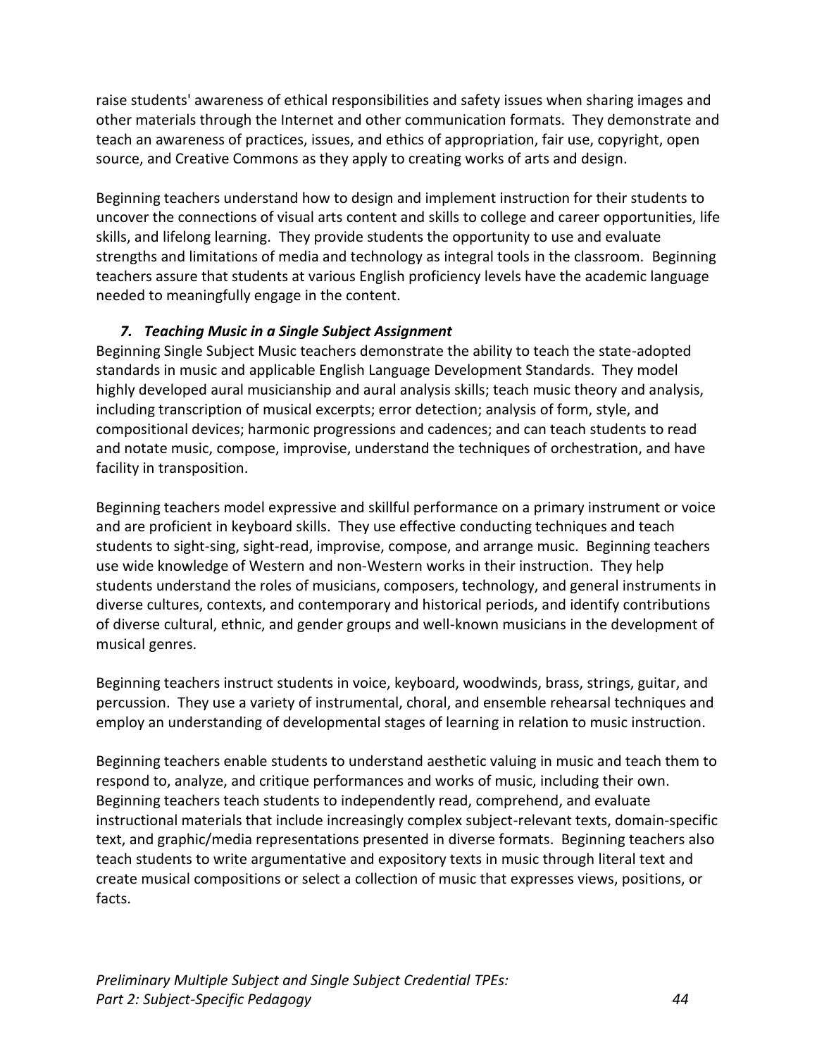raise students' awareness of ethical responsibilities and safety issues when sharing images and other materials through the Internet and other communication formats. They demonstrate and teach an awareness of practices, issues, and ethics of appropriation, fair use, copyright, open source, and Creative Commons as they apply to creating works of arts and design.

Beginning teachers understand how to design and implement instruction for their students to uncover the connections of visual arts content and skills to college and career opportunities, life skills, and lifelong learning. They provide students the opportunity to use and evaluate strengths and limitations of media and technology as integral tools in the classroom. Beginning teachers assure that students at various English proficiency levels have the academic language needed to meaningfully engage in the content.

### *7. Teaching Music in a Single Subject Assignment*

Beginning Single Subject Music teachers demonstrate the ability to teach the state-adopted standards in music and applicable English Language Development Standards. They model highly developed aural musicianship and aural analysis skills; teach music theory and analysis, including transcription of musical excerpts; error detection; analysis of form, style, and compositional devices; harmonic progressions and cadences; and can teach students to read and notate music, compose, improvise, understand the techniques of orchestration, and have facility in transposition.

Beginning teachers model expressive and skillful performance on a primary instrument or voice and are proficient in keyboard skills. They use effective conducting techniques and teach students to sight-sing, sight-read, improvise, compose, and arrange music. Beginning teachers use wide knowledge of Western and non-Western works in their instruction. They help students understand the roles of musicians, composers, technology, and general instruments in diverse cultures, contexts, and contemporary and historical periods, and identify contributions of diverse cultural, ethnic, and gender groups and well-known musicians in the development of musical genres.

Beginning teachers instruct students in voice, keyboard, woodwinds, brass, strings, guitar, and percussion. They use a variety of instrumental, choral, and ensemble rehearsal techniques and employ an understanding of developmental stages of learning in relation to music instruction.

Beginning teachers enable students to understand aesthetic valuing in music and teach them to respond to, analyze, and critique performances and works of music, including their own. Beginning teachers teach students to independently read, comprehend, and evaluate instructional materials that include increasingly complex subject-relevant texts, domain-specific text, and graphic/media representations presented in diverse formats. Beginning teachers also teach students to write argumentative and expository texts in music through literal text and create musical compositions or select a collection of music that expresses views, positions, or facts.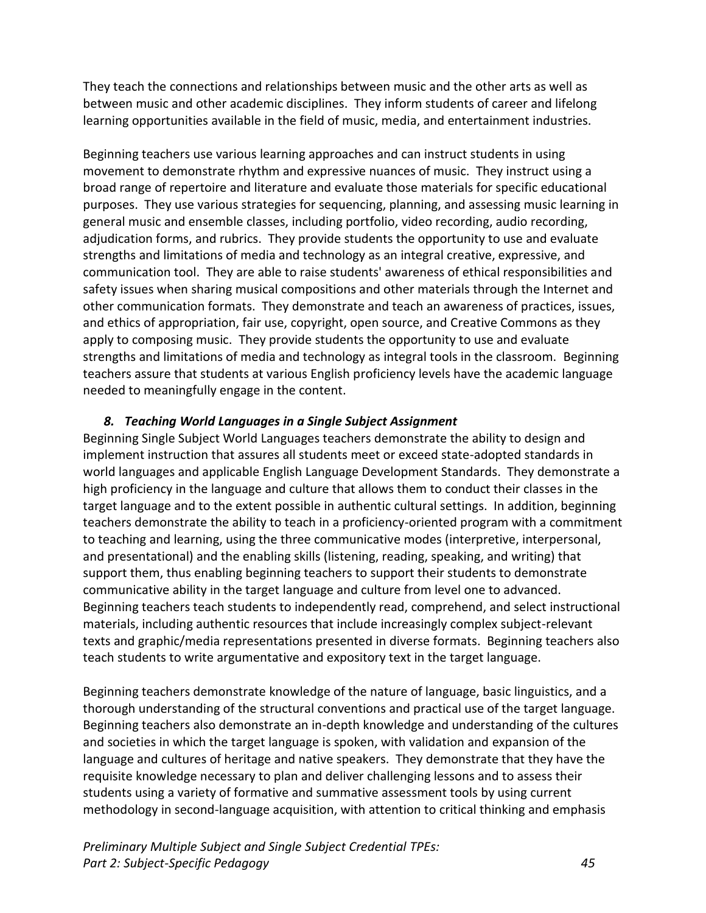They teach the connections and relationships between music and the other arts as well as between music and other academic disciplines. They inform students of career and lifelong learning opportunities available in the field of music, media, and entertainment industries.

Beginning teachers use various learning approaches and can instruct students in using movement to demonstrate rhythm and expressive nuances of music. They instruct using a broad range of repertoire and literature and evaluate those materials for specific educational purposes. They use various strategies for sequencing, planning, and assessing music learning in general music and ensemble classes, including portfolio, video recording, audio recording, adjudication forms, and rubrics. They provide students the opportunity to use and evaluate strengths and limitations of media and technology as an integral creative, expressive, and communication tool. They are able to raise students' awareness of ethical responsibilities and safety issues when sharing musical compositions and other materials through the Internet and other communication formats. They demonstrate and teach an awareness of practices, issues, and ethics of appropriation, fair use, copyright, open source, and Creative Commons as they apply to composing music. They provide students the opportunity to use and evaluate strengths and limitations of media and technology as integral tools in the classroom. Beginning teachers assure that students at various English proficiency levels have the academic language needed to meaningfully engage in the content.

### *8. Teaching World Languages in a Single Subject Assignment*

Beginning Single Subject World Languages teachers demonstrate the ability to design and implement instruction that assures all students meet or exceed state-adopted standards in world languages and applicable English Language Development Standards. They demonstrate a high proficiency in the language and culture that allows them to conduct their classes in the target language and to the extent possible in authentic cultural settings. In addition, beginning teachers demonstrate the ability to teach in a proficiency-oriented program with a commitment to teaching and learning, using the three communicative modes (interpretive, interpersonal, and presentational) and the enabling skills (listening, reading, speaking, and writing) that support them, thus enabling beginning teachers to support their students to demonstrate communicative ability in the target language and culture from level one to advanced. Beginning teachers teach students to independently read, comprehend, and select instructional materials, including authentic resources that include increasingly complex subject-relevant texts and graphic/media representations presented in diverse formats. Beginning teachers also teach students to write argumentative and expository text in the target language.

Beginning teachers demonstrate knowledge of the nature of language, basic linguistics, and a thorough understanding of the structural conventions and practical use of the target language. Beginning teachers also demonstrate an in-depth knowledge and understanding of the cultures and societies in which the target language is spoken, with validation and expansion of the language and cultures of heritage and native speakers. They demonstrate that they have the requisite knowledge necessary to plan and deliver challenging lessons and to assess their students using a variety of formative and summative assessment tools by using current methodology in second-language acquisition, with attention to critical thinking and emphasis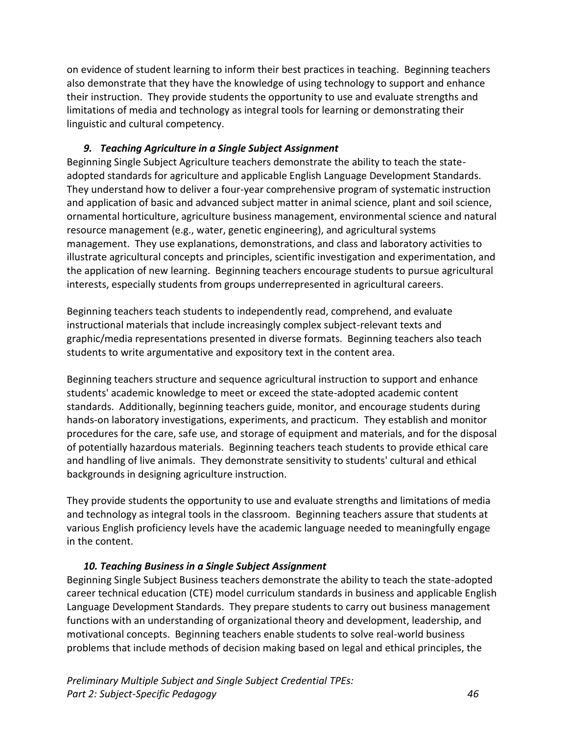on evidence of student learning to inform their best practices in teaching. Beginning teachers also demonstrate that they have the knowledge of using technology to support and enhance their instruction. They provide students the opportunity to use and evaluate strengths and limitations of media and technology as integral tools for learning or demonstrating their linguistic and cultural competency.

### *9. Teaching Agriculture in a Single Subject Assignment*

Beginning Single Subject Agriculture teachers demonstrate the ability to teach the state-adopted standards for agriculture and applicable English Language Development Standards. They understand how to deliver a four-year comprehensive program of systematic instruction and application of basic and advanced subject matter in animal science, plant and soil science, ornamental horticulture, agriculture business management, environmental science and natural resource management (e.g., water, genetic engineering), and agricultural systems management. They use explanations, demonstrations, and class and laboratory activities to illustrate agricultural concepts and principles, scientific investigation and experimentation, and the application of new learning. Beginning teachers encourage students to pursue agricultural interests, especially students from groups underrepresented in agricultural careers.

Beginning teachers teach students to independently read, comprehend, and evaluate instructional materials that include increasingly complex subject-relevant texts and graphic/media representations presented in diverse formats. Beginning teachers also teach students to write argumentative and expository text in the content area.

Beginning teachers structure and sequence agricultural instruction to support and enhance students' academic knowledge to meet or exceed the state-adopted academic content standards. Additionally, beginning teachers guide, monitor, and encourage students during hands-on laboratory investigations, experiments, and practicum. They establish and monitor procedures for the care, safe use, and storage of equipment and materials, and for the disposal of potentially hazardous materials. Beginning teachers teach students to provide ethical care and handling of live animals. They demonstrate sensitivity to students' cultural and ethical backgrounds in designing agriculture instruction.

They provide students the opportunity to use and evaluate strengths and limitations of media and technology as integral tools in the classroom. Beginning teachers assure that students at various English proficiency levels have the academic language needed to meaningfully engage in the content.

### *10. Teaching Business in a Single Subject Assignment*

Beginning Single Subject Business teachers demonstrate the ability to teach the state-adopted career technical education (CTE) model curriculum standards in business and applicable English Language Development Standards. They prepare students to carry out business management functions with an understanding of organizational theory and development, leadership, and motivational concepts. Beginning teachers enable students to solve real-world business problems that include methods of decision making based on legal and ethical principles, the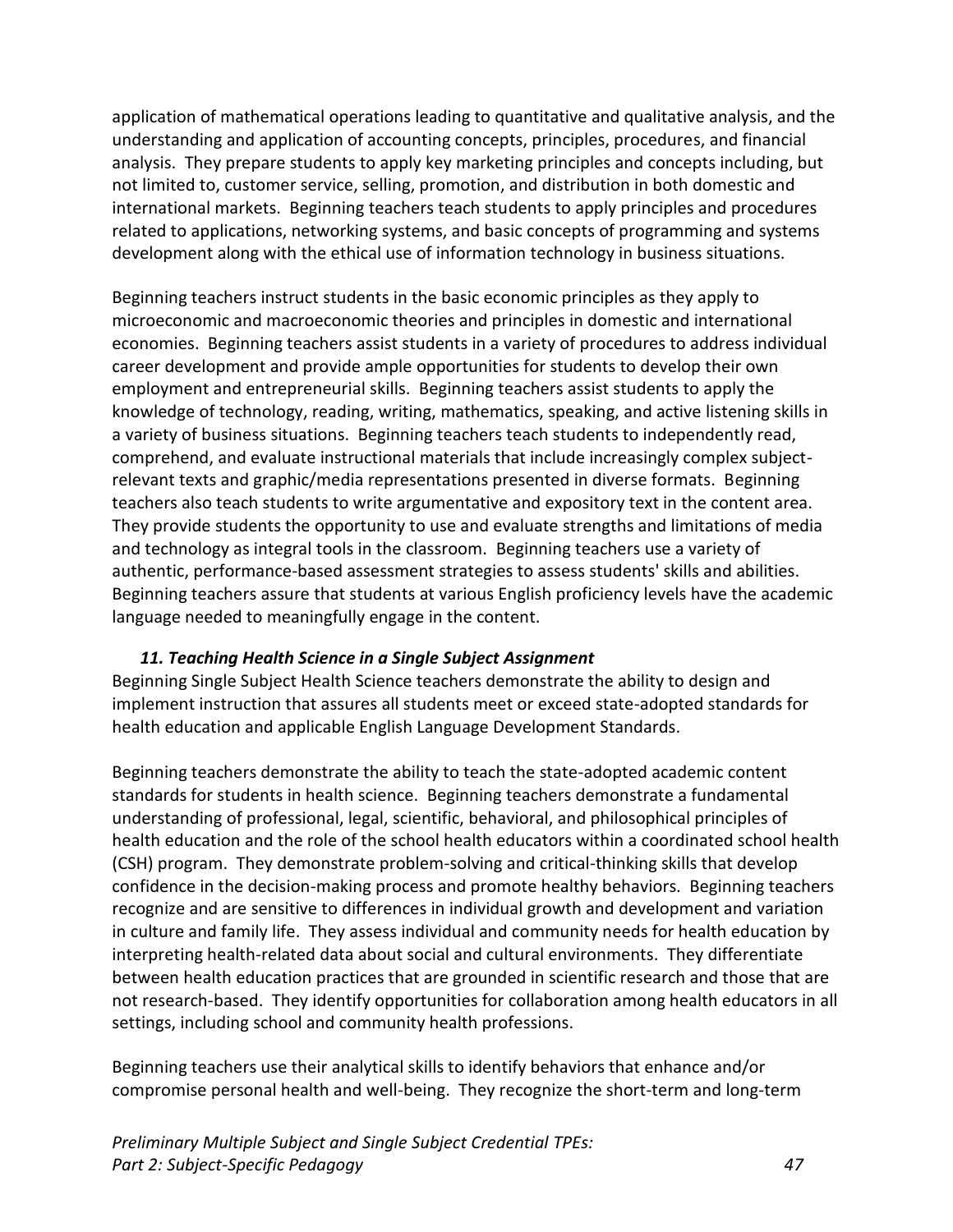application of mathematical operations leading to quantitative and qualitative analysis, and the understanding and application of accounting concepts, principles, procedures, and financial analysis. They prepare students to apply key marketing principles and concepts including, but not limited to, customer service, selling, promotion, and distribution in both domestic and international markets. Beginning teachers teach students to apply principles and procedures related to applications, networking systems, and basic concepts of programming and systems development along with the ethical use of information technology in business situations.

Beginning teachers instruct students in the basic economic principles as they apply to microeconomic and macroeconomic theories and principles in domestic and international economies. Beginning teachers assist students in a variety of procedures to address individual career development and provide ample opportunities for students to develop their own employment and entrepreneurial skills. Beginning teachers assist students to apply the knowledge of technology, reading, writing, mathematics, speaking, and active listening skills in a variety of business situations. Beginning teachers teach students to independently read, comprehend, and evaluate instructional materials that include increasingly complex subject-relevant texts and graphic/media representations presented in diverse formats. Beginning teachers also teach students to write argumentative and expository text in the content area. They provide students the opportunity to use and evaluate strengths and limitations of media and technology as integral tools in the classroom. Beginning teachers use a variety of authentic, performance-based assessment strategies to assess students' skills and abilities. Beginning teachers assure that students at various English proficiency levels have the academic language needed to meaningfully engage in the content.

### *11. Teaching Health Science in a Single Subject Assignment*

Beginning Single Subject Health Science teachers demonstrate the ability to design and implement instruction that assures all students meet or exceed state-adopted standards for health education and applicable English Language Development Standards.

Beginning teachers demonstrate the ability to teach the state-adopted academic content standards for students in health science. Beginning teachers demonstrate a fundamental understanding of professional, legal, scientific, behavioral, and philosophical principles of health education and the role of the school health educators within a coordinated school health (CSH) program. They demonstrate problem-solving and critical-thinking skills that develop confidence in the decision-making process and promote healthy behaviors. Beginning teachers recognize and are sensitive to differences in individual growth and development and variation in culture and family life. They assess individual and community needs for health education by interpreting health-related data about social and cultural environments. They differentiate between health education practices that are grounded in scientific research and those that are not research-based. They identify opportunities for collaboration among health educators in all settings, including school and community health professions.

Beginning teachers use their analytical skills to identify behaviors that enhance and/or compromise personal health and well-being. They recognize the short-term and long-term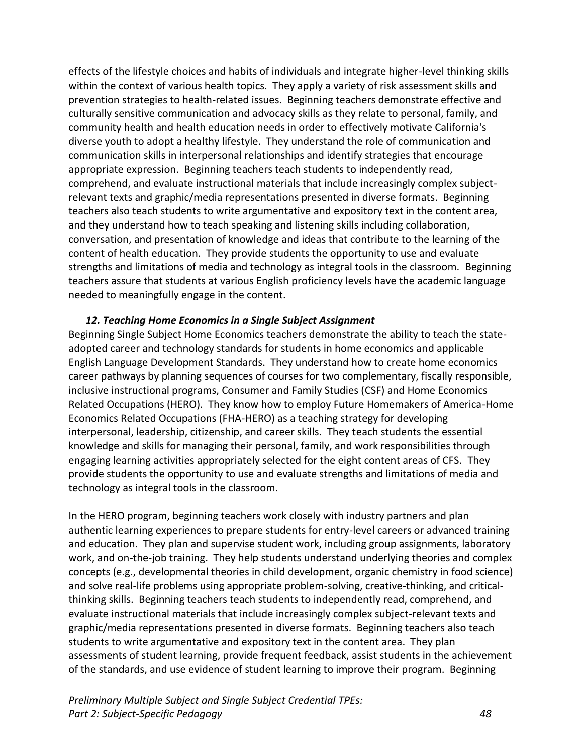effects of the lifestyle choices and habits of individuals and integrate higher-level thinking skills within the context of various health topics. They apply a variety of risk assessment skills and prevention strategies to health-related issues. Beginning teachers demonstrate effective and culturally sensitive communication and advocacy skills as they relate to personal, family, and community health and health education needs in order to effectively motivate California's diverse youth to adopt a healthy lifestyle. They understand the role of communication and communication skills in interpersonal relationships and identify strategies that encourage appropriate expression. Beginning teachers teach students to independently read, comprehend, and evaluate instructional materials that include increasingly complex subject-relevant texts and graphic/media representations presented in diverse formats. Beginning teachers also teach students to write argumentative and expository text in the content area, and they understand how to teach speaking and listening skills including collaboration, conversation, and presentation of knowledge and ideas that contribute to the learning of the content of health education. They provide students the opportunity to use and evaluate strengths and limitations of media and technology as integral tools in the classroom. Beginning teachers assure that students at various English proficiency levels have the academic language needed to meaningfully engage in the content.

### *12. Teaching Home Economics in a Single Subject Assignment*

Beginning Single Subject Home Economics teachers demonstrate the ability to teach the state-adopted career and technology standards for students in home economics and applicable English Language Development Standards. They understand how to create home economics career pathways by planning sequences of courses for two complementary, fiscally responsible, inclusive instructional programs, Consumer and Family Studies (CSF) and Home Economics Related Occupations (HERO). They know how to employ Future Homemakers of America-Home Economics Related Occupations (FHA-HERO) as a teaching strategy for developing interpersonal, leadership, citizenship, and career skills. They teach students the essential knowledge and skills for managing their personal, family, and work responsibilities through engaging learning activities appropriately selected for the eight content areas of CFS. They provide students the opportunity to use and evaluate strengths and limitations of media and technology as integral tools in the classroom.

In the HERO program, beginning teachers work closely with industry partners and plan authentic learning experiences to prepare students for entry-level careers or advanced training and education. They plan and supervise student work, including group assignments, laboratory work, and on-the-job training. They help students understand underlying theories and complex concepts (e.g., developmental theories in child development, organic chemistry in food science) and solve real-life problems using appropriate problem-solving, creative-thinking, and critical-thinking skills. Beginning teachers teach students to independently read, comprehend, and evaluate instructional materials that include increasingly complex subject-relevant texts and graphic/media representations presented in diverse formats. Beginning teachers also teach students to write argumentative and expository text in the content area. They plan assessments of student learning, provide frequent feedback, assist students in the achievement of the standards, and use evidence of student learning to improve their program. Beginning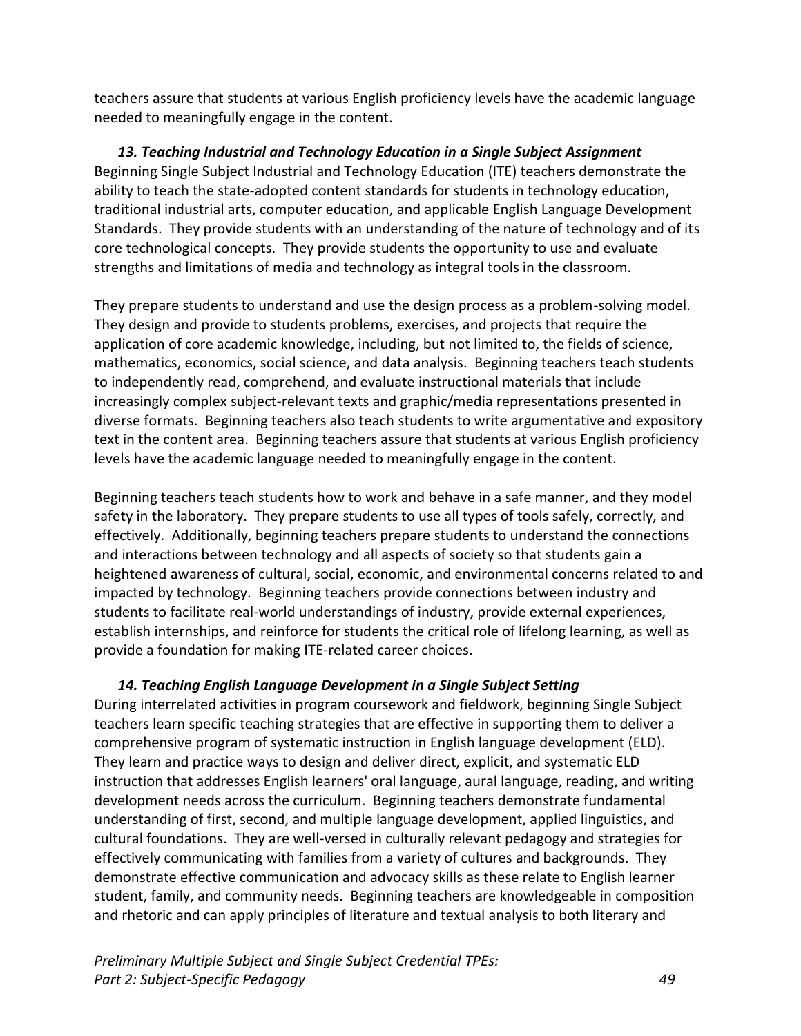teachers assure that students at various English proficiency levels have the academic language needed to meaningfully engage in the content.

### *13. Teaching Industrial and Technology Education in a Single Subject Assignment*

Beginning Single Subject Industrial and Technology Education (ITE) teachers demonstrate the ability to teach the state-adopted content standards for students in technology education, traditional industrial arts, computer education, and applicable English Language Development Standards. They provide students with an understanding of the nature of technology and of its core technological concepts. They provide students the opportunity to use and evaluate strengths and limitations of media and technology as integral tools in the classroom.

They prepare students to understand and use the design process as a problem-solving model. They design and provide to students problems, exercises, and projects that require the application of core academic knowledge, including, but not limited to, the fields of science, mathematics, economics, social science, and data analysis. Beginning teachers teach students to independently read, comprehend, and evaluate instructional materials that include increasingly complex subject-relevant texts and graphic/media representations presented in diverse formats. Beginning teachers also teach students to write argumentative and expository text in the content area. Beginning teachers assure that students at various English proficiency levels have the academic language needed to meaningfully engage in the content.

Beginning teachers teach students how to work and behave in a safe manner, and they model safety in the laboratory. They prepare students to use all types of tools safely, correctly, and effectively. Additionally, beginning teachers prepare students to understand the connections and interactions between technology and all aspects of society so that students gain a heightened awareness of cultural, social, economic, and environmental concerns related to and impacted by technology. Beginning teachers provide connections between industry and students to facilitate real-world understandings of industry, provide external experiences, establish internships, and reinforce for students the critical role of lifelong learning, as well as provide a foundation for making ITE-related career choices.

### *14. Teaching English Language Development in a Single Subject Setting*

During interrelated activities in program coursework and fieldwork, beginning Single Subject teachers learn specific teaching strategies that are effective in supporting them to deliver a comprehensive program of systematic instruction in English language development (ELD). They learn and practice ways to design and deliver direct, explicit, and systematic ELD instruction that addresses English learners' oral language, aural language, reading, and writing development needs across the curriculum. Beginning teachers demonstrate fundamental understanding of first, second, and multiple language development, applied linguistics, and cultural foundations. They are well-versed in culturally relevant pedagogy and strategies for effectively communicating with families from a variety of cultures and backgrounds. They demonstrate effective communication and advocacy skills as these relate to English learner student, family, and community needs. Beginning teachers are knowledgeable in composition and rhetoric and can apply principles of literature and textual analysis to both literary and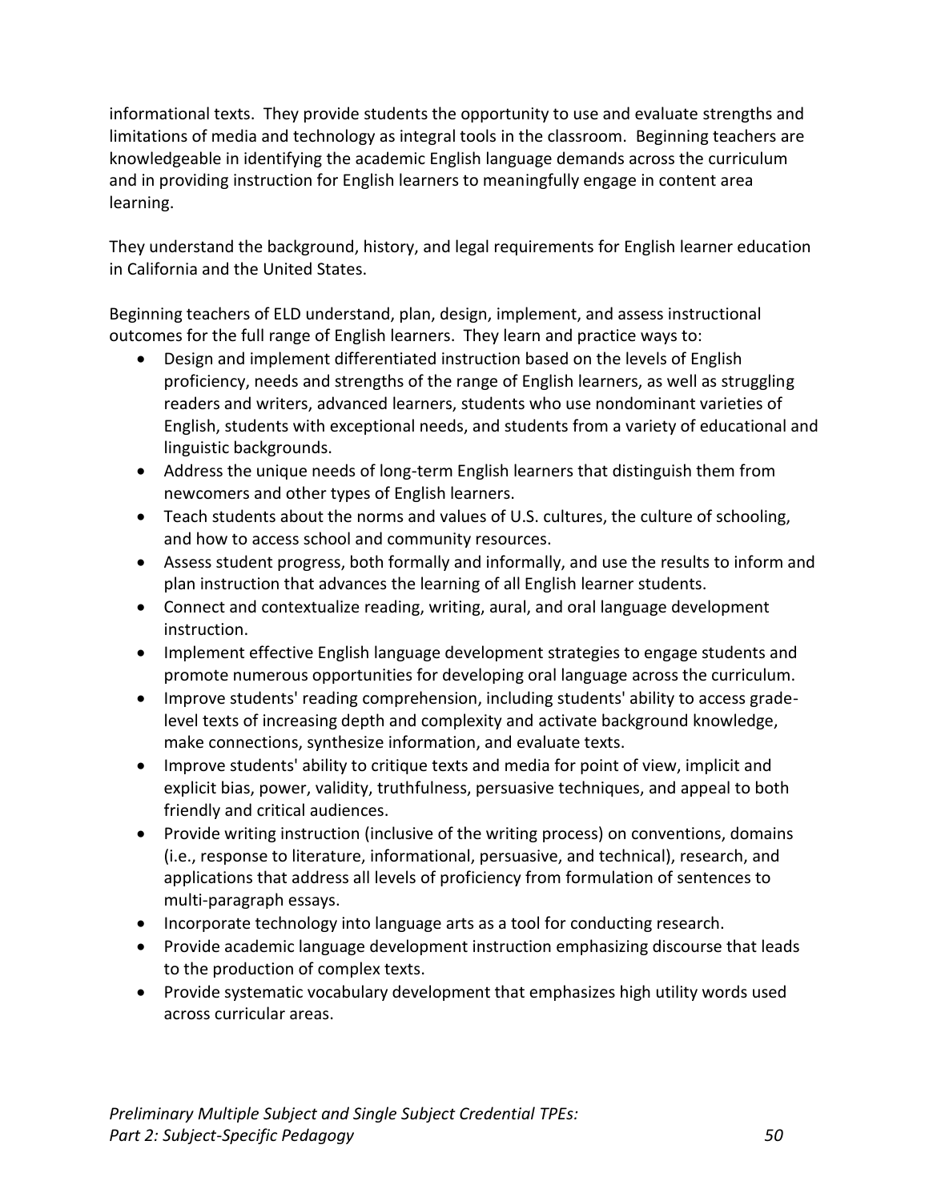informational texts. They provide students the opportunity to use and evaluate strengths and limitations of media and technology as integral tools in the classroom. Beginning teachers are knowledgeable in identifying the academic English language demands across the curriculum and in providing instruction for English learners to meaningfully engage in content area learning.

They understand the background, history, and legal requirements for English learner education in California and the United States.

Beginning teachers of ELD understand, plan, design, implement, and assess instructional outcomes for the full range of English learners. They learn and practice ways to:

- Design and implement differentiated instruction based on the levels of English proficiency, needs and strengths of the range of English learners, as well as struggling readers and writers, advanced learners, students who use nondominant varieties of English, students with exceptional needs, and students from a variety of educational and linguistic backgrounds.
- Address the unique needs of long-term English learners that distinguish them from newcomers and other types of English learners.
- Teach students about the norms and values of U.S. cultures, the culture of schooling, and how to access school and community resources.
- Assess student progress, both formally and informally, and use the results to inform and plan instruction that advances the learning of all English learner students.
- Connect and contextualize reading, writing, aural, and oral language development instruction.
- Implement effective English language development strategies to engage students and promote numerous opportunities for developing oral language across the curriculum.
- Improve students' reading comprehension, including students' ability to access grade-level texts of increasing depth and complexity and activate background knowledge, make connections, synthesize information, and evaluate texts.
- Improve students' ability to critique texts and media for point of view, implicit and explicit bias, power, validity, truthfulness, persuasive techniques, and appeal to both friendly and critical audiences.
- Provide writing instruction (inclusive of the writing process) on conventions, domains (i.e., response to literature, informational, persuasive, and technical), research, and applications that address all levels of proficiency from formulation of sentences to multi-paragraph essays.
- Incorporate technology into language arts as a tool for conducting research.
- Provide academic language development instruction emphasizing discourse that leads to the production of complex texts.
- Provide systematic vocabulary development that emphasizes high utility words used across curricular areas.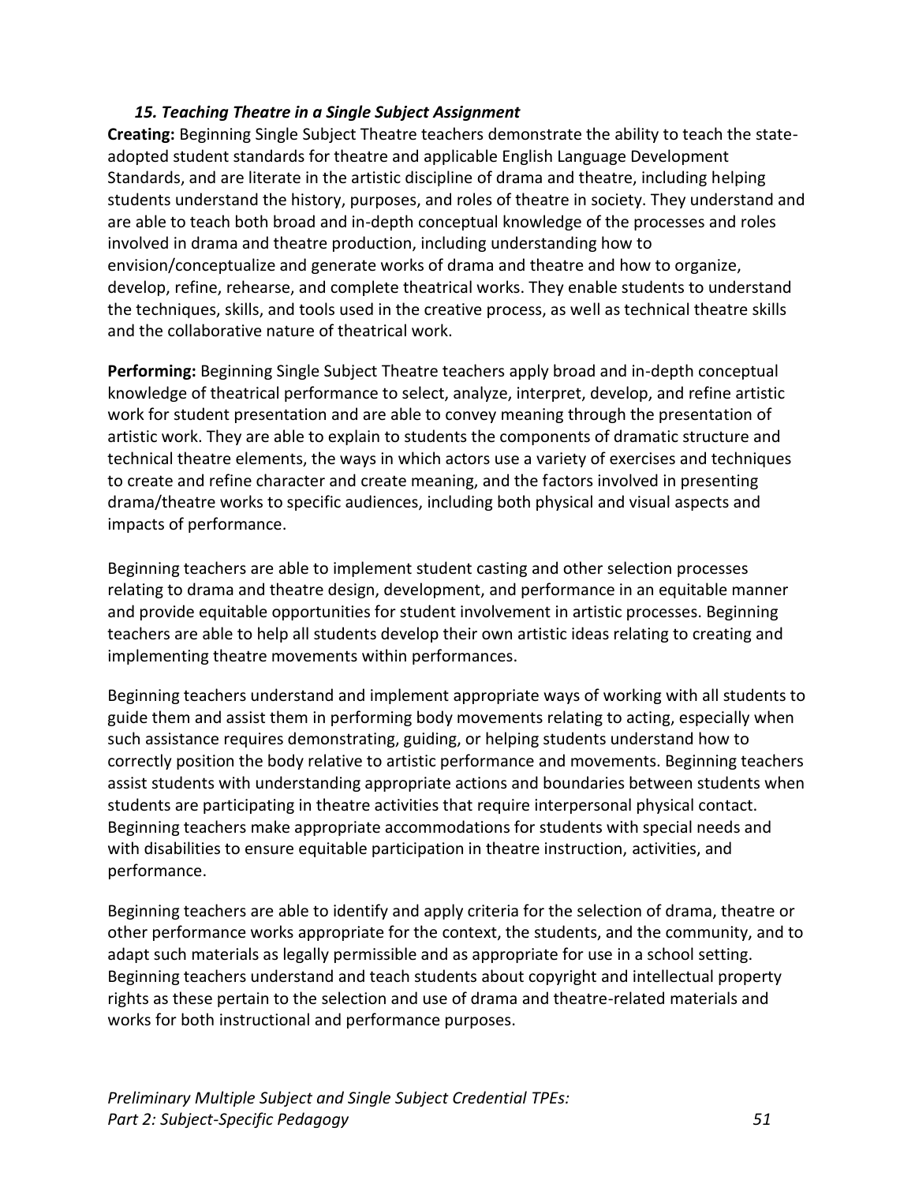### *15. Teaching Theatre in a Single Subject Assignment*

**Creating:** Beginning Single Subject Theatre teachers demonstrate the ability to teach the state-adopted student standards for theatre and applicable English Language Development Standards, and are literate in the artistic discipline of drama and theatre, including helping students understand the history, purposes, and roles of theatre in society. They understand and are able to teach both broad and in-depth conceptual knowledge of the processes and roles involved in drama and theatre production, including understanding how to envision/conceptualize and generate works of drama and theatre and how to organize, develop, refine, rehearse, and complete theatrical works. They enable students to understand the techniques, skills, and tools used in the creative process, as well as technical theatre skills and the collaborative nature of theatrical work.

**Performing:** Beginning Single Subject Theatre teachers apply broad and in-depth conceptual knowledge of theatrical performance to select, analyze, interpret, develop, and refine artistic work for student presentation and are able to convey meaning through the presentation of artistic work. They are able to explain to students the components of dramatic structure and technical theatre elements, the ways in which actors use a variety of exercises and techniques to create and refine character and create meaning, and the factors involved in presenting drama/theatre works to specific audiences, including both physical and visual aspects and impacts of performance.

Beginning teachers are able to implement student casting and other selection processes relating to drama and theatre design, development, and performance in an equitable manner and provide equitable opportunities for student involvement in artistic processes. Beginning teachers are able to help all students develop their own artistic ideas relating to creating and implementing theatre movements within performances.

Beginning teachers understand and implement appropriate ways of working with all students to guide them and assist them in performing body movements relating to acting, especially when such assistance requires demonstrating, guiding, or helping students understand how to correctly position the body relative to artistic performance and movements. Beginning teachers assist students with understanding appropriate actions and boundaries between students when students are participating in theatre activities that require interpersonal physical contact. Beginning teachers make appropriate accommodations for students with special needs and with disabilities to ensure equitable participation in theatre instruction, activities, and performance.

Beginning teachers are able to identify and apply criteria for the selection of drama, theatre or other performance works appropriate for the context, the students, and the community, and to adapt such materials as legally permissible and as appropriate for use in a school setting. Beginning teachers understand and teach students about copyright and intellectual property rights as these pertain to the selection and use of drama and theatre-related materials and works for both instructional and performance purposes.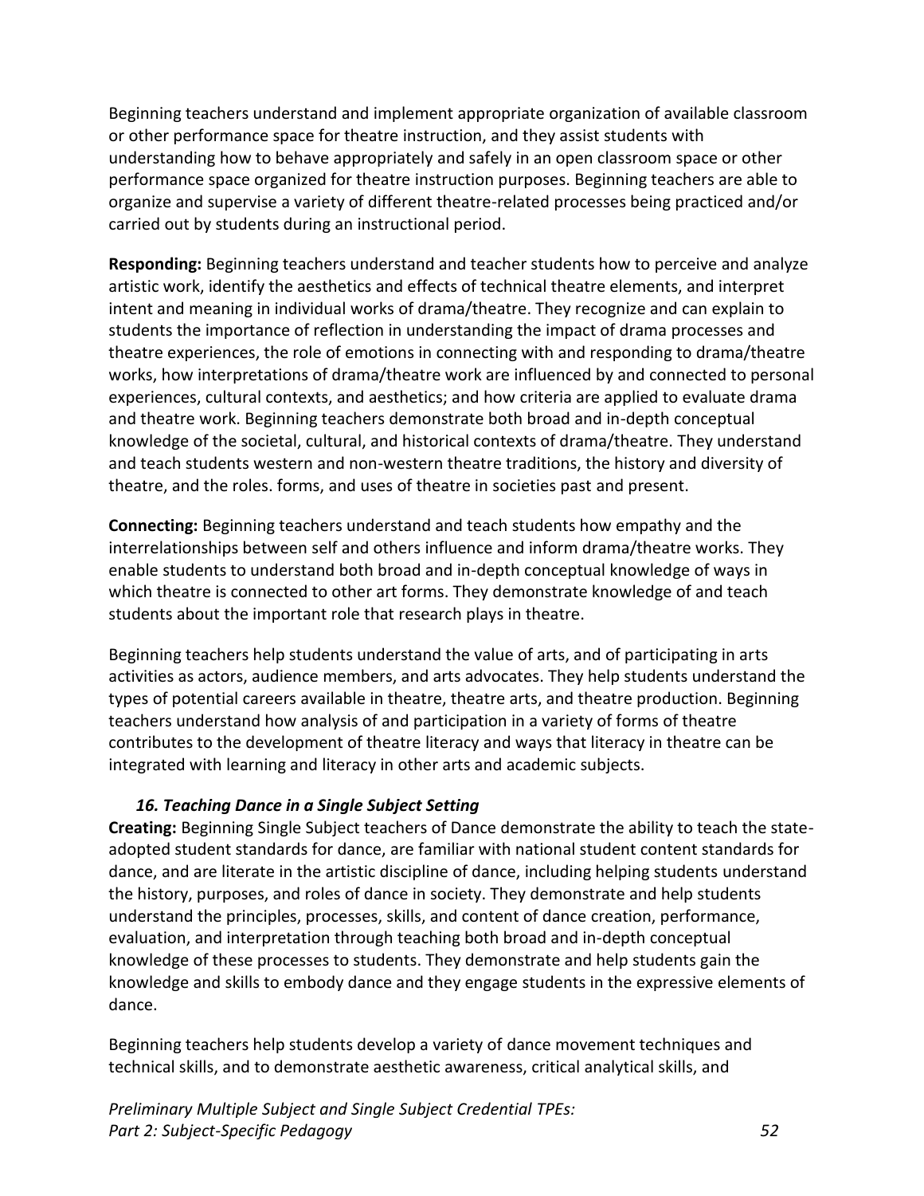Beginning teachers understand and implement appropriate organization of available classroom or other performance space for theatre instruction, and they assist students with understanding how to behave appropriately and safely in an open classroom space or other performance space organized for theatre instruction purposes. Beginning teachers are able to organize and supervise a variety of different theatre-related processes being practiced and/or carried out by students during an instructional period.

**Responding:** Beginning teachers understand and teacher students how to perceive and analyze artistic work, identify the aesthetics and effects of technical theatre elements, and interpret intent and meaning in individual works of drama/theatre. They recognize and can explain to students the importance of reflection in understanding the impact of drama processes and theatre experiences, the role of emotions in connecting with and responding to drama/theatre works, how interpretations of drama/theatre work are influenced by and connected to personal experiences, cultural contexts, and aesthetics; and how criteria are applied to evaluate drama and theatre work. Beginning teachers demonstrate both broad and in-depth conceptual knowledge of the societal, cultural, and historical contexts of drama/theatre. They understand and teach students western and non-western theatre traditions, the history and diversity of theatre, and the roles. forms, and uses of theatre in societies past and present.

**Connecting:** Beginning teachers understand and teach students how empathy and the interrelationships between self and others influence and inform drama/theatre works. They enable students to understand both broad and in-depth conceptual knowledge of ways in which theatre is connected to other art forms. They demonstrate knowledge of and teach students about the important role that research plays in theatre.

Beginning teachers help students understand the value of arts, and of participating in arts activities as actors, audience members, and arts advocates. They help students understand the types of potential careers available in theatre, theatre arts, and theatre production. Beginning teachers understand how analysis of and participation in a variety of forms of theatre contributes to the development of theatre literacy and ways that literacy in theatre can be integrated with learning and literacy in other arts and academic subjects.

### *16. Teaching Dance in a Single Subject Setting*

**Creating:** Beginning Single Subject teachers of Dance demonstrate the ability to teach the state-adopted student standards for dance, are familiar with national student content standards for dance, and are literate in the artistic discipline of dance, including helping students understand the history, purposes, and roles of dance in society. They demonstrate and help students understand the principles, processes, skills, and content of dance creation, performance, evaluation, and interpretation through teaching both broad and in-depth conceptual knowledge of these processes to students. They demonstrate and help students gain the knowledge and skills to embody dance and they engage students in the expressive elements of dance.

Beginning teachers help students develop a variety of dance movement techniques and technical skills, and to demonstrate aesthetic awareness, critical analytical skills, and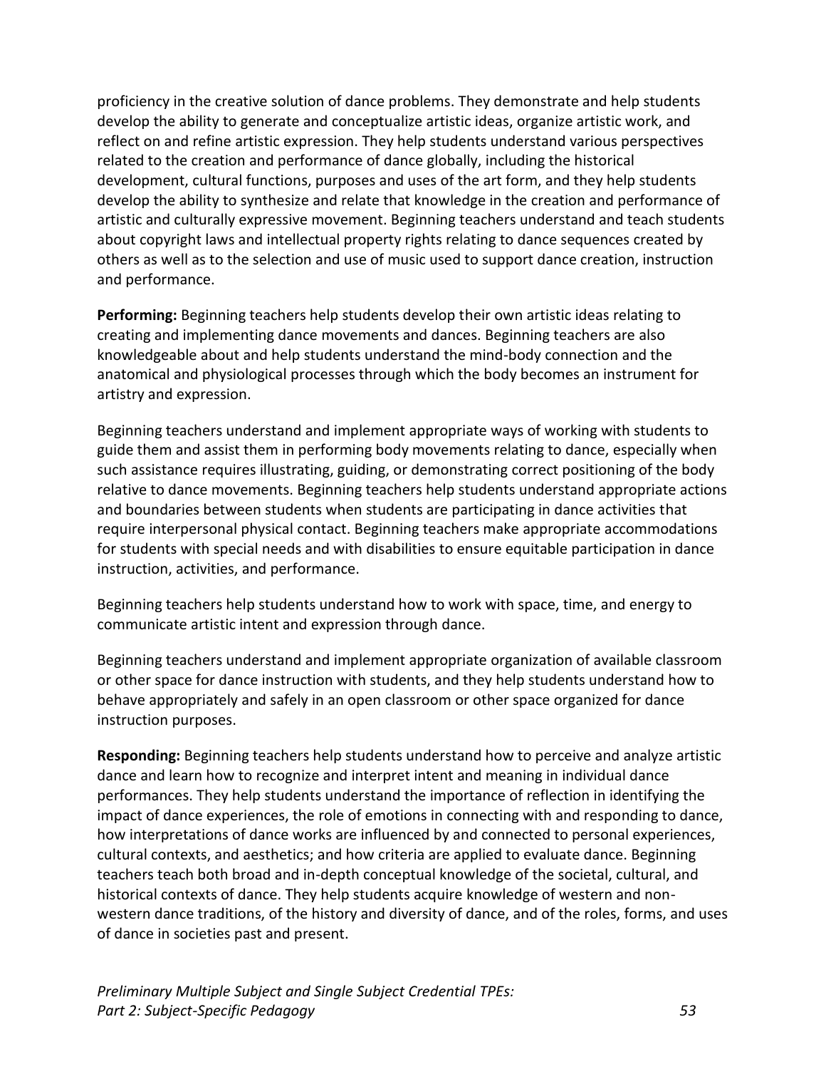proficiency in the creative solution of dance problems. They demonstrate and help students develop the ability to generate and conceptualize artistic ideas, organize artistic work, and reflect on and refine artistic expression. They help students understand various perspectives related to the creation and performance of dance globally, including the historical development, cultural functions, purposes and uses of the art form, and they help students develop the ability to synthesize and relate that knowledge in the creation and performance of artistic and culturally expressive movement. Beginning teachers understand and teach students about copyright laws and intellectual property rights relating to dance sequences created by others as well as to the selection and use of music used to support dance creation, instruction and performance.

**Performing:** Beginning teachers help students develop their own artistic ideas relating to creating and implementing dance movements and dances. Beginning teachers are also knowledgeable about and help students understand the mind-body connection and the anatomical and physiological processes through which the body becomes an instrument for artistry and expression.

Beginning teachers understand and implement appropriate ways of working with students to guide them and assist them in performing body movements relating to dance, especially when such assistance requires illustrating, guiding, or demonstrating correct positioning of the body relative to dance movements. Beginning teachers help students understand appropriate actions and boundaries between students when students are participating in dance activities that require interpersonal physical contact. Beginning teachers make appropriate accommodations for students with special needs and with disabilities to ensure equitable participation in dance instruction, activities, and performance.

Beginning teachers help students understand how to work with space, time, and energy to communicate artistic intent and expression through dance.

Beginning teachers understand and implement appropriate organization of available classroom or other space for dance instruction with students, and they help students understand how to behave appropriately and safely in an open classroom or other space organized for dance instruction purposes.

**Responding:** Beginning teachers help students understand how to perceive and analyze artistic dance and learn how to recognize and interpret intent and meaning in individual dance performances. They help students understand the importance of reflection in identifying the impact of dance experiences, the role of emotions in connecting with and responding to dance, how interpretations of dance works are influenced by and connected to personal experiences, cultural contexts, and aesthetics; and how criteria are applied to evaluate dance. Beginning teachers teach both broad and in-depth conceptual knowledge of the societal, cultural, and historical contexts of dance. They help students acquire knowledge of western and non-western dance traditions, of the history and diversity of dance, and of the roles, forms, and uses of dance in societies past and present.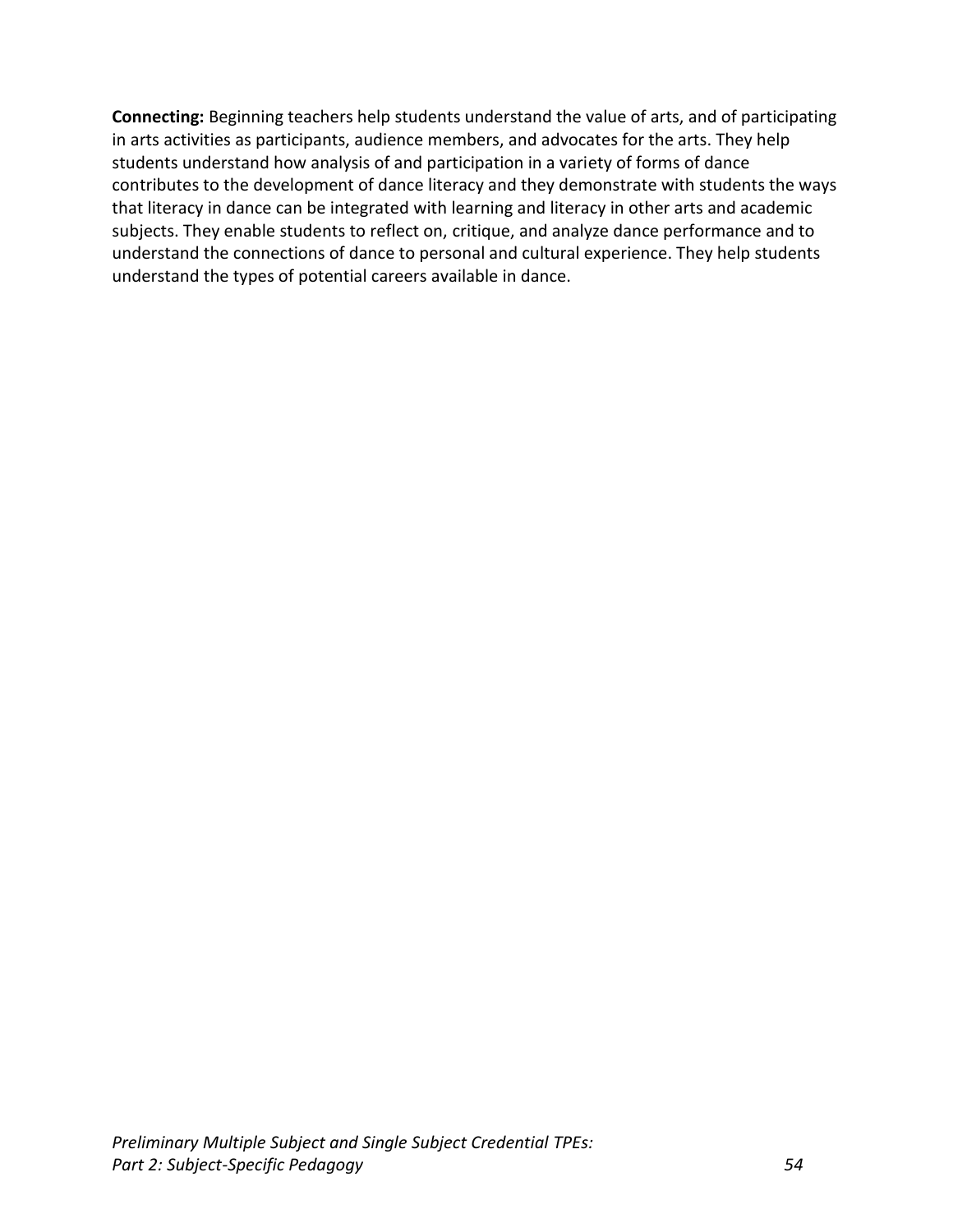**Connecting:** Beginning teachers help students understand the value of arts, and of participating in arts activities as participants, audience members, and advocates for the arts. They help students understand how analysis of and participation in a variety of forms of dance contributes to the development of dance literacy and they demonstrate with students the ways that literacy in dance can be integrated with learning and literacy in other arts and academic subjects. They enable students to reflect on, critique, and analyze dance performance and to understand the connections of dance to personal and cultural experience. They help students understand the types of potential careers available in dance.